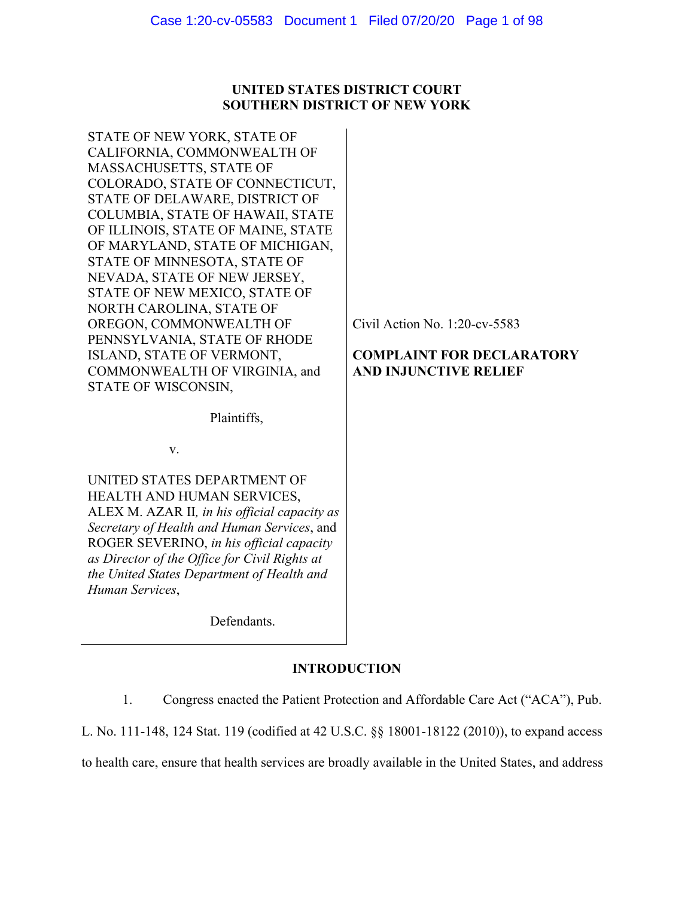**UNITED STATES DISTRICT COURT**
**SOUTHERN DISTRICT OF NEW YORK**

| | |
|---|---|
| STATE OF NEW YORK, STATE OF CALIFORNIA, COMMONWEALTH OF MASSACHUSETTS, STATE OF COLORADO, STATE OF CONNECTICUT, STATE OF DELAWARE, DISTRICT OF COLUMBIA, STATE OF HAWAII, STATE OF ILLINOIS, STATE OF MAINE, STATE OF MARYLAND, STATE OF MICHIGAN, STATE OF MINNESOTA, STATE OF NEVADA, STATE OF NEW JERSEY, STATE OF NEW MEXICO, STATE OF NORTH CAROLINA, STATE OF OREGON, COMMONWEALTH OF PENNSYLVANIA, STATE OF RHODE ISLAND, STATE OF VERMONT, COMMONWEALTH OF VIRGINIA, and STATE OF WISCONSIN,<br><br>Plaintiffs,<br><br>v.<br><br>UNITED STATES DEPARTMENT OF HEALTH AND HUMAN SERVICES, ALEX M. AZAR II, *in his official capacity as Secretary of Health and Human Services*, and ROGER SEVERINO, *in his official capacity as Director of the Office for Civil Rights at the United States Department of Health and Human Services*,<br><br>Defendants. | Civil Action No. 1:20-cv-5583<br><br>**COMPLAINT FOR DECLARATORY AND INJUNCTIVE RELIEF** |

## INTRODUCTION

1. Congress enacted the Patient Protection and Affordable Care Act ("ACA"), Pub. L. No. 111-148, 124 Stat. 119 (codified at 42 U.S.C. §§ 18001-18122 (2010)), to expand access to health care, ensure that health services are broadly available in the United States, and address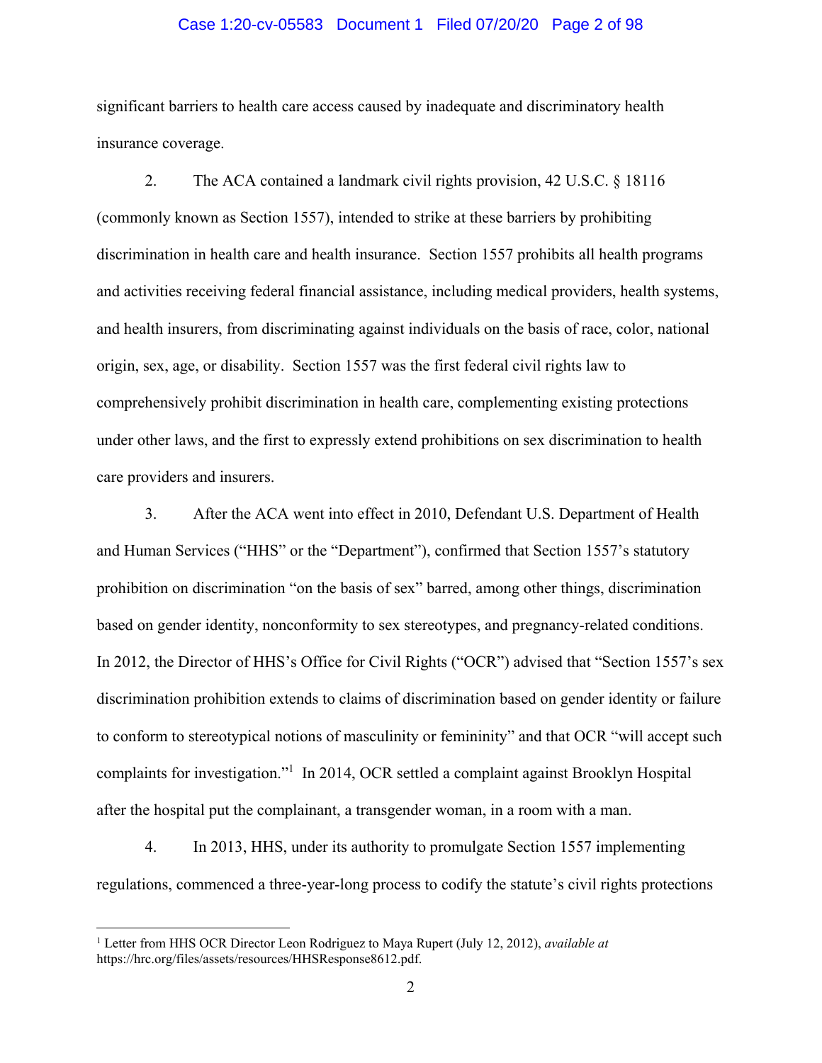significant barriers to health care access caused by inadequate and discriminatory health insurance coverage.

2. The ACA contained a landmark civil rights provision, 42 U.S.C. § 18116 (commonly known as Section 1557), intended to strike at these barriers by prohibiting discrimination in health care and health insurance. Section 1557 prohibits all health programs and activities receiving federal financial assistance, including medical providers, health systems, and health insurers, from discriminating against individuals on the basis of race, color, national origin, sex, age, or disability. Section 1557 was the first federal civil rights law to comprehensively prohibit discrimination in health care, complementing existing protections under other laws, and the first to expressly extend prohibitions on sex discrimination to health care providers and insurers.

3. After the ACA went into effect in 2010, Defendant U.S. Department of Health and Human Services ("HHS" or the "Department"), confirmed that Section 1557's statutory prohibition on discrimination "on the basis of sex" barred, among other things, discrimination based on gender identity, nonconformity to sex stereotypes, and pregnancy-related conditions. In 2012, the Director of HHS's Office for Civil Rights ("OCR") advised that "Section 1557's sex discrimination prohibition extends to claims of discrimination based on gender identity or failure to conform to stereotypical notions of masculinity or femininity" and that OCR "will accept such complaints for investigation."[1] In 2014, OCR settled a complaint against Brooklyn Hospital after the hospital put the complainant, a transgender woman, in a room with a man.

4. In 2013, HHS, under its authority to promulgate Section 1557 implementing regulations, commenced a three-year-long process to codify the statute's civil rights protections

[1] Letter from HHS OCR Director Leon Rodriguez to Maya Rupert (July 12, 2012), *available at* https://hrc.org/files/assets/resources/HHSResponse8612.pdf.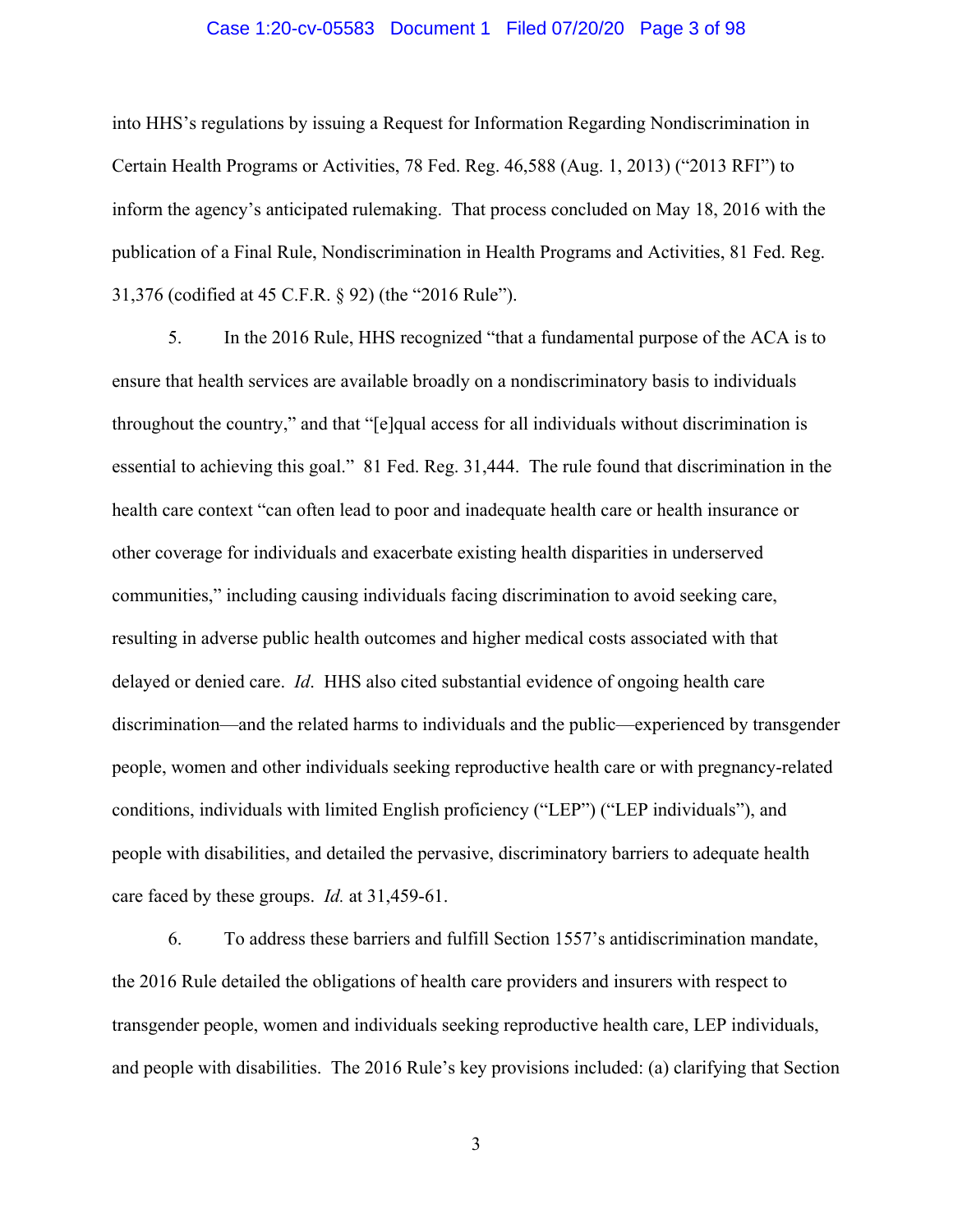into HHS's regulations by issuing a Request for Information Regarding Nondiscrimination in Certain Health Programs or Activities, 78 Fed. Reg. 46,588 (Aug. 1, 2013) ("2013 RFI") to inform the agency's anticipated rulemaking. That process concluded on May 18, 2016 with the publication of a Final Rule, Nondiscrimination in Health Programs and Activities, 81 Fed. Reg. 31,376 (codified at 45 C.F.R. § 92) (the "2016 Rule").

5. In the 2016 Rule, HHS recognized "that a fundamental purpose of the ACA is to ensure that health services are available broadly on a nondiscriminatory basis to individuals throughout the country," and that "[e]qual access for all individuals without discrimination is essential to achieving this goal." 81 Fed. Reg. 31,444. The rule found that discrimination in the health care context "can often lead to poor and inadequate health care or health insurance or other coverage for individuals and exacerbate existing health disparities in underserved communities," including causing individuals facing discrimination to avoid seeking care, resulting in adverse public health outcomes and higher medical costs associated with that delayed or denied care. *Id*. HHS also cited substantial evidence of ongoing health care discrimination—and the related harms to individuals and the public—experienced by transgender people, women and other individuals seeking reproductive health care or with pregnancy-related conditions, individuals with limited English proficiency ("LEP") ("LEP individuals"), and people with disabilities, and detailed the pervasive, discriminatory barriers to adequate health care faced by these groups. *Id.* at 31,459-61.

6. To address these barriers and fulfill Section 1557's antidiscrimination mandate, the 2016 Rule detailed the obligations of health care providers and insurers with respect to transgender people, women and individuals seeking reproductive health care, LEP individuals, and people with disabilities. The 2016 Rule's key provisions included: (a) clarifying that Section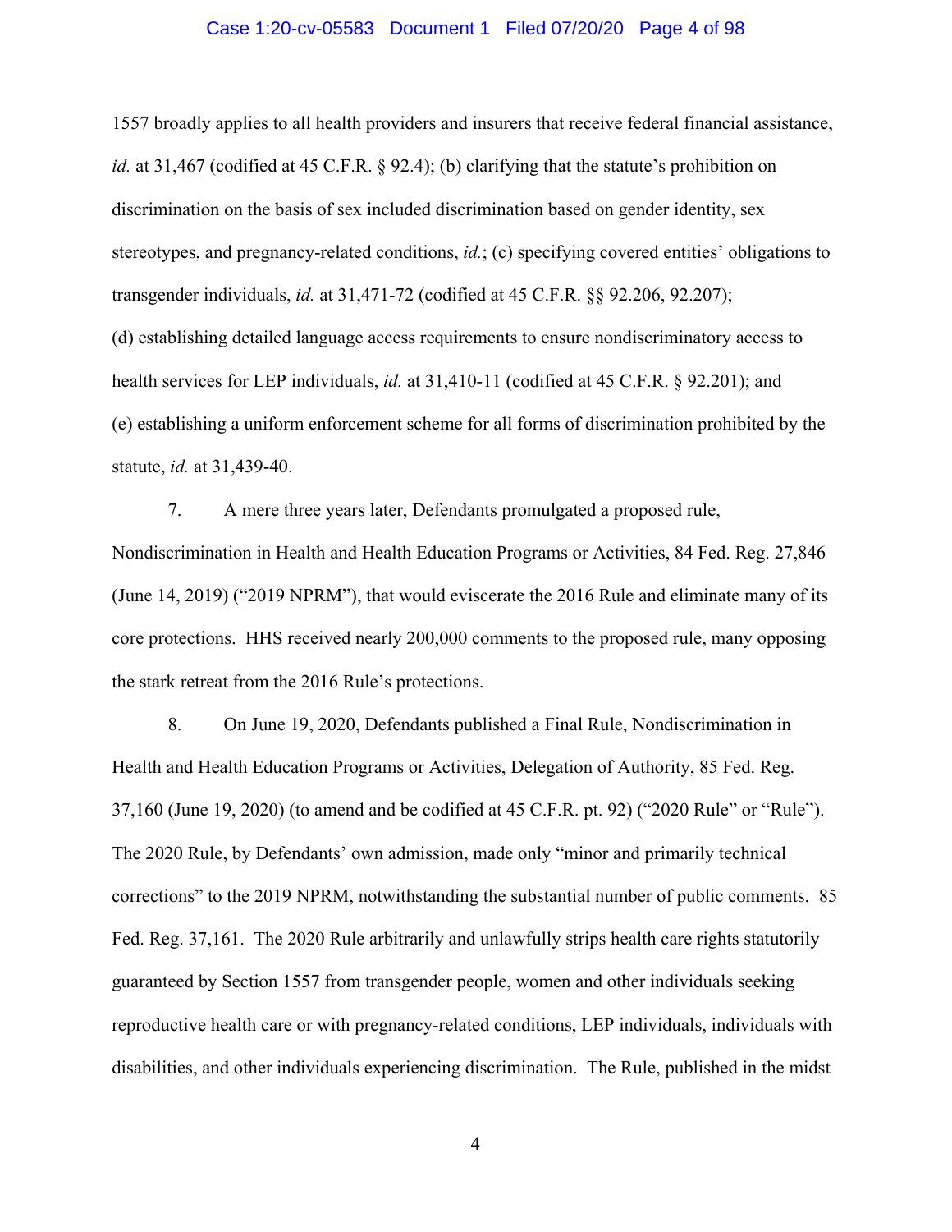1557 broadly applies to all health providers and insurers that receive federal financial assistance, *id.* at 31,467 (codified at 45 C.F.R. § 92.4); (b) clarifying that the statute's prohibition on discrimination on the basis of sex included discrimination based on gender identity, sex stereotypes, and pregnancy-related conditions, *id.*; (c) specifying covered entities' obligations to transgender individuals, *id.* at 31,471-72 (codified at 45 C.F.R. §§ 92.206, 92.207); (d) establishing detailed language access requirements to ensure nondiscriminatory access to health services for LEP individuals, *id.* at 31,410-11 (codified at 45 C.F.R. § 92.201); and (e) establishing a uniform enforcement scheme for all forms of discrimination prohibited by the statute, *id.* at 31,439-40.

7. A mere three years later, Defendants promulgated a proposed rule, Nondiscrimination in Health and Health Education Programs or Activities, 84 Fed. Reg. 27,846 (June 14, 2019) ("2019 NPRM"), that would eviscerate the 2016 Rule and eliminate many of its core protections. HHS received nearly 200,000 comments to the proposed rule, many opposing the stark retreat from the 2016 Rule's protections.

8. On June 19, 2020, Defendants published a Final Rule, Nondiscrimination in Health and Health Education Programs or Activities, Delegation of Authority, 85 Fed. Reg. 37,160 (June 19, 2020) (to amend and be codified at 45 C.F.R. pt. 92) ("2020 Rule" or "Rule"). The 2020 Rule, by Defendants' own admission, made only "minor and primarily technical corrections" to the 2019 NPRM, notwithstanding the substantial number of public comments. 85 Fed. Reg. 37,161. The 2020 Rule arbitrarily and unlawfully strips health care rights statutorily guaranteed by Section 1557 from transgender people, women and other individuals seeking reproductive health care or with pregnancy-related conditions, LEP individuals, individuals with disabilities, and other individuals experiencing discrimination. The Rule, published in the midst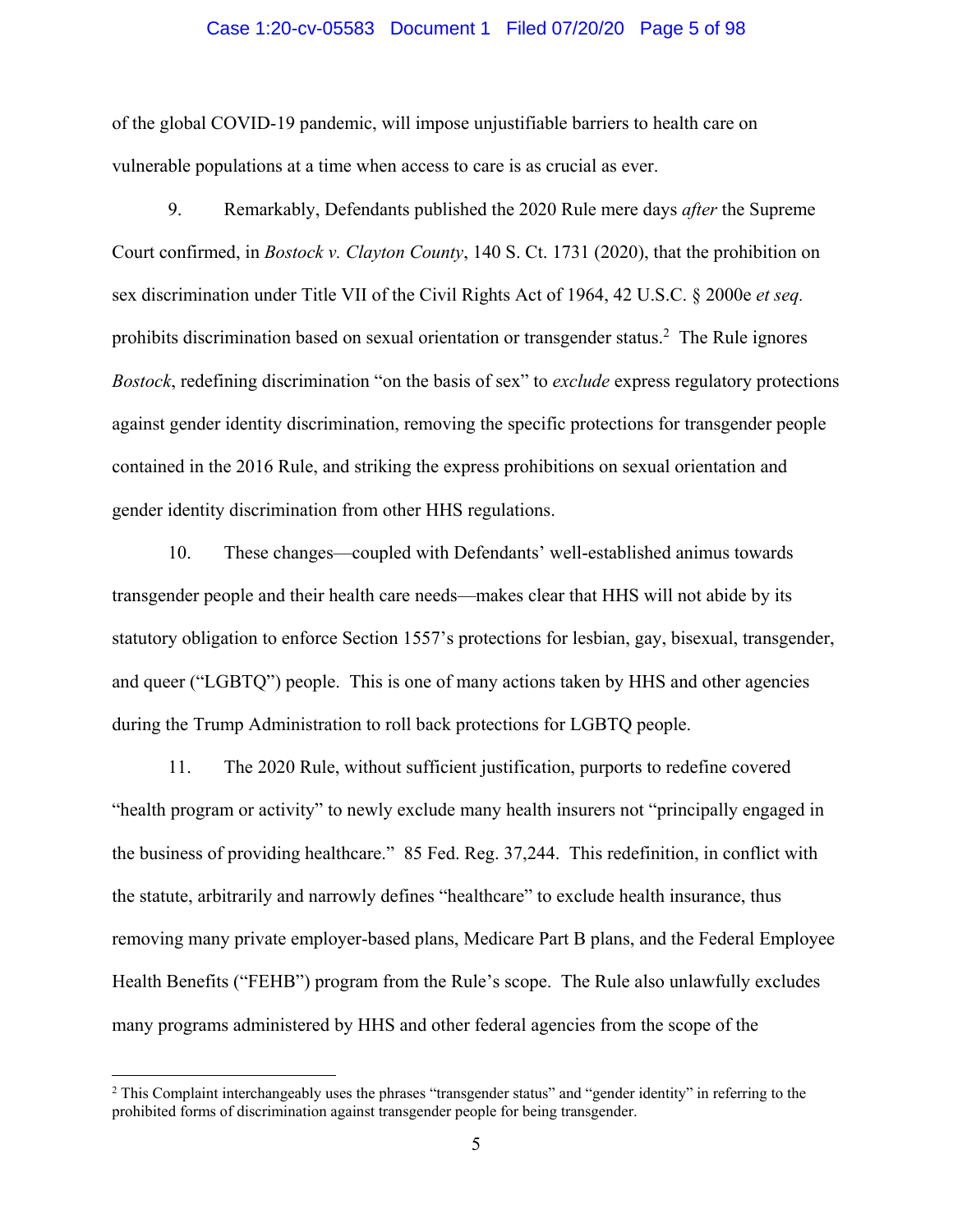of the global COVID-19 pandemic, will impose unjustifiable barriers to health care on vulnerable populations at a time when access to care is as crucial as ever.

9. Remarkably, Defendants published the 2020 Rule mere days *after* the Supreme Court confirmed, in *Bostock v. Clayton County*, 140 S. Ct. 1731 (2020), that the prohibition on sex discrimination under Title VII of the Civil Rights Act of 1964, 42 U.S.C. § 2000e *et seq.* prohibits discrimination based on sexual orientation or transgender status.[2] The Rule ignores *Bostock*, redefining discrimination "on the basis of sex" to *exclude* express regulatory protections against gender identity discrimination, removing the specific protections for transgender people contained in the 2016 Rule, and striking the express prohibitions on sexual orientation and gender identity discrimination from other HHS regulations.

10. These changes—coupled with Defendants' well-established animus towards transgender people and their health care needs—makes clear that HHS will not abide by its statutory obligation to enforce Section 1557's protections for lesbian, gay, bisexual, transgender, and queer ("LGBTQ") people. This is one of many actions taken by HHS and other agencies during the Trump Administration to roll back protections for LGBTQ people.

11. The 2020 Rule, without sufficient justification, purports to redefine covered "health program or activity" to newly exclude many health insurers not "principally engaged in the business of providing healthcare." 85 Fed. Reg. 37,244. This redefinition, in conflict with the statute, arbitrarily and narrowly defines "healthcare" to exclude health insurance, thus removing many private employer-based plans, Medicare Part B plans, and the Federal Employee Health Benefits ("FEHB") program from the Rule's scope. The Rule also unlawfully excludes many programs administered by HHS and other federal agencies from the scope of the

[2] This Complaint interchangeably uses the phrases "transgender status" and "gender identity" in referring to the prohibited forms of discrimination against transgender people for being transgender.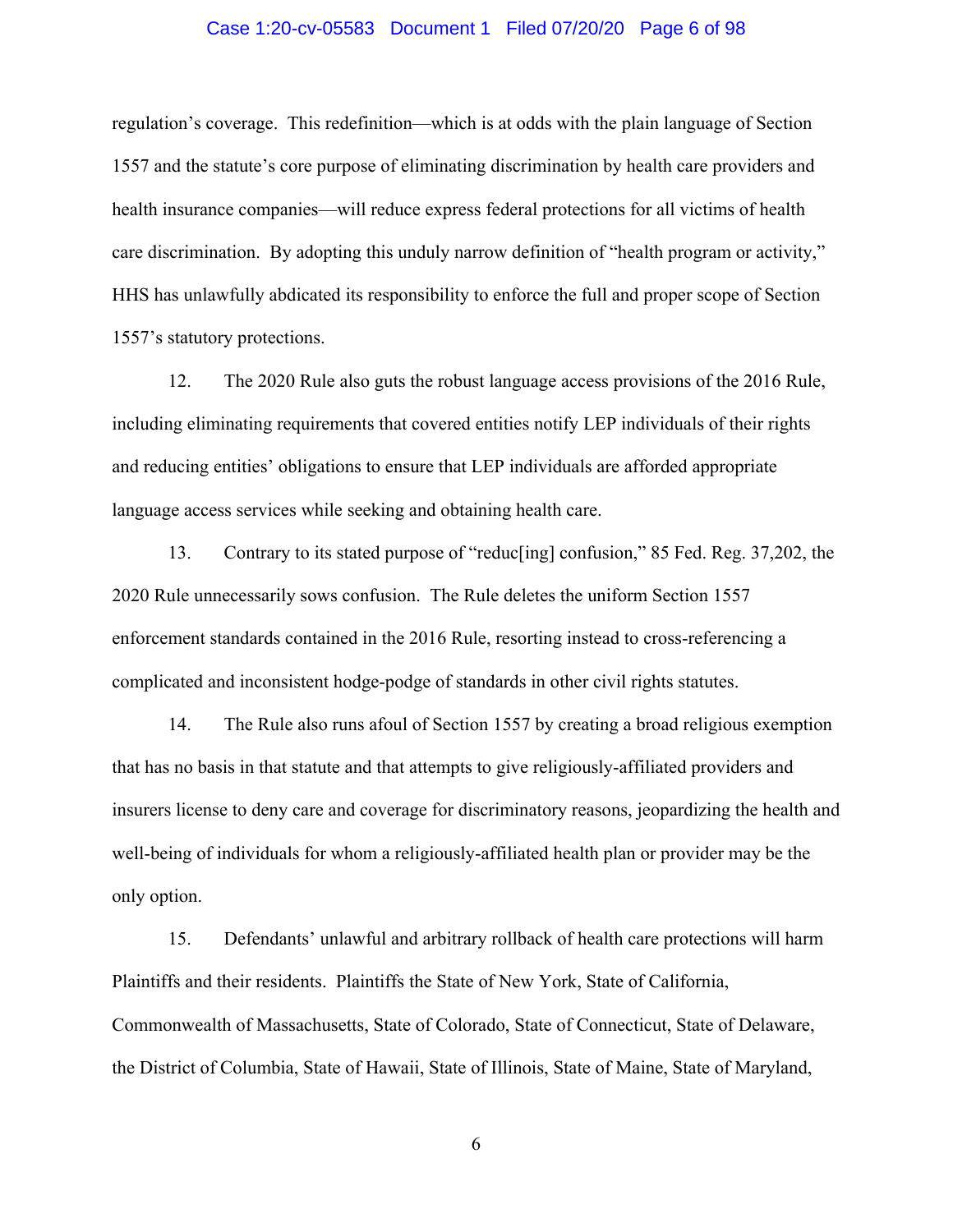regulation's coverage. This redefinition—which is at odds with the plain language of Section 1557 and the statute's core purpose of eliminating discrimination by health care providers and health insurance companies—will reduce express federal protections for all victims of health care discrimination. By adopting this unduly narrow definition of "health program or activity," HHS has unlawfully abdicated its responsibility to enforce the full and proper scope of Section 1557's statutory protections.

12. The 2020 Rule also guts the robust language access provisions of the 2016 Rule, including eliminating requirements that covered entities notify LEP individuals of their rights and reducing entities' obligations to ensure that LEP individuals are afforded appropriate language access services while seeking and obtaining health care.

13. Contrary to its stated purpose of "reduc[ing] confusion," 85 Fed. Reg. 37,202, the 2020 Rule unnecessarily sows confusion. The Rule deletes the uniform Section 1557 enforcement standards contained in the 2016 Rule, resorting instead to cross-referencing a complicated and inconsistent hodge-podge of standards in other civil rights statutes.

14. The Rule also runs afoul of Section 1557 by creating a broad religious exemption that has no basis in that statute and that attempts to give religiously-affiliated providers and insurers license to deny care and coverage for discriminatory reasons, jeopardizing the health and well-being of individuals for whom a religiously-affiliated health plan or provider may be the only option.

15. Defendants' unlawful and arbitrary rollback of health care protections will harm Plaintiffs and their residents. Plaintiffs the State of New York, State of California, Commonwealth of Massachusetts, State of Colorado, State of Connecticut, State of Delaware, the District of Columbia, State of Hawaii, State of Illinois, State of Maine, State of Maryland,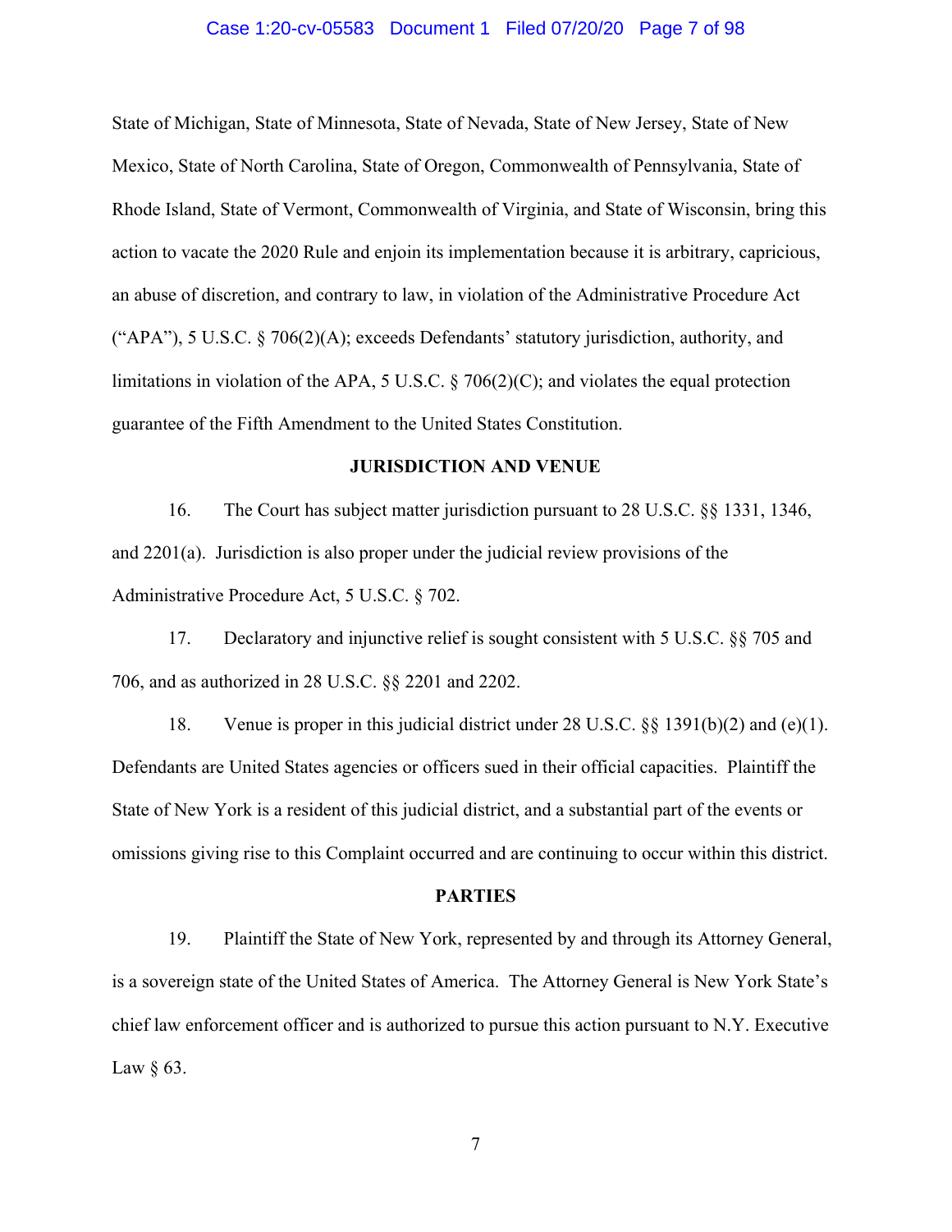State of Michigan, State of Minnesota, State of Nevada, State of New Jersey, State of New Mexico, State of North Carolina, State of Oregon, Commonwealth of Pennsylvania, State of Rhode Island, State of Vermont, Commonwealth of Virginia, and State of Wisconsin, bring this action to vacate the 2020 Rule and enjoin its implementation because it is arbitrary, capricious, an abuse of discretion, and contrary to law, in violation of the Administrative Procedure Act ("APA"), 5 U.S.C. § 706(2)(A); exceeds Defendants' statutory jurisdiction, authority, and limitations in violation of the APA, 5 U.S.C. § 706(2)(C); and violates the equal protection guarantee of the Fifth Amendment to the United States Constitution.

## JURISDICTION AND VENUE

16. The Court has subject matter jurisdiction pursuant to 28 U.S.C. §§ 1331, 1346, and 2201(a). Jurisdiction is also proper under the judicial review provisions of the Administrative Procedure Act, 5 U.S.C. § 702.

17. Declaratory and injunctive relief is sought consistent with 5 U.S.C. §§ 705 and 706, and as authorized in 28 U.S.C. §§ 2201 and 2202.

18. Venue is proper in this judicial district under 28 U.S.C. §§ 1391(b)(2) and (e)(1). Defendants are United States agencies or officers sued in their official capacities. Plaintiff the State of New York is a resident of this judicial district, and a substantial part of the events or omissions giving rise to this Complaint occurred and are continuing to occur within this district.

## PARTIES

19. Plaintiff the State of New York, represented by and through its Attorney General, is a sovereign state of the United States of America. The Attorney General is New York State's chief law enforcement officer and is authorized to pursue this action pursuant to N.Y. Executive Law § 63.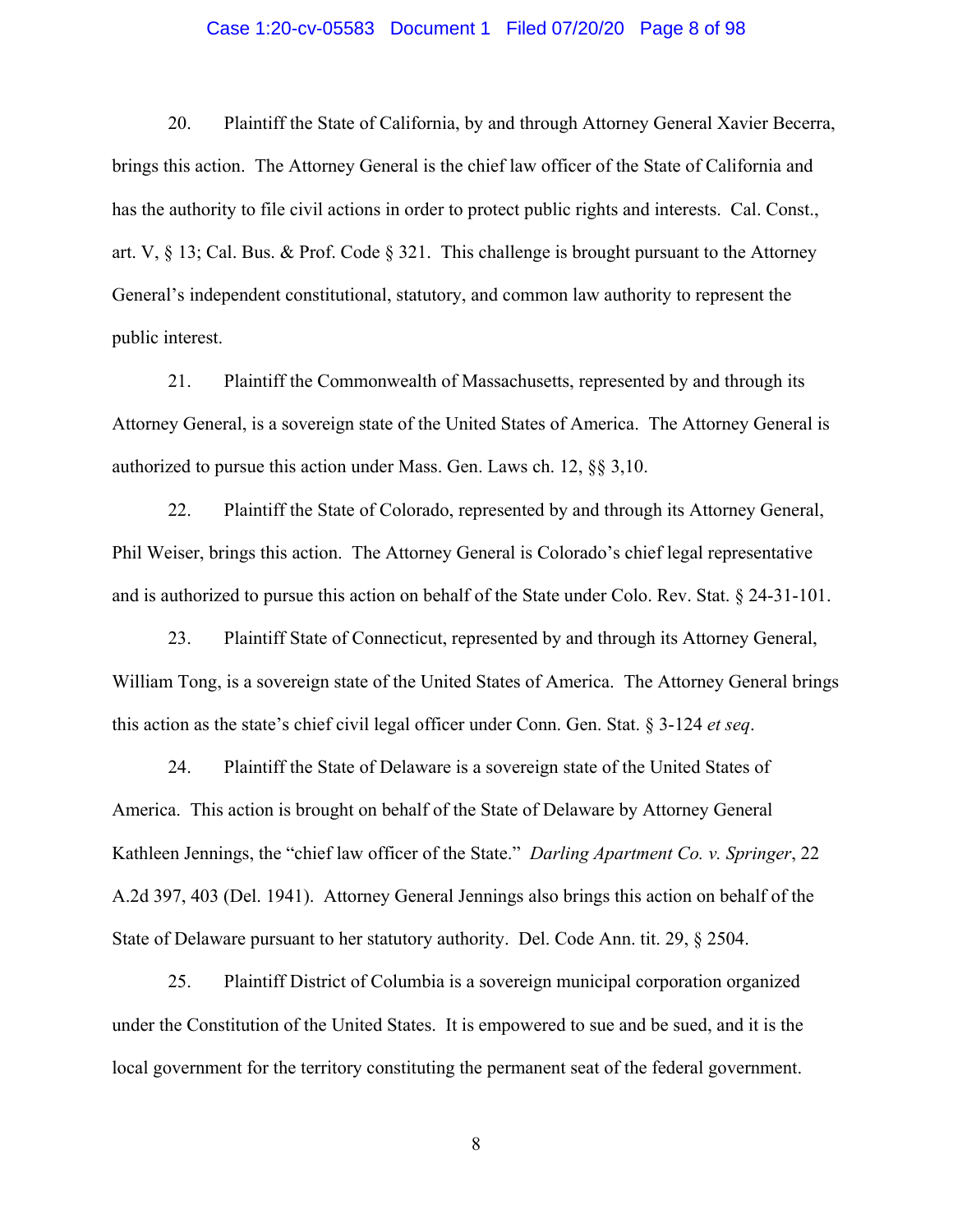20. Plaintiff the State of California, by and through Attorney General Xavier Becerra, brings this action. The Attorney General is the chief law officer of the State of California and has the authority to file civil actions in order to protect public rights and interests. Cal. Const., art. V, § 13; Cal. Bus. & Prof. Code § 321. This challenge is brought pursuant to the Attorney General's independent constitutional, statutory, and common law authority to represent the public interest.

21. Plaintiff the Commonwealth of Massachusetts, represented by and through its Attorney General, is a sovereign state of the United States of America. The Attorney General is authorized to pursue this action under Mass. Gen. Laws ch. 12, §§ 3,10.

22. Plaintiff the State of Colorado, represented by and through its Attorney General, Phil Weiser, brings this action. The Attorney General is Colorado's chief legal representative and is authorized to pursue this action on behalf of the State under Colo. Rev. Stat. § 24-31-101.

23. Plaintiff State of Connecticut, represented by and through its Attorney General, William Tong, is a sovereign state of the United States of America. The Attorney General brings this action as the state's chief civil legal officer under Conn. Gen. Stat. § 3-124 *et seq*.

24. Plaintiff the State of Delaware is a sovereign state of the United States of America. This action is brought on behalf of the State of Delaware by Attorney General Kathleen Jennings, the "chief law officer of the State." *Darling Apartment Co. v. Springer*, 22 A.2d 397, 403 (Del. 1941). Attorney General Jennings also brings this action on behalf of the State of Delaware pursuant to her statutory authority. Del. Code Ann. tit. 29, § 2504.

25. Plaintiff District of Columbia is a sovereign municipal corporation organized under the Constitution of the United States. It is empowered to sue and be sued, and it is the local government for the territory constituting the permanent seat of the federal government.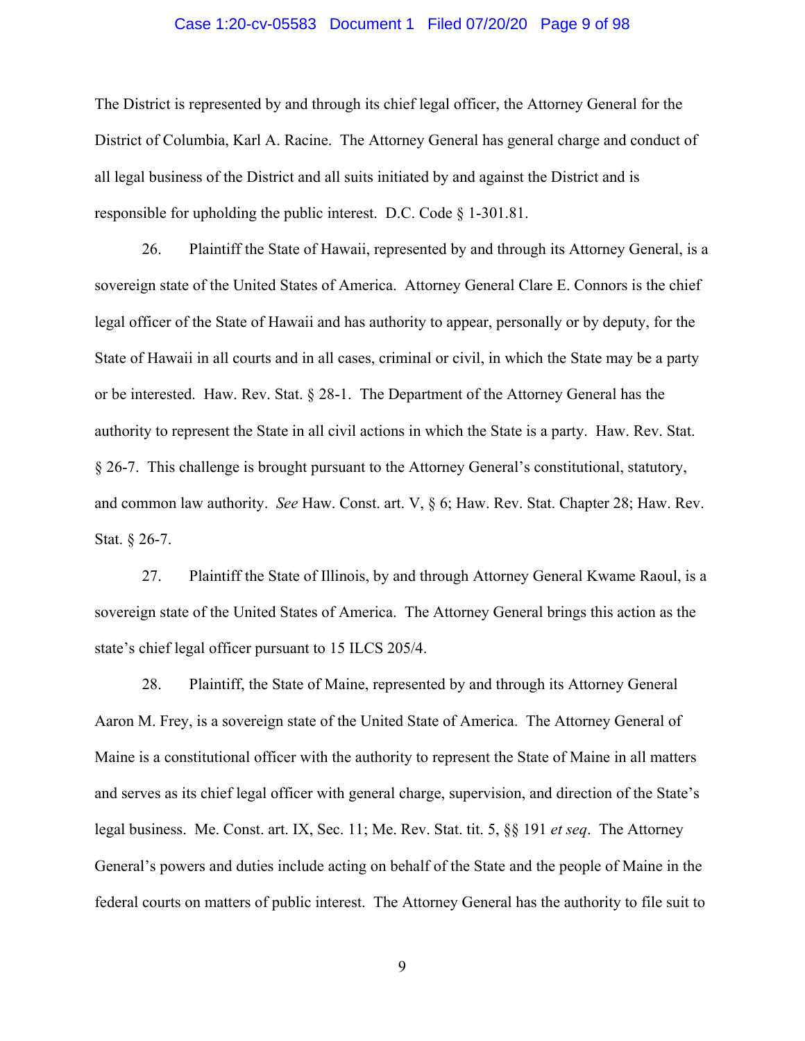The District is represented by and through its chief legal officer, the Attorney General for the District of Columbia, Karl A. Racine. The Attorney General has general charge and conduct of all legal business of the District and all suits initiated by and against the District and is responsible for upholding the public interest. D.C. Code § 1-301.81.

26. Plaintiff the State of Hawaii, represented by and through its Attorney General, is a sovereign state of the United States of America. Attorney General Clare E. Connors is the chief legal officer of the State of Hawaii and has authority to appear, personally or by deputy, for the State of Hawaii in all courts and in all cases, criminal or civil, in which the State may be a party or be interested. Haw. Rev. Stat. § 28-1. The Department of the Attorney General has the authority to represent the State in all civil actions in which the State is a party. Haw. Rev. Stat. § 26-7. This challenge is brought pursuant to the Attorney General's constitutional, statutory, and common law authority. *See* Haw. Const. art. V, § 6; Haw. Rev. Stat. Chapter 28; Haw. Rev. Stat. § 26-7.

27. Plaintiff the State of Illinois, by and through Attorney General Kwame Raoul, is a sovereign state of the United States of America. The Attorney General brings this action as the state's chief legal officer pursuant to 15 ILCS 205/4.

28. Plaintiff, the State of Maine, represented by and through its Attorney General Aaron M. Frey, is a sovereign state of the United State of America. The Attorney General of Maine is a constitutional officer with the authority to represent the State of Maine in all matters and serves as its chief legal officer with general charge, supervision, and direction of the State's legal business. Me. Const. art. IX, Sec. 11; Me. Rev. Stat. tit. 5, §§ 191 *et seq*. The Attorney General's powers and duties include acting on behalf of the State and the people of Maine in the federal courts on matters of public interest. The Attorney General has the authority to file suit to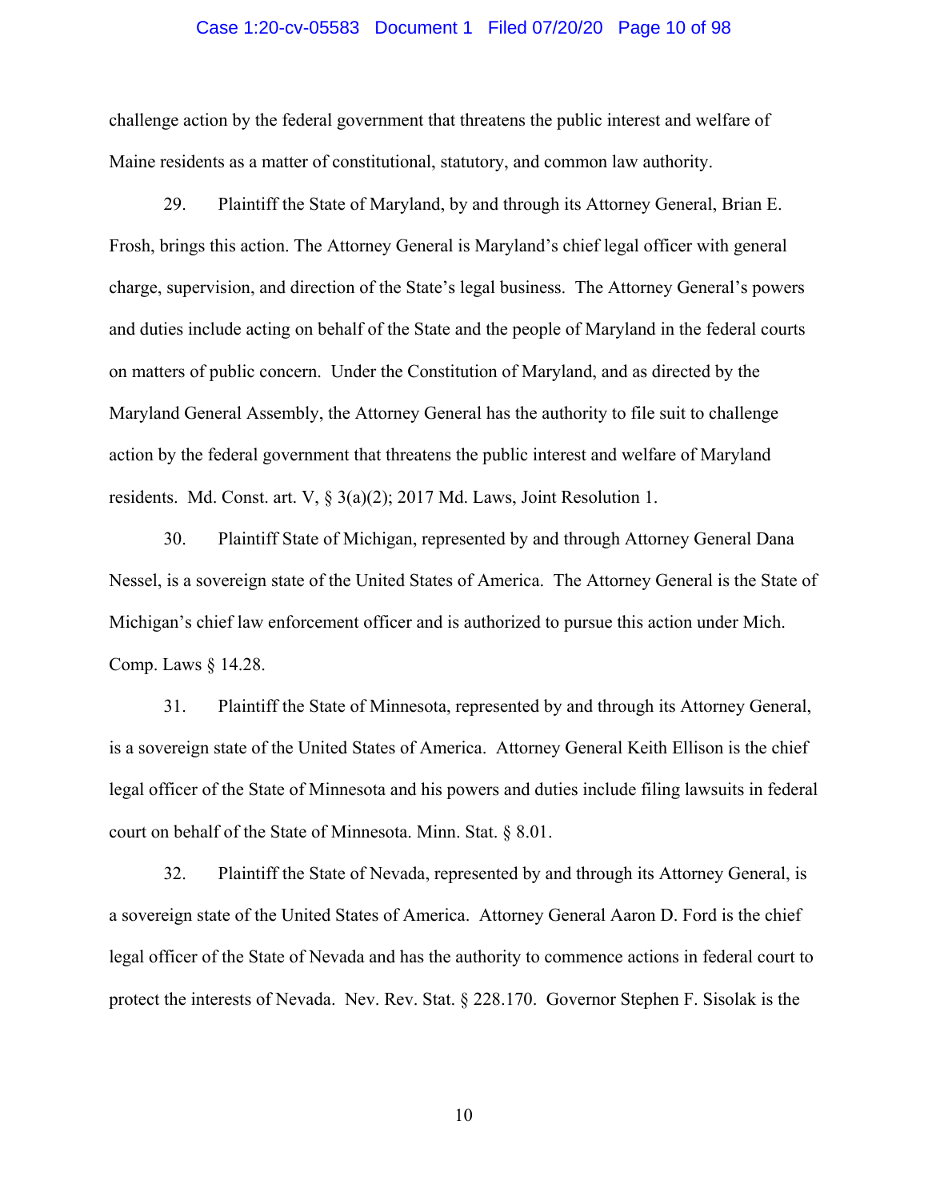challenge action by the federal government that threatens the public interest and welfare of Maine residents as a matter of constitutional, statutory, and common law authority.

29. Plaintiff the State of Maryland, by and through its Attorney General, Brian E. Frosh, brings this action. The Attorney General is Maryland's chief legal officer with general charge, supervision, and direction of the State's legal business. The Attorney General's powers and duties include acting on behalf of the State and the people of Maryland in the federal courts on matters of public concern. Under the Constitution of Maryland, and as directed by the Maryland General Assembly, the Attorney General has the authority to file suit to challenge action by the federal government that threatens the public interest and welfare of Maryland residents. Md. Const. art. V, § 3(a)(2); 2017 Md. Laws, Joint Resolution 1.

30. Plaintiff State of Michigan, represented by and through Attorney General Dana Nessel, is a sovereign state of the United States of America. The Attorney General is the State of Michigan's chief law enforcement officer and is authorized to pursue this action under Mich. Comp. Laws § 14.28.

31. Plaintiff the State of Minnesota, represented by and through its Attorney General, is a sovereign state of the United States of America. Attorney General Keith Ellison is the chief legal officer of the State of Minnesota and his powers and duties include filing lawsuits in federal court on behalf of the State of Minnesota. Minn. Stat. § 8.01.

32. Plaintiff the State of Nevada, represented by and through its Attorney General, is a sovereign state of the United States of America. Attorney General Aaron D. Ford is the chief legal officer of the State of Nevada and has the authority to commence actions in federal court to protect the interests of Nevada. Nev. Rev. Stat. § 228.170. Governor Stephen F. Sisolak is the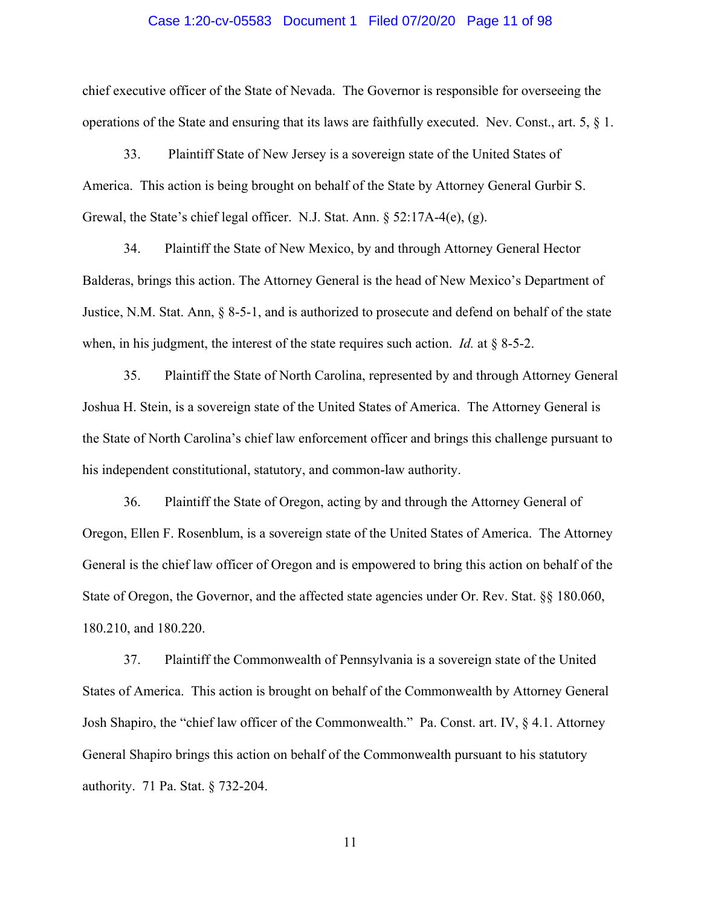chief executive officer of the State of Nevada. The Governor is responsible for overseeing the operations of the State and ensuring that its laws are faithfully executed. Nev. Const., art. 5, § 1.

33. Plaintiff State of New Jersey is a sovereign state of the United States of America. This action is being brought on behalf of the State by Attorney General Gurbir S. Grewal, the State's chief legal officer. N.J. Stat. Ann. § 52:17A-4(e), (g).

34. Plaintiff the State of New Mexico, by and through Attorney General Hector Balderas, brings this action. The Attorney General is the head of New Mexico's Department of Justice, N.M. Stat. Ann, § 8-5-1, and is authorized to prosecute and defend on behalf of the state when, in his judgment, the interest of the state requires such action. *Id.* at § 8-5-2.

35. Plaintiff the State of North Carolina, represented by and through Attorney General Joshua H. Stein, is a sovereign state of the United States of America. The Attorney General is the State of North Carolina's chief law enforcement officer and brings this challenge pursuant to his independent constitutional, statutory, and common-law authority.

36. Plaintiff the State of Oregon, acting by and through the Attorney General of Oregon, Ellen F. Rosenblum, is a sovereign state of the United States of America. The Attorney General is the chief law officer of Oregon and is empowered to bring this action on behalf of the State of Oregon, the Governor, and the affected state agencies under Or. Rev. Stat. §§ 180.060, 180.210, and 180.220.

37. Plaintiff the Commonwealth of Pennsylvania is a sovereign state of the United States of America. This action is brought on behalf of the Commonwealth by Attorney General Josh Shapiro, the "chief law officer of the Commonwealth." Pa. Const. art. IV, § 4.1. Attorney General Shapiro brings this action on behalf of the Commonwealth pursuant to his statutory authority. 71 Pa. Stat. § 732-204.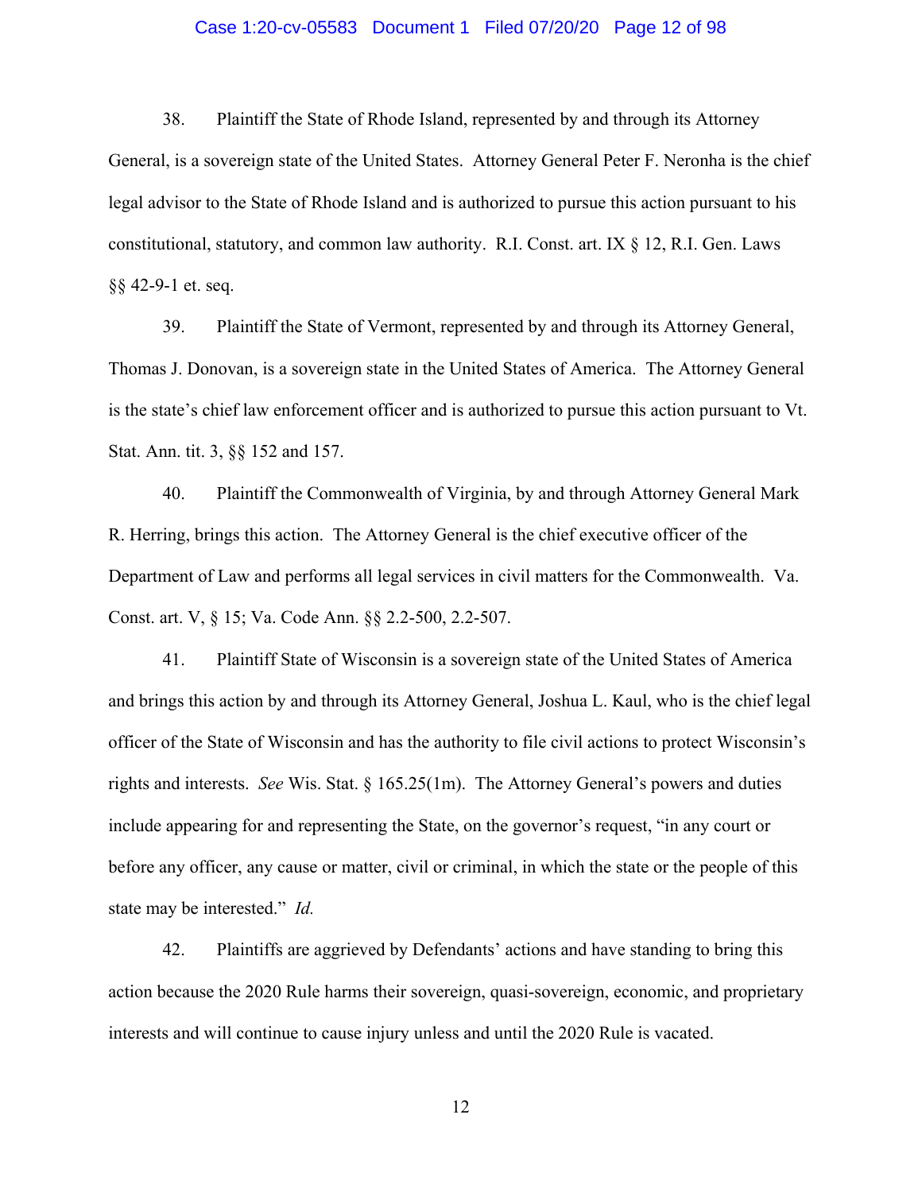38. Plaintiff the State of Rhode Island, represented by and through its Attorney General, is a sovereign state of the United States. Attorney General Peter F. Neronha is the chief legal advisor to the State of Rhode Island and is authorized to pursue this action pursuant to his constitutional, statutory, and common law authority. R.I. Const. art. IX § 12, R.I. Gen. Laws §§ 42-9-1 et. seq.

39. Plaintiff the State of Vermont, represented by and through its Attorney General, Thomas J. Donovan, is a sovereign state in the United States of America. The Attorney General is the state's chief law enforcement officer and is authorized to pursue this action pursuant to Vt. Stat. Ann. tit. 3, §§ 152 and 157.

40. Plaintiff the Commonwealth of Virginia, by and through Attorney General Mark R. Herring, brings this action. The Attorney General is the chief executive officer of the Department of Law and performs all legal services in civil matters for the Commonwealth. Va. Const. art. V, § 15; Va. Code Ann. §§ 2.2-500, 2.2-507.

41. Plaintiff State of Wisconsin is a sovereign state of the United States of America and brings this action by and through its Attorney General, Joshua L. Kaul, who is the chief legal officer of the State of Wisconsin and has the authority to file civil actions to protect Wisconsin's rights and interests. *See* Wis. Stat. § 165.25(1m). The Attorney General's powers and duties include appearing for and representing the State, on the governor's request, "in any court or before any officer, any cause or matter, civil or criminal, in which the state or the people of this state may be interested." *Id.*

42. Plaintiffs are aggrieved by Defendants' actions and have standing to bring this action because the 2020 Rule harms their sovereign, quasi-sovereign, economic, and proprietary interests and will continue to cause injury unless and until the 2020 Rule is vacated.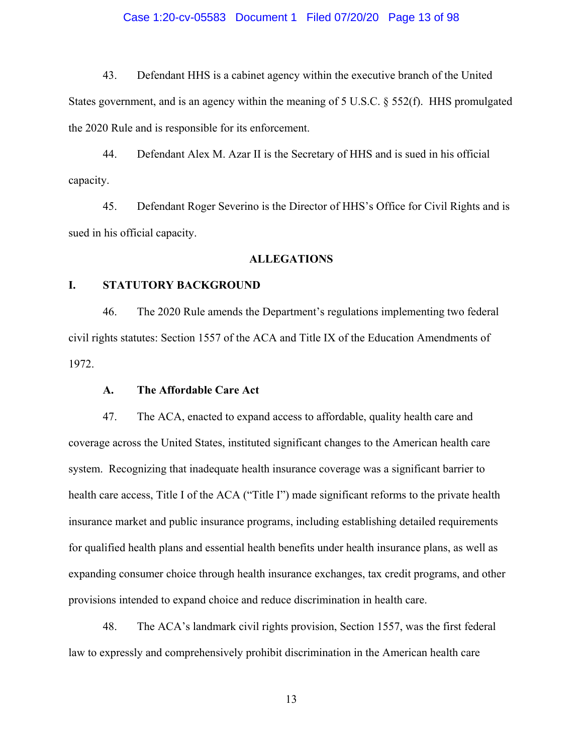43. Defendant HHS is a cabinet agency within the executive branch of the United States government, and is an agency within the meaning of 5 U.S.C. § 552(f). HHS promulgated the 2020 Rule and is responsible for its enforcement.

44. Defendant Alex M. Azar II is the Secretary of HHS and is sued in his official capacity.

45. Defendant Roger Severino is the Director of HHS's Office for Civil Rights and is sued in his official capacity.

## ALLEGATIONS

## I. STATUTORY BACKGROUND

46. The 2020 Rule amends the Department's regulations implementing two federal civil rights statutes: Section 1557 of the ACA and Title IX of the Education Amendments of 1972.

### A. The Affordable Care Act

47. The ACA, enacted to expand access to affordable, quality health care and coverage across the United States, instituted significant changes to the American health care system. Recognizing that inadequate health insurance coverage was a significant barrier to health care access, Title I of the ACA ("Title I") made significant reforms to the private health insurance market and public insurance programs, including establishing detailed requirements for qualified health plans and essential health benefits under health insurance plans, as well as expanding consumer choice through health insurance exchanges, tax credit programs, and other provisions intended to expand choice and reduce discrimination in health care.

48. The ACA's landmark civil rights provision, Section 1557, was the first federal law to expressly and comprehensively prohibit discrimination in the American health care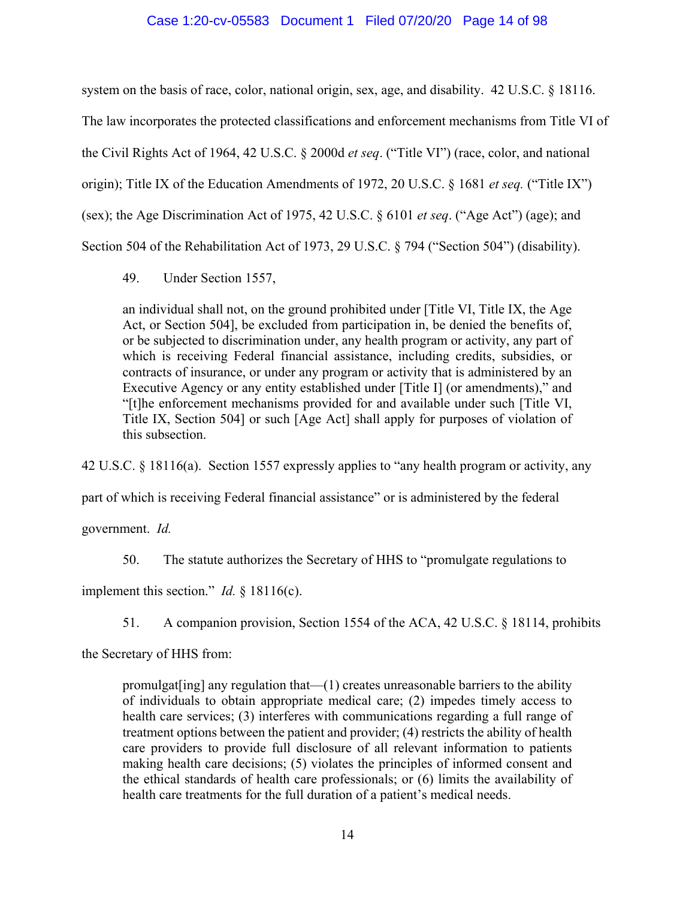system on the basis of race, color, national origin, sex, age, and disability. 42 U.S.C. § 18116. The law incorporates the protected classifications and enforcement mechanisms from Title VI of the Civil Rights Act of 1964, 42 U.S.C. § 2000d *et seq*. ("Title VI") (race, color, and national origin); Title IX of the Education Amendments of 1972, 20 U.S.C. § 1681 *et seq.* ("Title IX") (sex); the Age Discrimination Act of 1975, 42 U.S.C. § 6101 *et seq*. ("Age Act") (age); and Section 504 of the Rehabilitation Act of 1973, 29 U.S.C. § 794 ("Section 504") (disability).

49. Under Section 1557,

> an individual shall not, on the ground prohibited under [Title VI, Title IX, the Age Act, or Section 504], be excluded from participation in, be denied the benefits of, or be subjected to discrimination under, any health program or activity, any part of which is receiving Federal financial assistance, including credits, subsidies, or contracts of insurance, or under any program or activity that is administered by an Executive Agency or any entity established under [Title I] (or amendments)," and "[t]he enforcement mechanisms provided for and available under such [Title VI, Title IX, Section 504] or such [Age Act] shall apply for purposes of violation of this subsection.

42 U.S.C. § 18116(a). Section 1557 expressly applies to "any health program or activity, any part of which is receiving Federal financial assistance" or is administered by the federal government. *Id.*

50. The statute authorizes the Secretary of HHS to "promulgate regulations to implement this section." *Id.* § 18116(c).

51. A companion provision, Section 1554 of the ACA, 42 U.S.C. § 18114, prohibits the Secretary of HHS from:

> promulgat[ing] any regulation that—(1) creates unreasonable barriers to the ability of individuals to obtain appropriate medical care; (2) impedes timely access to health care services; (3) interferes with communications regarding a full range of treatment options between the patient and provider; (4) restricts the ability of health care providers to provide full disclosure of all relevant information to patients making health care decisions; (5) violates the principles of informed consent and the ethical standards of health care professionals; or (6) limits the availability of health care treatments for the full duration of a patient's medical needs.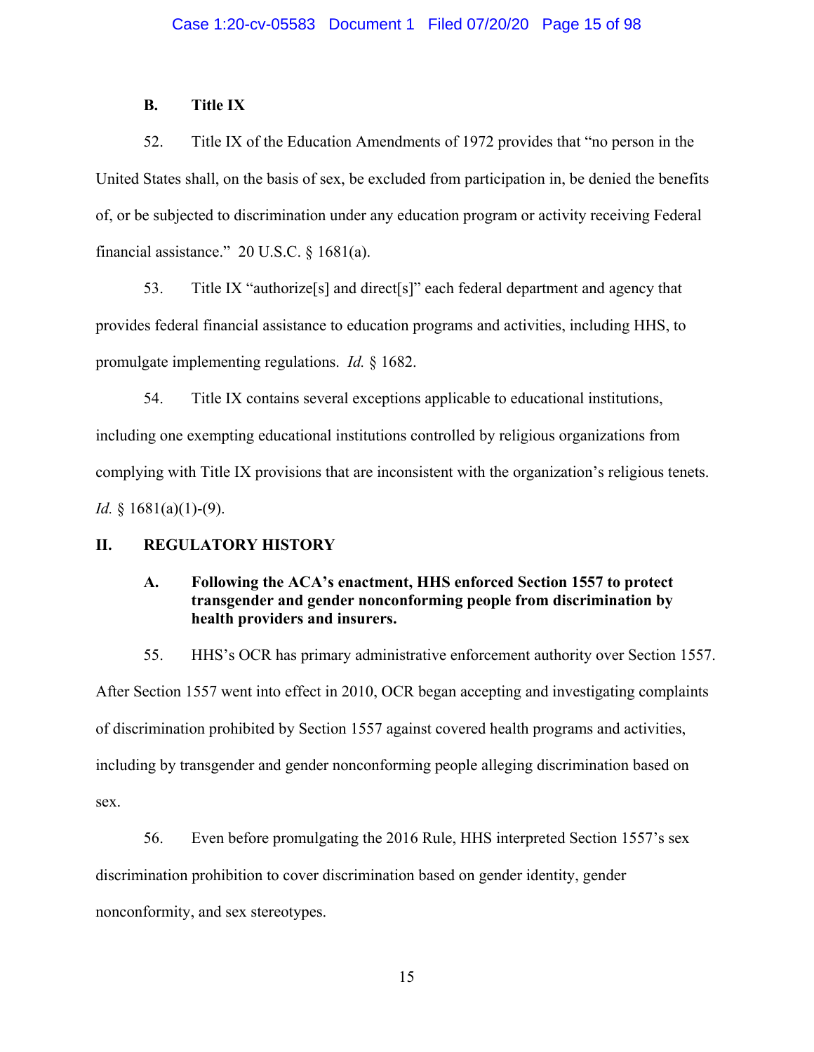### B. Title IX

52. Title IX of the Education Amendments of 1972 provides that "no person in the United States shall, on the basis of sex, be excluded from participation in, be denied the benefits of, or be subjected to discrimination under any education program or activity receiving Federal financial assistance." 20 U.S.C. § 1681(a).

53. Title IX "authorize[s] and direct[s]" each federal department and agency that provides federal financial assistance to education programs and activities, including HHS, to promulgate implementing regulations. *Id.* § 1682.

54. Title IX contains several exceptions applicable to educational institutions, including one exempting educational institutions controlled by religious organizations from complying with Title IX provisions that are inconsistent with the organization's religious tenets. *Id.* § 1681(a)(1)-(9).

## II. REGULATORY HISTORY

### A. Following the ACA's enactment, HHS enforced Section 1557 to protect transgender and gender nonconforming people from discrimination by health providers and insurers.

55. HHS's OCR has primary administrative enforcement authority over Section 1557. After Section 1557 went into effect in 2010, OCR began accepting and investigating complaints of discrimination prohibited by Section 1557 against covered health programs and activities, including by transgender and gender nonconforming people alleging discrimination based on sex.

56. Even before promulgating the 2016 Rule, HHS interpreted Section 1557's sex discrimination prohibition to cover discrimination based on gender identity, gender nonconformity, and sex stereotypes.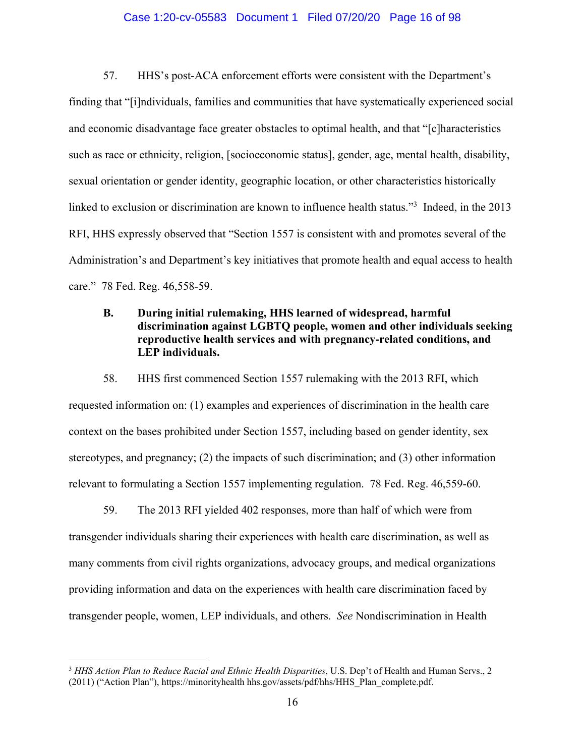57. HHS's post-ACA enforcement efforts were consistent with the Department's finding that "[i]ndividuals, families and communities that have systematically experienced social and economic disadvantage face greater obstacles to optimal health, and that "[c]haracteristics such as race or ethnicity, religion, [socioeconomic status], gender, age, mental health, disability, sexual orientation or gender identity, geographic location, or other characteristics historically linked to exclusion or discrimination are known to influence health status."[3] Indeed, in the 2013 RFI, HHS expressly observed that "Section 1557 is consistent with and promotes several of the Administration's and Department's key initiatives that promote health and equal access to health care." 78 Fed. Reg. 46,558-59.

**B. During initial rulemaking, HHS learned of widespread, harmful discrimination against LGBTQ people, women and other individuals seeking reproductive health services and with pregnancy-related conditions, and LEP individuals.**

58. HHS first commenced Section 1557 rulemaking with the 2013 RFI, which requested information on: (1) examples and experiences of discrimination in the health care context on the bases prohibited under Section 1557, including based on gender identity, sex stereotypes, and pregnancy; (2) the impacts of such discrimination; and (3) other information relevant to formulating a Section 1557 implementing regulation. 78 Fed. Reg. 46,559-60.

59. The 2013 RFI yielded 402 responses, more than half of which were from transgender individuals sharing their experiences with health care discrimination, as well as many comments from civil rights organizations, advocacy groups, and medical organizations providing information and data on the experiences with health care discrimination faced by transgender people, women, LEP individuals, and others. *See* Nondiscrimination in Health

---

[3] *HHS Action Plan to Reduce Racial and Ethnic Health Disparities*, U.S. Dep't of Health and Human Servs., 2 (2011) ("Action Plan"), https://minorityhealth hhs.gov/assets/pdf/hhs/HHS_Plan_complete.pdf.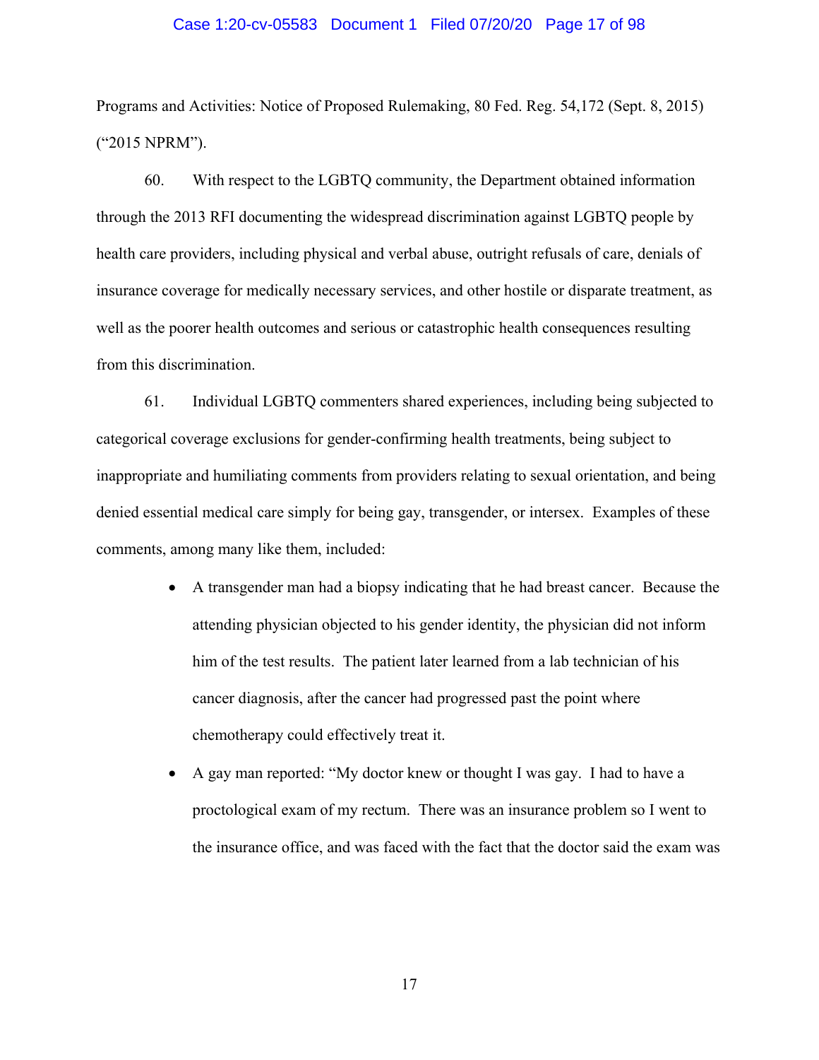Programs and Activities: Notice of Proposed Rulemaking, 80 Fed. Reg. 54,172 (Sept. 8, 2015) ("2015 NPRM").

60. With respect to the LGBTQ community, the Department obtained information through the 2013 RFI documenting the widespread discrimination against LGBTQ people by health care providers, including physical and verbal abuse, outright refusals of care, denials of insurance coverage for medically necessary services, and other hostile or disparate treatment, as well as the poorer health outcomes and serious or catastrophic health consequences resulting from this discrimination.

61. Individual LGBTQ commenters shared experiences, including being subjected to categorical coverage exclusions for gender-confirming health treatments, being subject to inappropriate and humiliating comments from providers relating to sexual orientation, and being denied essential medical care simply for being gay, transgender, or intersex. Examples of these comments, among many like them, included:

- A transgender man had a biopsy indicating that he had breast cancer. Because the attending physician objected to his gender identity, the physician did not inform him of the test results. The patient later learned from a lab technician of his cancer diagnosis, after the cancer had progressed past the point where chemotherapy could effectively treat it.
- A gay man reported: "My doctor knew or thought I was gay. I had to have a proctological exam of my rectum. There was an insurance problem so I went to the insurance office, and was faced with the fact that the doctor said the exam was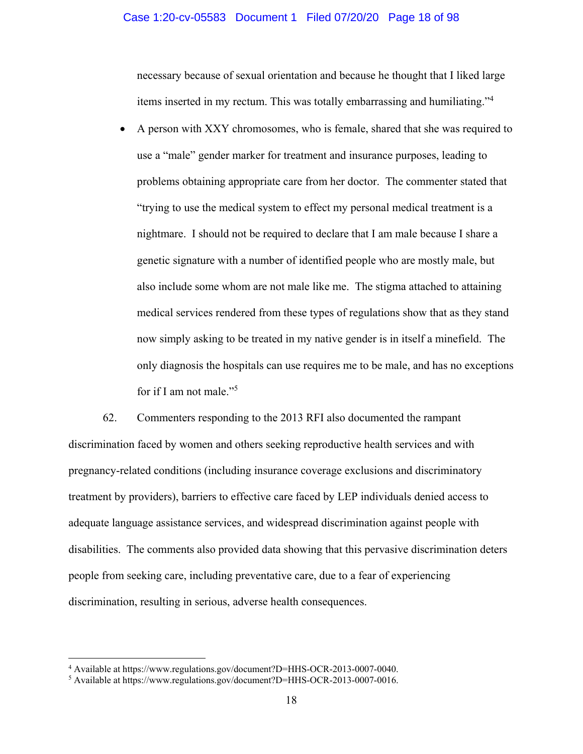necessary because of sexual orientation and because he thought that I liked large items inserted in my rectum. This was totally embarrassing and humiliating."[4]

- A person with XXY chromosomes, who is female, shared that she was required to use a "male" gender marker for treatment and insurance purposes, leading to problems obtaining appropriate care from her doctor. The commenter stated that "trying to use the medical system to effect my personal medical treatment is a nightmare. I should not be required to declare that I am male because I share a genetic signature with a number of identified people who are mostly male, but also include some whom are not male like me. The stigma attached to attaining medical services rendered from these types of regulations show that as they stand now simply asking to be treated in my native gender is in itself a minefield. The only diagnosis the hospitals can use requires me to be male, and has no exceptions for if I am not male."[5]

62. Commenters responding to the 2013 RFI also documented the rampant discrimination faced by women and others seeking reproductive health services and with pregnancy-related conditions (including insurance coverage exclusions and discriminatory treatment by providers), barriers to effective care faced by LEP individuals denied access to adequate language assistance services, and widespread discrimination against people with disabilities. The comments also provided data showing that this pervasive discrimination deters people from seeking care, including preventative care, due to a fear of experiencing discrimination, resulting in serious, adverse health consequences.

[4] Available at https://www.regulations.gov/document?D=HHS-OCR-2013-0007-0040.

[5] Available at https://www.regulations.gov/document?D=HHS-OCR-2013-0007-0016.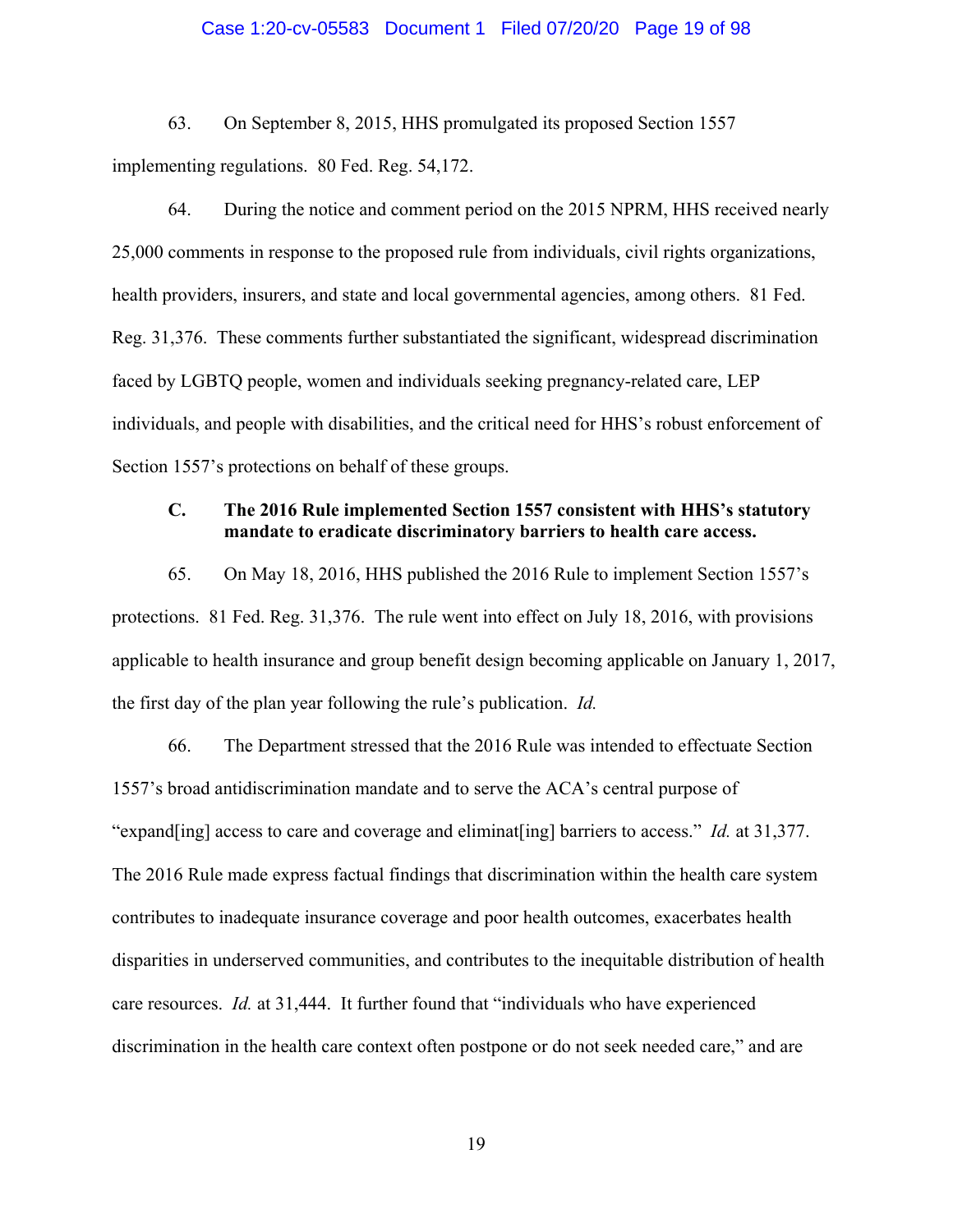63. On September 8, 2015, HHS promulgated its proposed Section 1557 implementing regulations. 80 Fed. Reg. 54,172.

64. During the notice and comment period on the 2015 NPRM, HHS received nearly 25,000 comments in response to the proposed rule from individuals, civil rights organizations, health providers, insurers, and state and local governmental agencies, among others. 81 Fed. Reg. 31,376. These comments further substantiated the significant, widespread discrimination faced by LGBTQ people, women and individuals seeking pregnancy-related care, LEP individuals, and people with disabilities, and the critical need for HHS's robust enforcement of Section 1557's protections on behalf of these groups.

### C. The 2016 Rule implemented Section 1557 consistent with HHS's statutory mandate to eradicate discriminatory barriers to health care access.

65. On May 18, 2016, HHS published the 2016 Rule to implement Section 1557's protections. 81 Fed. Reg. 31,376. The rule went into effect on July 18, 2016, with provisions applicable to health insurance and group benefit design becoming applicable on January 1, 2017, the first day of the plan year following the rule's publication. *Id.*

66. The Department stressed that the 2016 Rule was intended to effectuate Section 1557's broad antidiscrimination mandate and to serve the ACA's central purpose of "expand[ing] access to care and coverage and eliminat[ing] barriers to access." *Id.* at 31,377. The 2016 Rule made express factual findings that discrimination within the health care system contributes to inadequate insurance coverage and poor health outcomes, exacerbates health disparities in underserved communities, and contributes to the inequitable distribution of health care resources. *Id.* at 31,444. It further found that "individuals who have experienced discrimination in the health care context often postpone or do not seek needed care," and are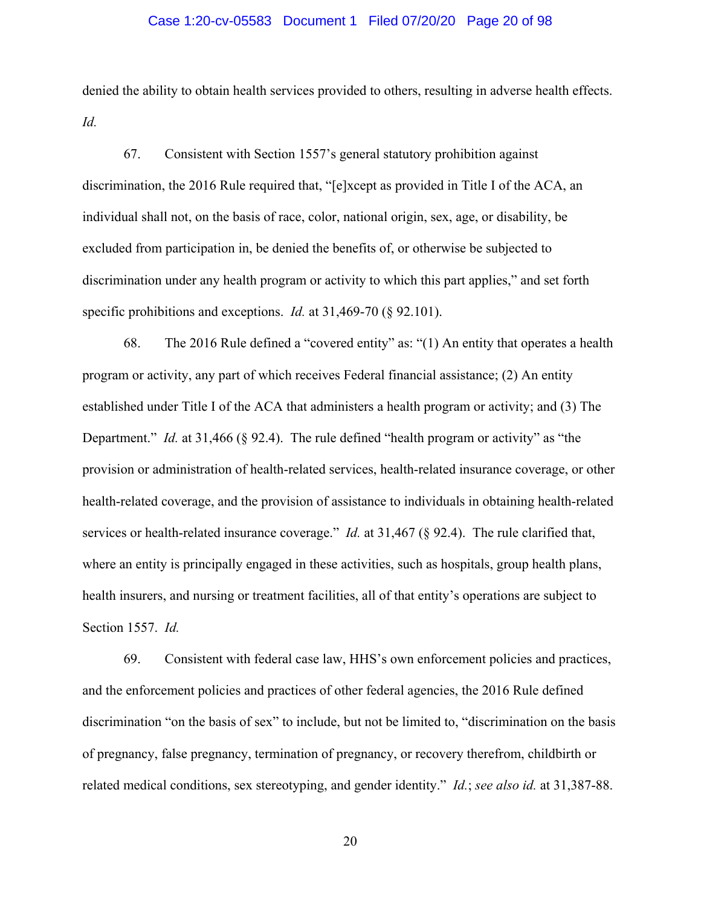denied the ability to obtain health services provided to others, resulting in adverse health effects. *Id.*

67. Consistent with Section 1557's general statutory prohibition against discrimination, the 2016 Rule required that, "[e]xcept as provided in Title I of the ACA, an individual shall not, on the basis of race, color, national origin, sex, age, or disability, be excluded from participation in, be denied the benefits of, or otherwise be subjected to discrimination under any health program or activity to which this part applies," and set forth specific prohibitions and exceptions. *Id.* at 31,469-70 (§ 92.101).

68. The 2016 Rule defined a "covered entity" as: "(1) An entity that operates a health program or activity, any part of which receives Federal financial assistance; (2) An entity established under Title I of the ACA that administers a health program or activity; and (3) The Department." *Id.* at 31,466 (§ 92.4). The rule defined "health program or activity" as "the provision or administration of health-related services, health-related insurance coverage, or other health-related coverage, and the provision of assistance to individuals in obtaining health-related services or health-related insurance coverage." *Id.* at 31,467 (§ 92.4). The rule clarified that, where an entity is principally engaged in these activities, such as hospitals, group health plans, health insurers, and nursing or treatment facilities, all of that entity's operations are subject to Section 1557. *Id.*

69. Consistent with federal case law, HHS's own enforcement policies and practices, and the enforcement policies and practices of other federal agencies, the 2016 Rule defined discrimination "on the basis of sex" to include, but not be limited to, "discrimination on the basis of pregnancy, false pregnancy, termination of pregnancy, or recovery therefrom, childbirth or related medical conditions, sex stereotyping, and gender identity." *Id.*; *see also id.* at 31,387-88.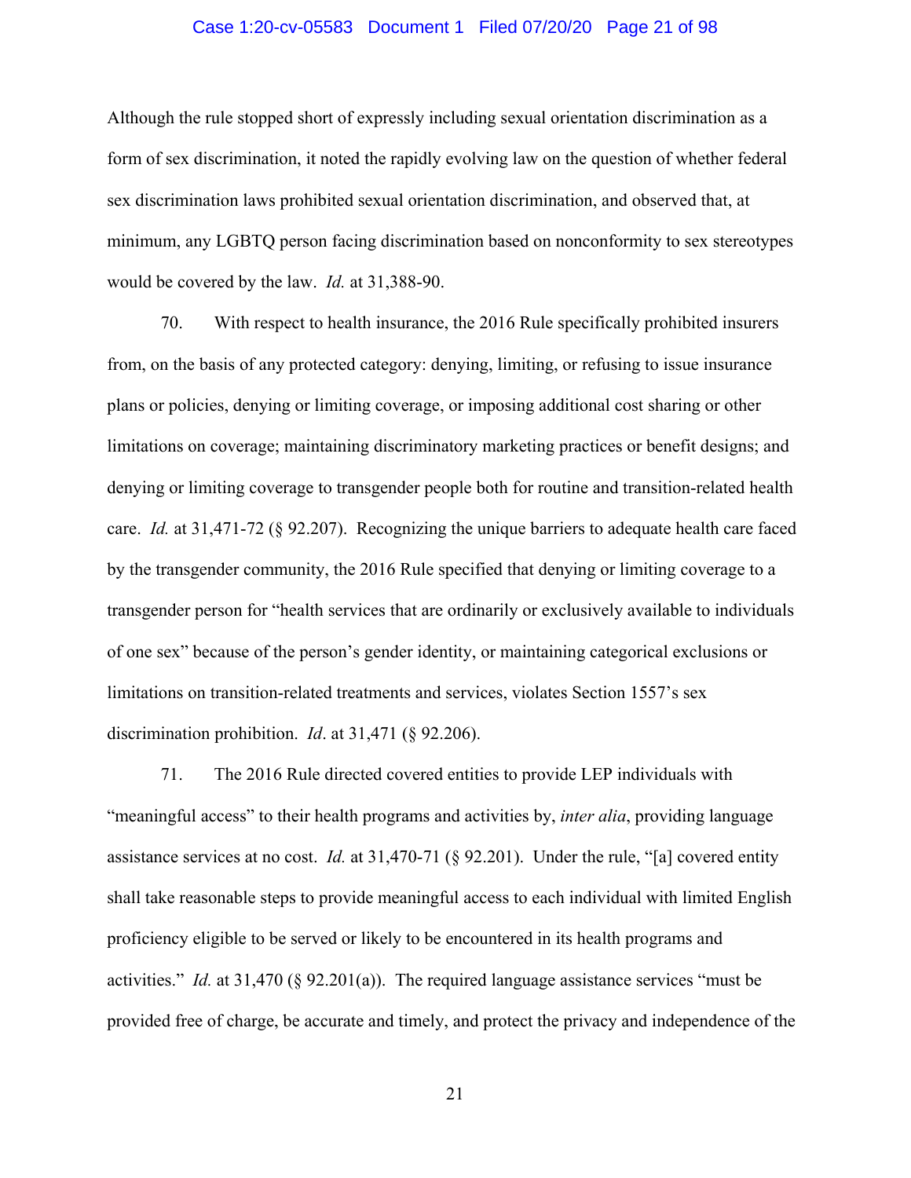Although the rule stopped short of expressly including sexual orientation discrimination as a form of sex discrimination, it noted the rapidly evolving law on the question of whether federal sex discrimination laws prohibited sexual orientation discrimination, and observed that, at minimum, any LGBTQ person facing discrimination based on nonconformity to sex stereotypes would be covered by the law. *Id.* at 31,388-90.

70. With respect to health insurance, the 2016 Rule specifically prohibited insurers from, on the basis of any protected category: denying, limiting, or refusing to issue insurance plans or policies, denying or limiting coverage, or imposing additional cost sharing or other limitations on coverage; maintaining discriminatory marketing practices or benefit designs; and denying or limiting coverage to transgender people both for routine and transition-related health care. *Id.* at 31,471-72 (§ 92.207). Recognizing the unique barriers to adequate health care faced by the transgender community, the 2016 Rule specified that denying or limiting coverage to a transgender person for "health services that are ordinarily or exclusively available to individuals of one sex" because of the person's gender identity, or maintaining categorical exclusions or limitations on transition-related treatments and services, violates Section 1557's sex discrimination prohibition. *Id*. at 31,471 (§ 92.206).

71. The 2016 Rule directed covered entities to provide LEP individuals with "meaningful access" to their health programs and activities by, *inter alia*, providing language assistance services at no cost. *Id.* at 31,470-71 (§ 92.201). Under the rule, "[a] covered entity shall take reasonable steps to provide meaningful access to each individual with limited English proficiency eligible to be served or likely to be encountered in its health programs and activities." *Id.* at 31,470 (§ 92.201(a)). The required language assistance services "must be provided free of charge, be accurate and timely, and protect the privacy and independence of the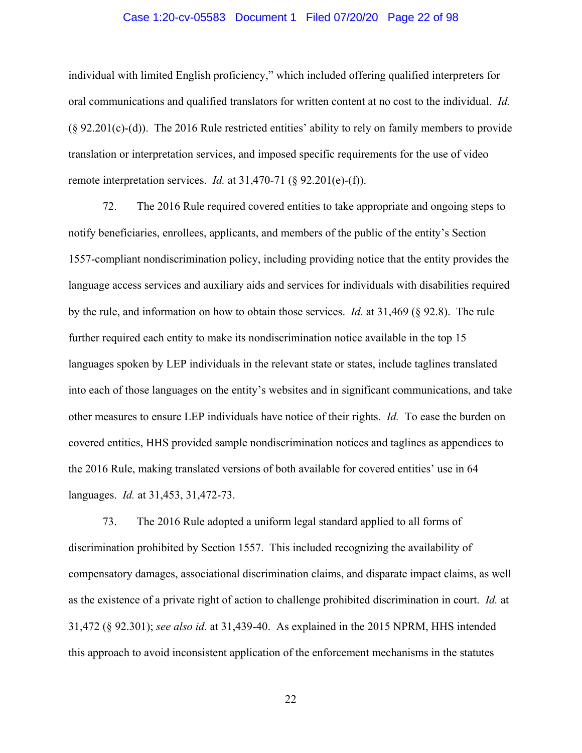individual with limited English proficiency," which included offering qualified interpreters for oral communications and qualified translators for written content at no cost to the individual. *Id.* (§ 92.201(c)-(d)). The 2016 Rule restricted entities' ability to rely on family members to provide translation or interpretation services, and imposed specific requirements for the use of video remote interpretation services. *Id.* at 31,470-71 (§ 92.201(e)-(f)).

72. The 2016 Rule required covered entities to take appropriate and ongoing steps to notify beneficiaries, enrollees, applicants, and members of the public of the entity's Section 1557-compliant nondiscrimination policy, including providing notice that the entity provides the language access services and auxiliary aids and services for individuals with disabilities required by the rule, and information on how to obtain those services. *Id.* at 31,469 (§ 92.8). The rule further required each entity to make its nondiscrimination notice available in the top 15 languages spoken by LEP individuals in the relevant state or states, include taglines translated into each of those languages on the entity's websites and in significant communications, and take other measures to ensure LEP individuals have notice of their rights. *Id.* To ease the burden on covered entities, HHS provided sample nondiscrimination notices and taglines as appendices to the 2016 Rule, making translated versions of both available for covered entities' use in 64 languages. *Id.* at 31,453, 31,472-73.

73. The 2016 Rule adopted a uniform legal standard applied to all forms of discrimination prohibited by Section 1557. This included recognizing the availability of compensatory damages, associational discrimination claims, and disparate impact claims, as well as the existence of a private right of action to challenge prohibited discrimination in court. *Id.* at 31,472 (§ 92.301); *see also id.* at 31,439-40. As explained in the 2015 NPRM, HHS intended this approach to avoid inconsistent application of the enforcement mechanisms in the statutes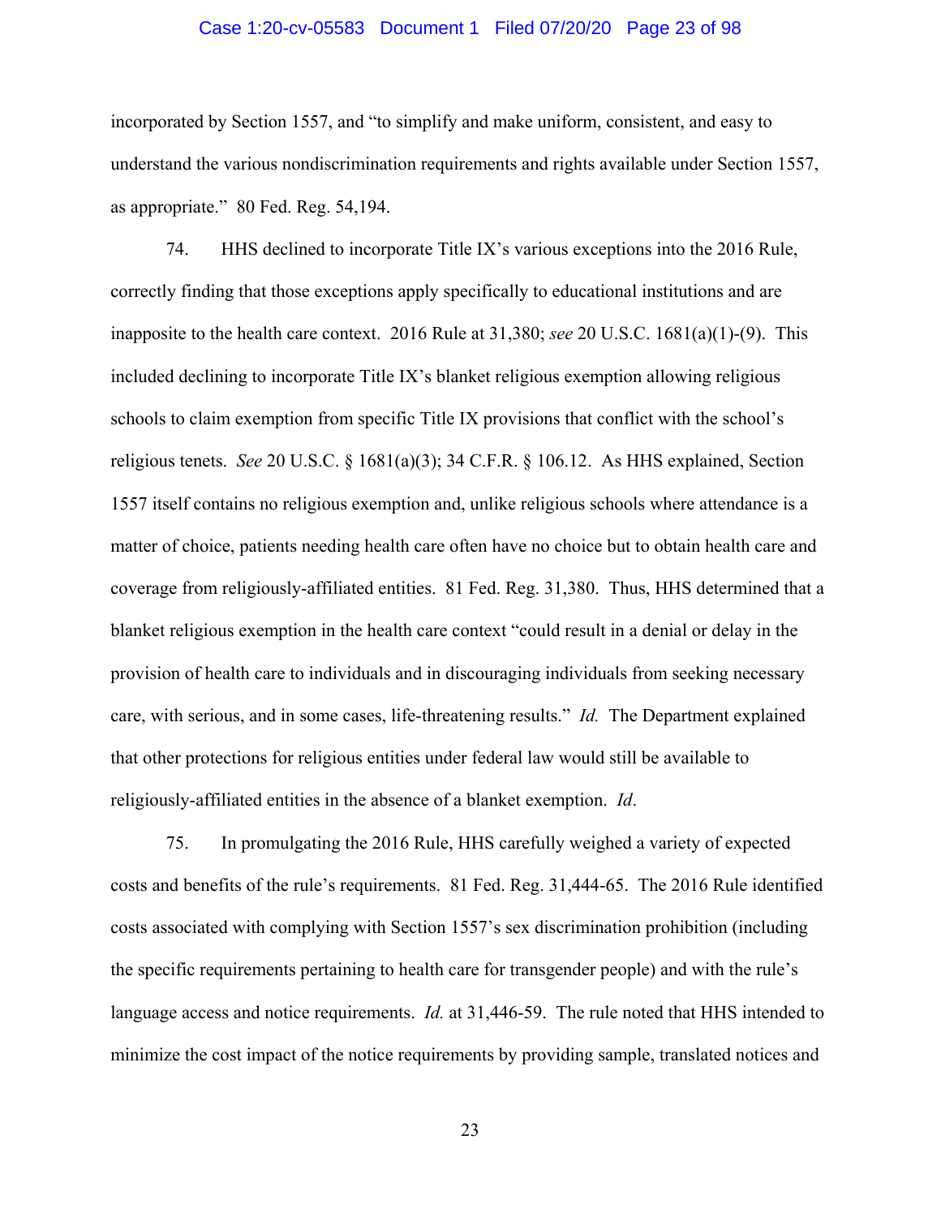incorporated by Section 1557, and "to simplify and make uniform, consistent, and easy to understand the various nondiscrimination requirements and rights available under Section 1557, as appropriate." 80 Fed. Reg. 54,194.

74. HHS declined to incorporate Title IX's various exceptions into the 2016 Rule, correctly finding that those exceptions apply specifically to educational institutions and are inapposite to the health care context. 2016 Rule at 31,380; *see* 20 U.S.C. 1681(a)(1)-(9). This included declining to incorporate Title IX's blanket religious exemption allowing religious schools to claim exemption from specific Title IX provisions that conflict with the school's religious tenets. *See* 20 U.S.C. § 1681(a)(3); 34 C.F.R. § 106.12. As HHS explained, Section 1557 itself contains no religious exemption and, unlike religious schools where attendance is a matter of choice, patients needing health care often have no choice but to obtain health care and coverage from religiously-affiliated entities. 81 Fed. Reg. 31,380. Thus, HHS determined that a blanket religious exemption in the health care context "could result in a denial or delay in the provision of health care to individuals and in discouraging individuals from seeking necessary care, with serious, and in some cases, life-threatening results." *Id.* The Department explained that other protections for religious entities under federal law would still be available to religiously-affiliated entities in the absence of a blanket exemption. *Id*.

75. In promulgating the 2016 Rule, HHS carefully weighed a variety of expected costs and benefits of the rule's requirements. 81 Fed. Reg. 31,444-65. The 2016 Rule identified costs associated with complying with Section 1557's sex discrimination prohibition (including the specific requirements pertaining to health care for transgender people) and with the rule's language access and notice requirements. *Id.* at 31,446-59. The rule noted that HHS intended to minimize the cost impact of the notice requirements by providing sample, translated notices and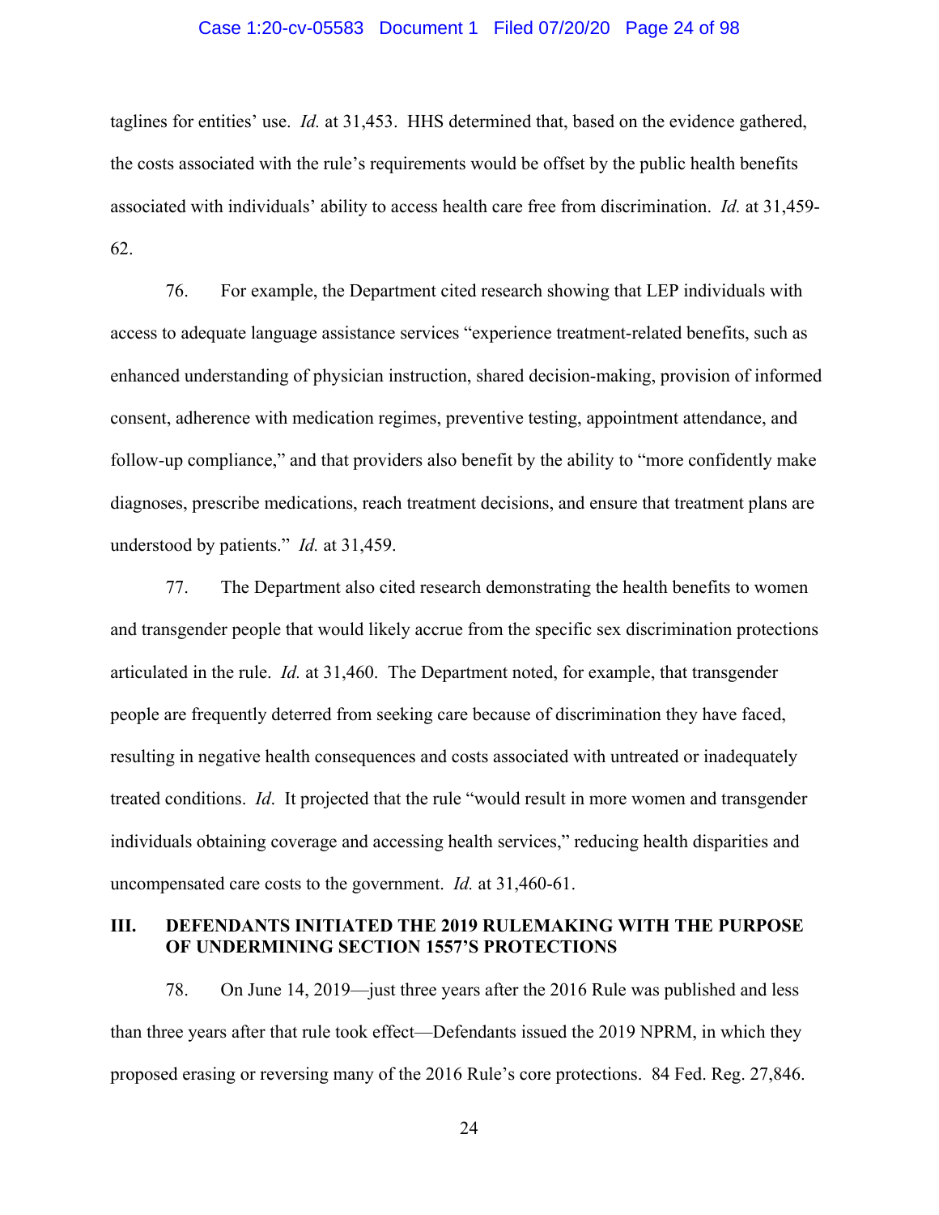taglines for entities' use. *Id.* at 31,453. HHS determined that, based on the evidence gathered, the costs associated with the rule's requirements would be offset by the public health benefits associated with individuals' ability to access health care free from discrimination. *Id.* at 31,459-62.

76. For example, the Department cited research showing that LEP individuals with access to adequate language assistance services "experience treatment-related benefits, such as enhanced understanding of physician instruction, shared decision-making, provision of informed consent, adherence with medication regimes, preventive testing, appointment attendance, and follow-up compliance," and that providers also benefit by the ability to "more confidently make diagnoses, prescribe medications, reach treatment decisions, and ensure that treatment plans are understood by patients." *Id.* at 31,459.

77. The Department also cited research demonstrating the health benefits to women and transgender people that would likely accrue from the specific sex discrimination protections articulated in the rule. *Id.* at 31,460. The Department noted, for example, that transgender people are frequently deterred from seeking care because of discrimination they have faced, resulting in negative health consequences and costs associated with untreated or inadequately treated conditions. *Id*. It projected that the rule "would result in more women and transgender individuals obtaining coverage and accessing health services," reducing health disparities and uncompensated care costs to the government. *Id.* at 31,460-61.

## III. DEFENDANTS INITIATED THE 2019 RULEMAKING WITH THE PURPOSE OF UNDERMINING SECTION 1557'S PROTECTIONS

78. On June 14, 2019—just three years after the 2016 Rule was published and less than three years after that rule took effect—Defendants issued the 2019 NPRM, in which they proposed erasing or reversing many of the 2016 Rule's core protections. 84 Fed. Reg. 27,846.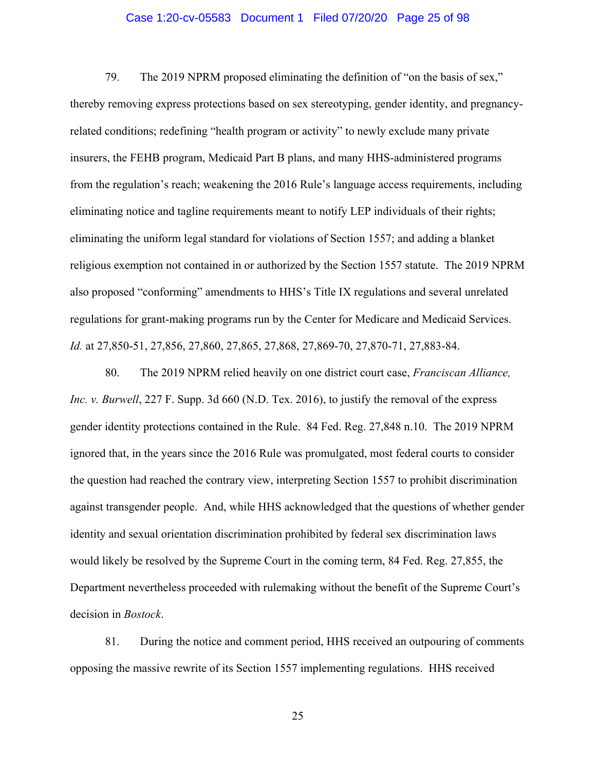79. The 2019 NPRM proposed eliminating the definition of "on the basis of sex," thereby removing express protections based on sex stereotyping, gender identity, and pregnancy-related conditions; redefining "health program or activity" to newly exclude many private insurers, the FEHB program, Medicaid Part B plans, and many HHS-administered programs from the regulation's reach; weakening the 2016 Rule's language access requirements, including eliminating notice and tagline requirements meant to notify LEP individuals of their rights; eliminating the uniform legal standard for violations of Section 1557; and adding a blanket religious exemption not contained in or authorized by the Section 1557 statute. The 2019 NPRM also proposed "conforming" amendments to HHS's Title IX regulations and several unrelated regulations for grant-making programs run by the Center for Medicare and Medicaid Services. *Id.* at 27,850-51, 27,856, 27,860, 27,865, 27,868, 27,869-70, 27,870-71, 27,883-84.

80. The 2019 NPRM relied heavily on one district court case, *Franciscan Alliance, Inc. v. Burwell*, 227 F. Supp. 3d 660 (N.D. Tex. 2016), to justify the removal of the express gender identity protections contained in the Rule. 84 Fed. Reg. 27,848 n.10. The 2019 NPRM ignored that, in the years since the 2016 Rule was promulgated, most federal courts to consider the question had reached the contrary view, interpreting Section 1557 to prohibit discrimination against transgender people. And, while HHS acknowledged that the questions of whether gender identity and sexual orientation discrimination prohibited by federal sex discrimination laws would likely be resolved by the Supreme Court in the coming term, 84 Fed. Reg. 27,855, the Department nevertheless proceeded with rulemaking without the benefit of the Supreme Court's decision in *Bostock*.

81. During the notice and comment period, HHS received an outpouring of comments opposing the massive rewrite of its Section 1557 implementing regulations. HHS received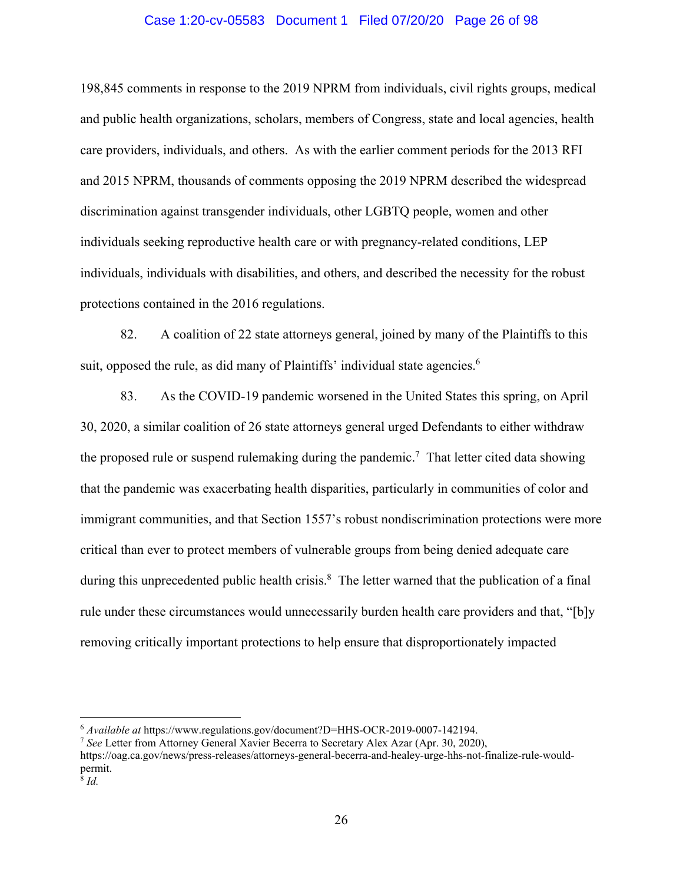198,845 comments in response to the 2019 NPRM from individuals, civil rights groups, medical and public health organizations, scholars, members of Congress, state and local agencies, health care providers, individuals, and others. As with the earlier comment periods for the 2013 RFI and 2015 NPRM, thousands of comments opposing the 2019 NPRM described the widespread discrimination against transgender individuals, other LGBTQ people, women and other individuals seeking reproductive health care or with pregnancy-related conditions, LEP individuals, individuals with disabilities, and others, and described the necessity for the robust protections contained in the 2016 regulations.

82. A coalition of 22 state attorneys general, joined by many of the Plaintiffs to this suit, opposed the rule, as did many of Plaintiffs' individual state agencies.[6]

83. As the COVID-19 pandemic worsened in the United States this spring, on April 30, 2020, a similar coalition of 26 state attorneys general urged Defendants to either withdraw the proposed rule or suspend rulemaking during the pandemic.[7] That letter cited data showing that the pandemic was exacerbating health disparities, particularly in communities of color and immigrant communities, and that Section 1557's robust nondiscrimination protections were more critical than ever to protect members of vulnerable groups from being denied adequate care during this unprecedented public health crisis.[8] The letter warned that the publication of a final rule under these circumstances would unnecessarily burden health care providers and that, "[b]y removing critically important protections to help ensure that disproportionately impacted

---

[6] *Available at* https://www.regulations.gov/document?D=HHS-OCR-2019-0007-142194.

[7] *See* Letter from Attorney General Xavier Becerra to Secretary Alex Azar (Apr. 30, 2020), https://oag.ca.gov/news/press-releases/attorneys-general-becerra-and-healey-urge-hhs-not-finalize-rule-would-permit.

[8] *Id.*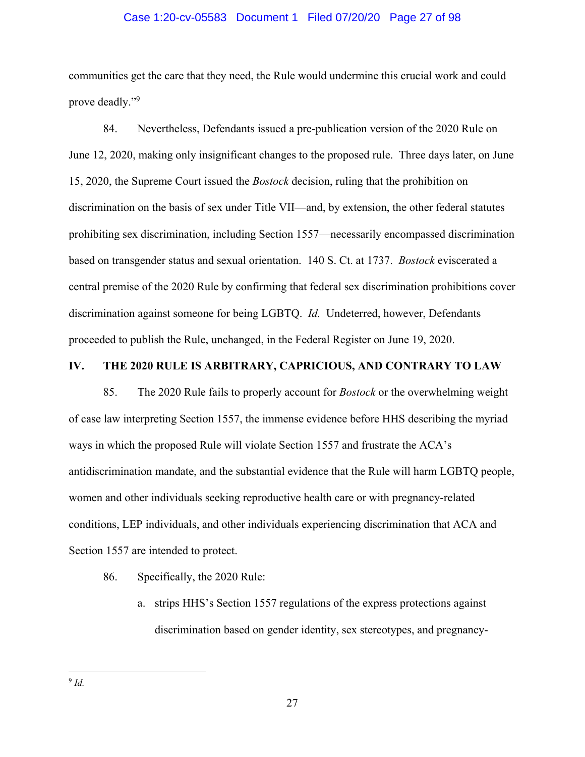communities get the care that they need, the Rule would undermine this crucial work and could prove deadly."[9]

84. Nevertheless, Defendants issued a pre-publication version of the 2020 Rule on June 12, 2020, making only insignificant changes to the proposed rule. Three days later, on June 15, 2020, the Supreme Court issued the *Bostock* decision, ruling that the prohibition on discrimination on the basis of sex under Title VII—and, by extension, the other federal statutes prohibiting sex discrimination, including Section 1557—necessarily encompassed discrimination based on transgender status and sexual orientation. 140 S. Ct. at 1737. *Bostock* eviscerated a central premise of the 2020 Rule by confirming that federal sex discrimination prohibitions cover discrimination against someone for being LGBTQ. *Id.* Undeterred, however, Defendants proceeded to publish the Rule, unchanged, in the Federal Register on June 19, 2020.

## IV. THE 2020 RULE IS ARBITRARY, CAPRICIOUS, AND CONTRARY TO LAW

85. The 2020 Rule fails to properly account for *Bostock* or the overwhelming weight of case law interpreting Section 1557, the immense evidence before HHS describing the myriad ways in which the proposed Rule will violate Section 1557 and frustrate the ACA's antidiscrimination mandate, and the substantial evidence that the Rule will harm LGBTQ people, women and other individuals seeking reproductive health care or with pregnancy-related conditions, LEP individuals, and other individuals experiencing discrimination that ACA and Section 1557 are intended to protect.

86. Specifically, the 2020 Rule:

a. strips HHS's Section 1557 regulations of the express protections against discrimination based on gender identity, sex stereotypes, and pregnancy-

[9] *Id.*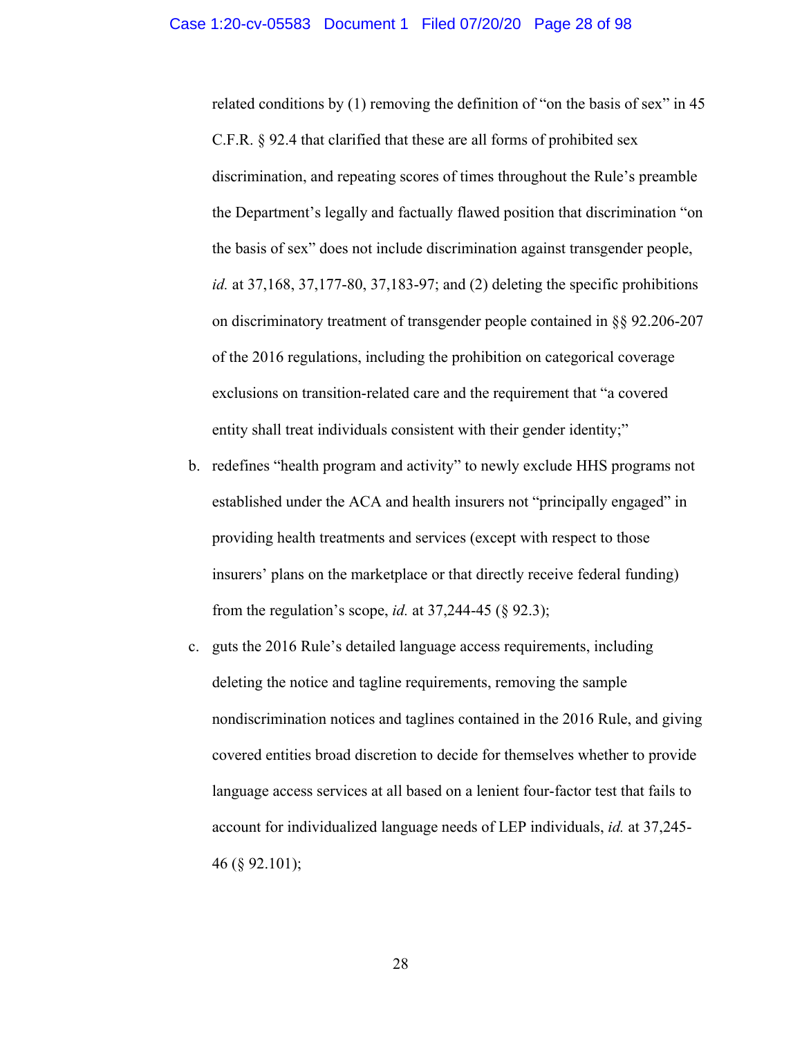related conditions by (1) removing the definition of "on the basis of sex" in 45 C.F.R. § 92.4 that clarified that these are all forms of prohibited sex discrimination, and repeating scores of times throughout the Rule's preamble the Department's legally and factually flawed position that discrimination "on the basis of sex" does not include discrimination against transgender people, *id.* at 37,168, 37,177-80, 37,183-97; and (2) deleting the specific prohibitions on discriminatory treatment of transgender people contained in §§ 92.206-207 of the 2016 regulations, including the prohibition on categorical coverage exclusions on transition-related care and the requirement that "a covered entity shall treat individuals consistent with their gender identity;"

b. redefines "health program and activity" to newly exclude HHS programs not established under the ACA and health insurers not "principally engaged" in providing health treatments and services (except with respect to those insurers' plans on the marketplace or that directly receive federal funding) from the regulation's scope, *id.* at 37,244-45 (§ 92.3);

c. guts the 2016 Rule's detailed language access requirements, including deleting the notice and tagline requirements, removing the sample nondiscrimination notices and taglines contained in the 2016 Rule, and giving covered entities broad discretion to decide for themselves whether to provide language access services at all based on a lenient four-factor test that fails to account for individualized language needs of LEP individuals, *id.* at 37,245-46 (§ 92.101);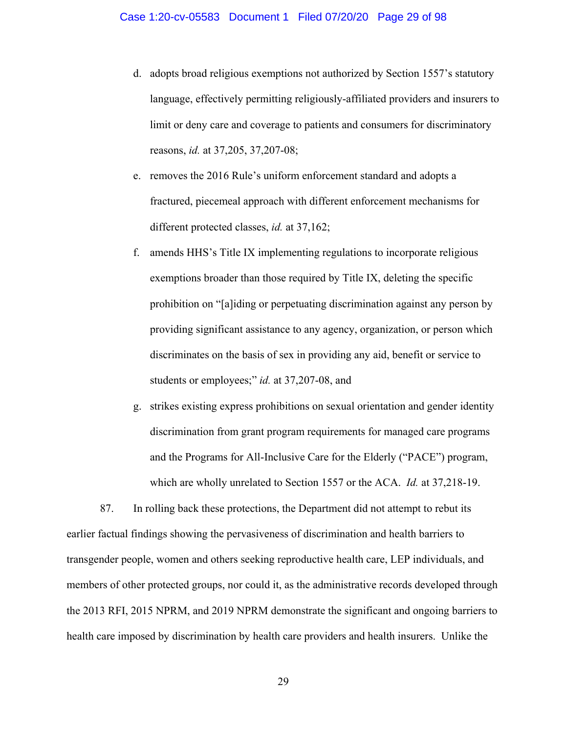d. adopts broad religious exemptions not authorized by Section 1557's statutory language, effectively permitting religiously-affiliated providers and insurers to limit or deny care and coverage to patients and consumers for discriminatory reasons, *id.* at 37,205, 37,207-08;

e. removes the 2016 Rule's uniform enforcement standard and adopts a fractured, piecemeal approach with different enforcement mechanisms for different protected classes, *id.* at 37,162;

f. amends HHS's Title IX implementing regulations to incorporate religious exemptions broader than those required by Title IX, deleting the specific prohibition on "[a]iding or perpetuating discrimination against any person by providing significant assistance to any agency, organization, or person which discriminates on the basis of sex in providing any aid, benefit or service to students or employees;" *id.* at 37,207-08, and

g. strikes existing express prohibitions on sexual orientation and gender identity discrimination from grant program requirements for managed care programs and the Programs for All-Inclusive Care for the Elderly ("PACE") program, which are wholly unrelated to Section 1557 or the ACA. *Id.* at 37,218-19.

87. In rolling back these protections, the Department did not attempt to rebut its earlier factual findings showing the pervasiveness of discrimination and health barriers to transgender people, women and others seeking reproductive health care, LEP individuals, and members of other protected groups, nor could it, as the administrative records developed through the 2013 RFI, 2015 NPRM, and 2019 NPRM demonstrate the significant and ongoing barriers to health care imposed by discrimination by health care providers and health insurers. Unlike the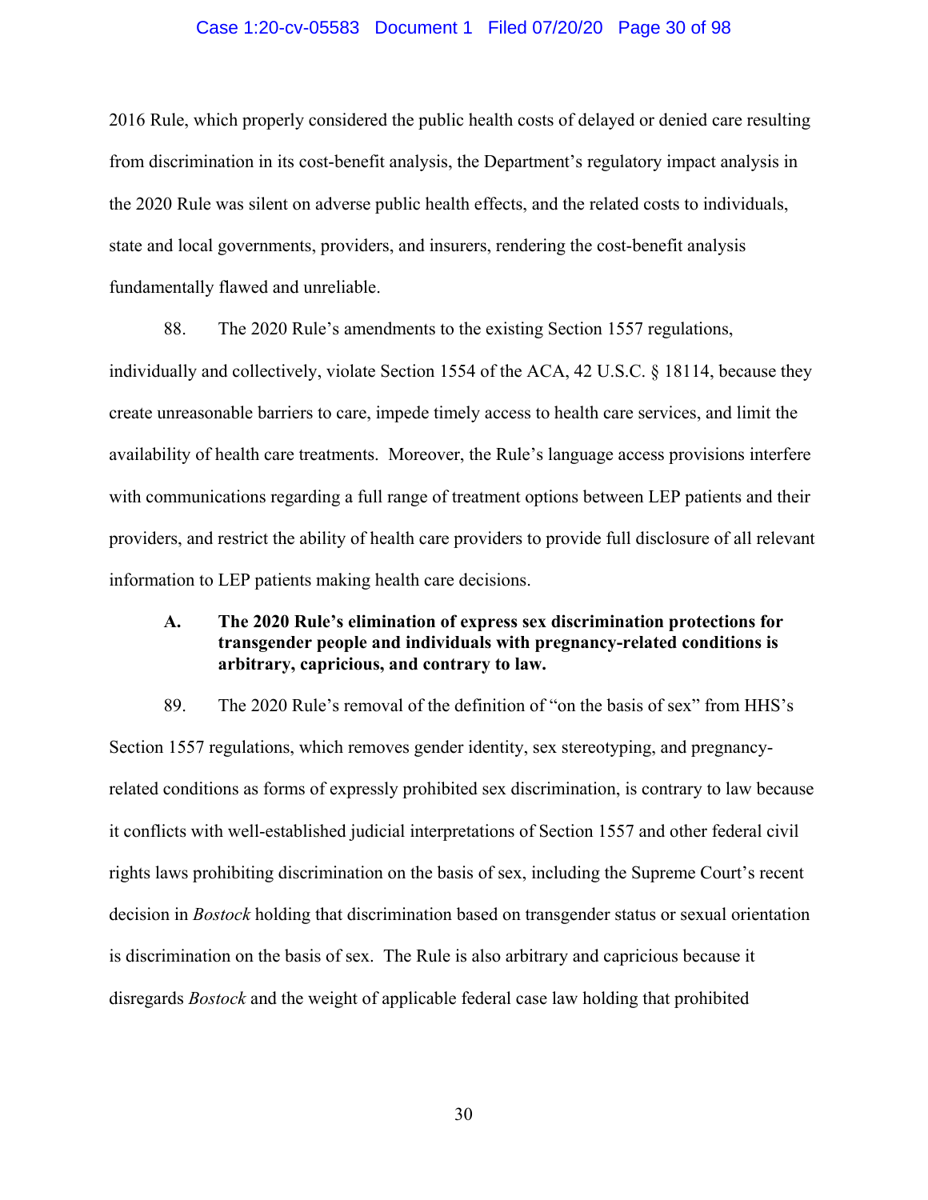2016 Rule, which properly considered the public health costs of delayed or denied care resulting from discrimination in its cost-benefit analysis, the Department's regulatory impact analysis in the 2020 Rule was silent on adverse public health effects, and the related costs to individuals, state and local governments, providers, and insurers, rendering the cost-benefit analysis fundamentally flawed and unreliable.

88. The 2020 Rule's amendments to the existing Section 1557 regulations, individually and collectively, violate Section 1554 of the ACA, 42 U.S.C. § 18114, because they create unreasonable barriers to care, impede timely access to health care services, and limit the availability of health care treatments. Moreover, the Rule's language access provisions interfere with communications regarding a full range of treatment options between LEP patients and their providers, and restrict the ability of health care providers to provide full disclosure of all relevant information to LEP patients making health care decisions.

### A. The 2020 Rule's elimination of express sex discrimination protections for transgender people and individuals with pregnancy-related conditions is arbitrary, capricious, and contrary to law.

89. The 2020 Rule's removal of the definition of "on the basis of sex" from HHS's Section 1557 regulations, which removes gender identity, sex stereotyping, and pregnancy-related conditions as forms of expressly prohibited sex discrimination, is contrary to law because it conflicts with well-established judicial interpretations of Section 1557 and other federal civil rights laws prohibiting discrimination on the basis of sex, including the Supreme Court's recent decision in *Bostock* holding that discrimination based on transgender status or sexual orientation is discrimination on the basis of sex. The Rule is also arbitrary and capricious because it disregards *Bostock* and the weight of applicable federal case law holding that prohibited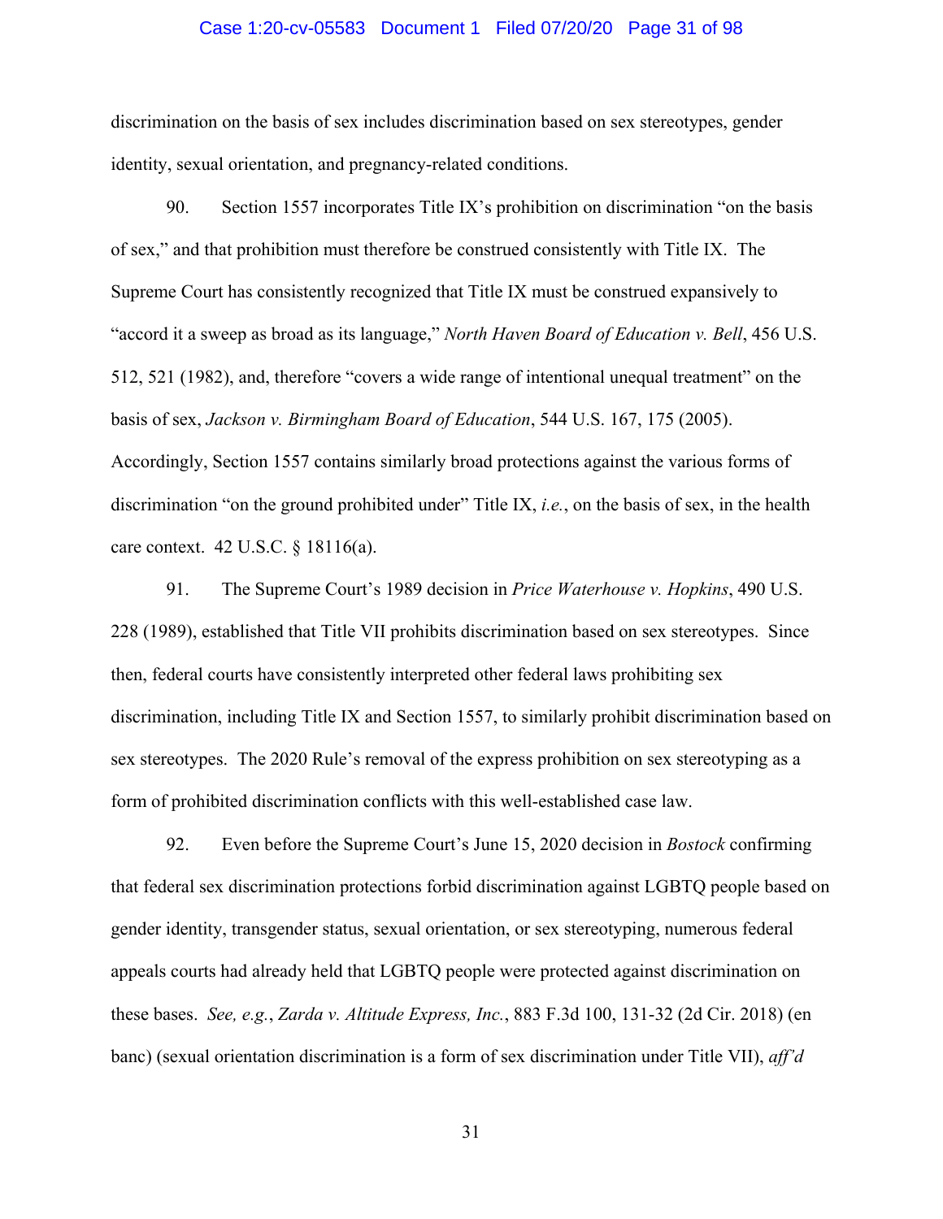discrimination on the basis of sex includes discrimination based on sex stereotypes, gender identity, sexual orientation, and pregnancy-related conditions.

90. Section 1557 incorporates Title IX's prohibition on discrimination "on the basis of sex," and that prohibition must therefore be construed consistently with Title IX. The Supreme Court has consistently recognized that Title IX must be construed expansively to "accord it a sweep as broad as its language," *North Haven Board of Education v. Bell*, 456 U.S. 512, 521 (1982), and, therefore "covers a wide range of intentional unequal treatment" on the basis of sex, *Jackson v. Birmingham Board of Education*, 544 U.S. 167, 175 (2005). Accordingly, Section 1557 contains similarly broad protections against the various forms of discrimination "on the ground prohibited under" Title IX, *i.e.*, on the basis of sex, in the health care context. 42 U.S.C. § 18116(a).

91. The Supreme Court's 1989 decision in *Price Waterhouse v. Hopkins*, 490 U.S. 228 (1989), established that Title VII prohibits discrimination based on sex stereotypes. Since then, federal courts have consistently interpreted other federal laws prohibiting sex discrimination, including Title IX and Section 1557, to similarly prohibit discrimination based on sex stereotypes. The 2020 Rule's removal of the express prohibition on sex stereotyping as a form of prohibited discrimination conflicts with this well-established case law.

92. Even before the Supreme Court's June 15, 2020 decision in *Bostock* confirming that federal sex discrimination protections forbid discrimination against LGBTQ people based on gender identity, transgender status, sexual orientation, or sex stereotyping, numerous federal appeals courts had already held that LGBTQ people were protected against discrimination on these bases. *See, e.g.*, *Zarda v. Altitude Express, Inc.*, 883 F.3d 100, 131-32 (2d Cir. 2018) (en banc) (sexual orientation discrimination is a form of sex discrimination under Title VII), *aff'd*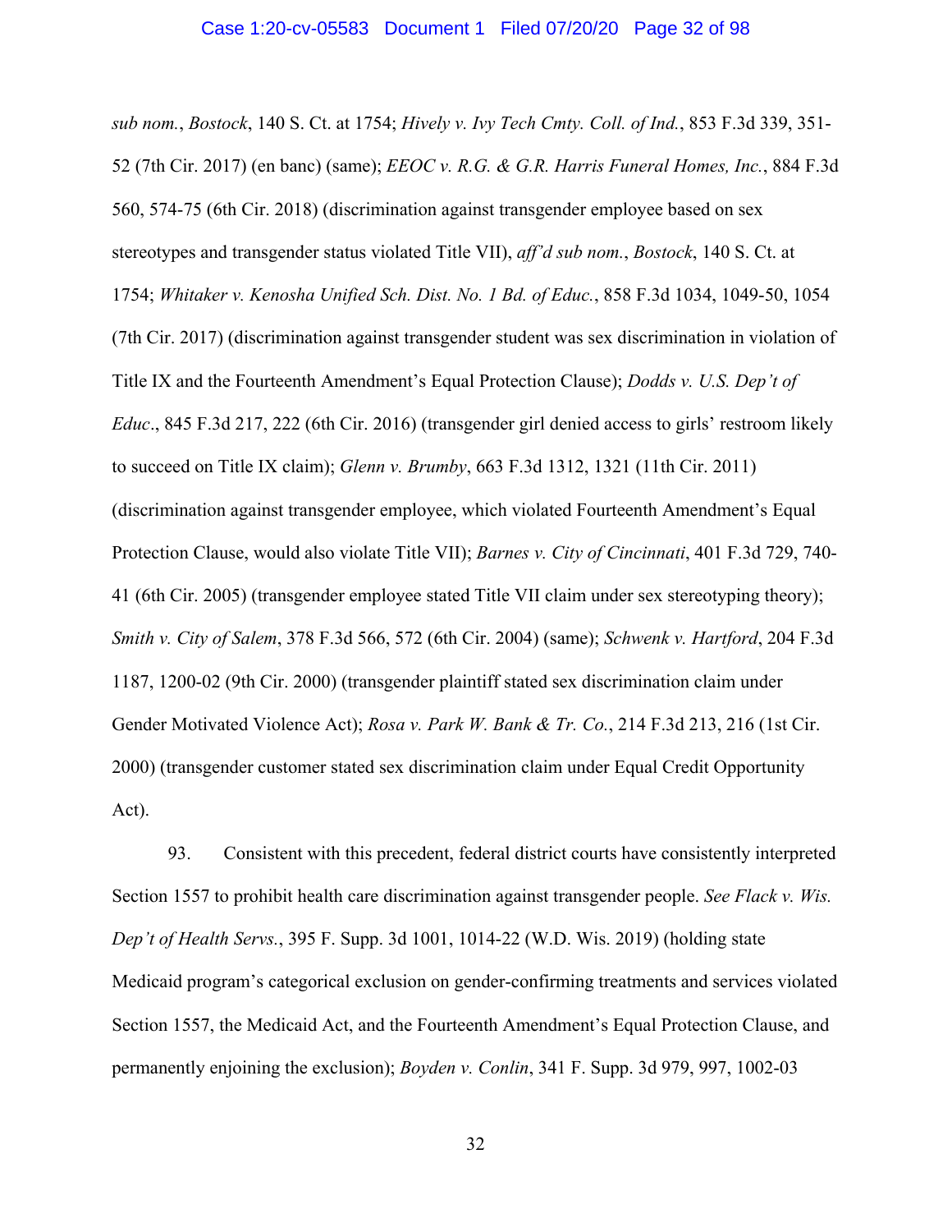*sub nom.*, *Bostock*, 140 S. Ct. at 1754; *Hively v. Ivy Tech Cmty. Coll. of Ind.*, 853 F.3d 339, 351-52 (7th Cir. 2017) (en banc) (same); *EEOC v. R.G. & G.R. Harris Funeral Homes, Inc.*, 884 F.3d 560, 574-75 (6th Cir. 2018) (discrimination against transgender employee based on sex stereotypes and transgender status violated Title VII), *aff'd sub nom.*, *Bostock*, 140 S. Ct. at 1754; *Whitaker v. Kenosha Unified Sch. Dist. No. 1 Bd. of Educ.*, 858 F.3d 1034, 1049-50, 1054 (7th Cir. 2017) (discrimination against transgender student was sex discrimination in violation of Title IX and the Fourteenth Amendment's Equal Protection Clause); *Dodds v. U.S. Dep't of Educ*., 845 F.3d 217, 222 (6th Cir. 2016) (transgender girl denied access to girls' restroom likely to succeed on Title IX claim); *Glenn v. Brumby*, 663 F.3d 1312, 1321 (11th Cir. 2011) (discrimination against transgender employee, which violated Fourteenth Amendment's Equal Protection Clause, would also violate Title VII); *Barnes v. City of Cincinnati*, 401 F.3d 729, 740-41 (6th Cir. 2005) (transgender employee stated Title VII claim under sex stereotyping theory); *Smith v. City of Salem*, 378 F.3d 566, 572 (6th Cir. 2004) (same); *Schwenk v. Hartford*, 204 F.3d 1187, 1200-02 (9th Cir. 2000) (transgender plaintiff stated sex discrimination claim under Gender Motivated Violence Act); *Rosa v. Park W. Bank & Tr. Co.*, 214 F.3d 213, 216 (1st Cir. 2000) (transgender customer stated sex discrimination claim under Equal Credit Opportunity Act).

93. Consistent with this precedent, federal district courts have consistently interpreted Section 1557 to prohibit health care discrimination against transgender people. *See Flack v. Wis. Dep't of Health Servs.*, 395 F. Supp. 3d 1001, 1014-22 (W.D. Wis. 2019) (holding state Medicaid program's categorical exclusion on gender-confirming treatments and services violated Section 1557, the Medicaid Act, and the Fourteenth Amendment's Equal Protection Clause, and permanently enjoining the exclusion); *Boyden v. Conlin*, 341 F. Supp. 3d 979, 997, 1002-03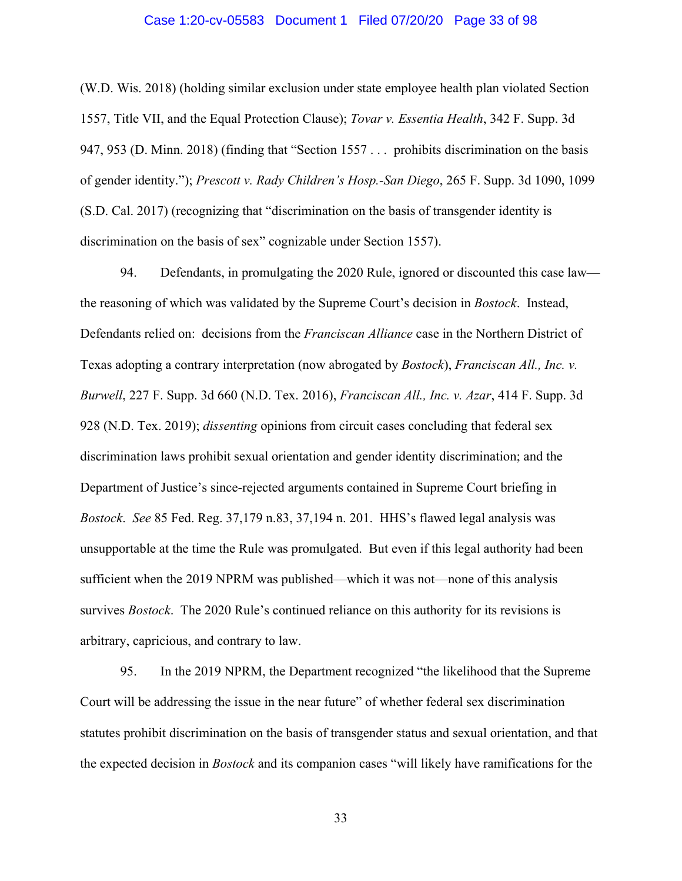(W.D. Wis. 2018) (holding similar exclusion under state employee health plan violated Section 1557, Title VII, and the Equal Protection Clause); *Tovar v. Essentia Health*, 342 F. Supp. 3d 947, 953 (D. Minn. 2018) (finding that "Section 1557 . . . prohibits discrimination on the basis of gender identity."); *Prescott v. Rady Children's Hosp.-San Diego*, 265 F. Supp. 3d 1090, 1099 (S.D. Cal. 2017) (recognizing that "discrimination on the basis of transgender identity is discrimination on the basis of sex" cognizable under Section 1557).

94. Defendants, in promulgating the 2020 Rule, ignored or discounted this case law—the reasoning of which was validated by the Supreme Court's decision in *Bostock*. Instead, Defendants relied on: decisions from the *Franciscan Alliance* case in the Northern District of Texas adopting a contrary interpretation (now abrogated by *Bostock*), *Franciscan All., Inc. v. Burwell*, 227 F. Supp. 3d 660 (N.D. Tex. 2016), *Franciscan All., Inc. v. Azar*, 414 F. Supp. 3d 928 (N.D. Tex. 2019); *dissenting* opinions from circuit cases concluding that federal sex discrimination laws prohibit sexual orientation and gender identity discrimination; and the Department of Justice's since-rejected arguments contained in Supreme Court briefing in *Bostock*. *See* 85 Fed. Reg. 37,179 n.83, 37,194 n. 201. HHS's flawed legal analysis was unsupportable at the time the Rule was promulgated. But even if this legal authority had been sufficient when the 2019 NPRM was published—which it was not—none of this analysis survives *Bostock*. The 2020 Rule's continued reliance on this authority for its revisions is arbitrary, capricious, and contrary to law.

95. In the 2019 NPRM, the Department recognized "the likelihood that the Supreme Court will be addressing the issue in the near future" of whether federal sex discrimination statutes prohibit discrimination on the basis of transgender status and sexual orientation, and that the expected decision in *Bostock* and its companion cases "will likely have ramifications for the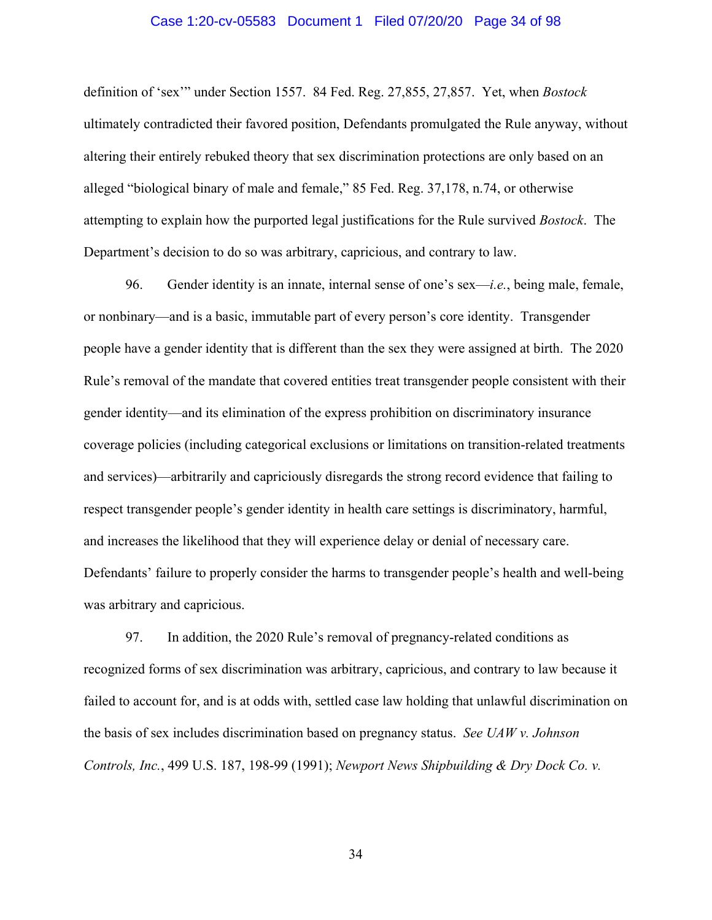definition of 'sex'" under Section 1557. 84 Fed. Reg. 27,855, 27,857. Yet, when *Bostock* ultimately contradicted their favored position, Defendants promulgated the Rule anyway, without altering their entirely rebuked theory that sex discrimination protections are only based on an alleged "biological binary of male and female," 85 Fed. Reg. 37,178, n.74, or otherwise attempting to explain how the purported legal justifications for the Rule survived *Bostock*. The Department's decision to do so was arbitrary, capricious, and contrary to law.

96. Gender identity is an innate, internal sense of one's sex—*i.e.*, being male, female, or nonbinary—and is a basic, immutable part of every person's core identity. Transgender people have a gender identity that is different than the sex they were assigned at birth. The 2020 Rule's removal of the mandate that covered entities treat transgender people consistent with their gender identity—and its elimination of the express prohibition on discriminatory insurance coverage policies (including categorical exclusions or limitations on transition-related treatments and services)—arbitrarily and capriciously disregards the strong record evidence that failing to respect transgender people's gender identity in health care settings is discriminatory, harmful, and increases the likelihood that they will experience delay or denial of necessary care. Defendants' failure to properly consider the harms to transgender people's health and well-being was arbitrary and capricious.

97. In addition, the 2020 Rule's removal of pregnancy-related conditions as recognized forms of sex discrimination was arbitrary, capricious, and contrary to law because it failed to account for, and is at odds with, settled case law holding that unlawful discrimination on the basis of sex includes discrimination based on pregnancy status. *See UAW v. Johnson Controls, Inc.*, 499 U.S. 187, 198-99 (1991); *Newport News Shipbuilding & Dry Dock Co. v.*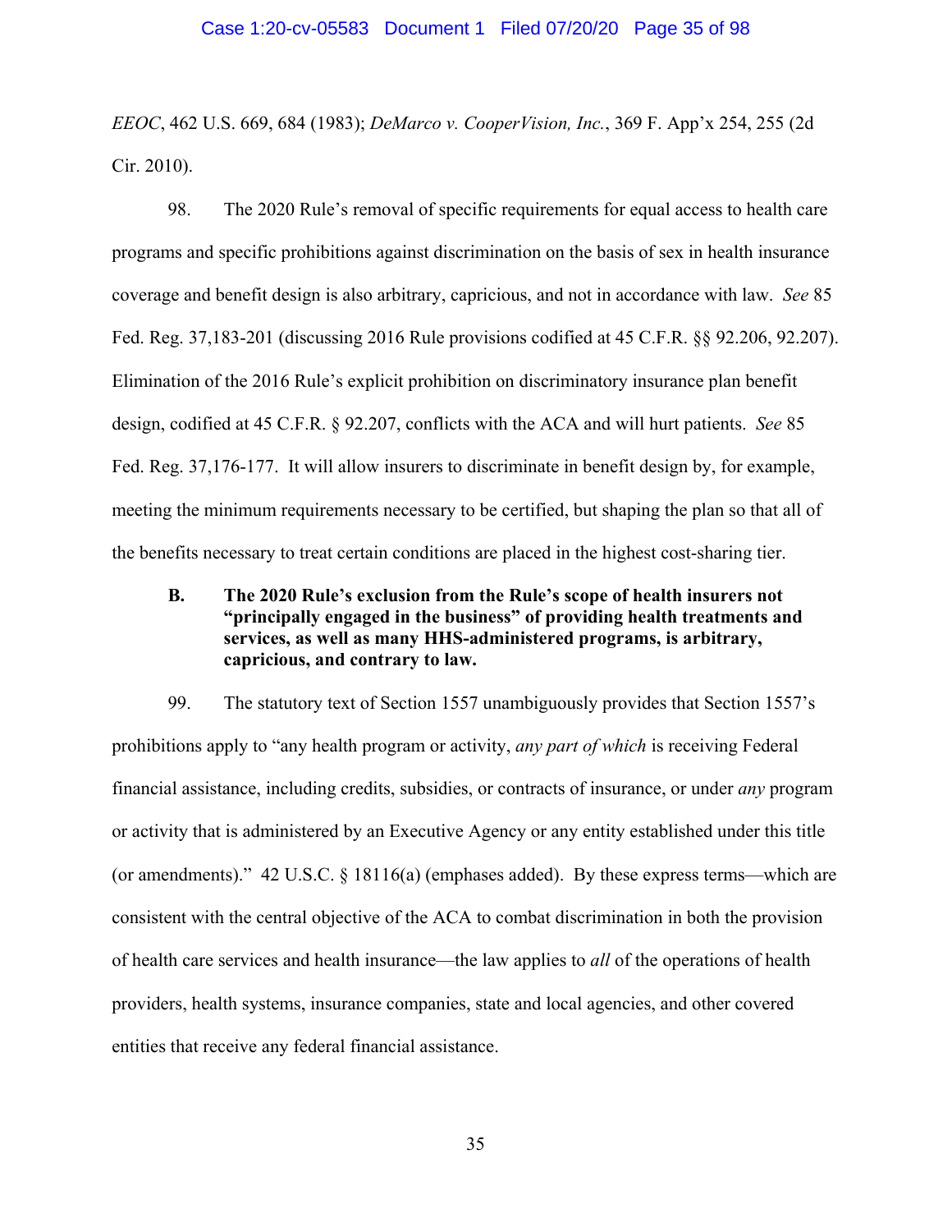*EEOC*, 462 U.S. 669, 684 (1983); *DeMarco v. CooperVision, Inc.*, 369 F. App'x 254, 255 (2d Cir. 2010).

98. The 2020 Rule's removal of specific requirements for equal access to health care programs and specific prohibitions against discrimination on the basis of sex in health insurance coverage and benefit design is also arbitrary, capricious, and not in accordance with law. *See* 85 Fed. Reg. 37,183-201 (discussing 2016 Rule provisions codified at 45 C.F.R. §§ 92.206, 92.207). Elimination of the 2016 Rule's explicit prohibition on discriminatory insurance plan benefit design, codified at 45 C.F.R. § 92.207, conflicts with the ACA and will hurt patients. *See* 85 Fed. Reg. 37,176-177. It will allow insurers to discriminate in benefit design by, for example, meeting the minimum requirements necessary to be certified, but shaping the plan so that all of the benefits necessary to treat certain conditions are placed in the highest cost-sharing tier.

### B. The 2020 Rule's exclusion from the Rule's scope of health insurers not "principally engaged in the business" of providing health treatments and services, as well as many HHS-administered programs, is arbitrary, capricious, and contrary to law.

99. The statutory text of Section 1557 unambiguously provides that Section 1557's prohibitions apply to "any health program or activity, *any part of which* is receiving Federal financial assistance, including credits, subsidies, or contracts of insurance, or under *any* program or activity that is administered by an Executive Agency or any entity established under this title (or amendments)." 42 U.S.C. § 18116(a) (emphases added). By these express terms—which are consistent with the central objective of the ACA to combat discrimination in both the provision of health care services and health insurance—the law applies to *all* of the operations of health providers, health systems, insurance companies, state and local agencies, and other covered entities that receive any federal financial assistance.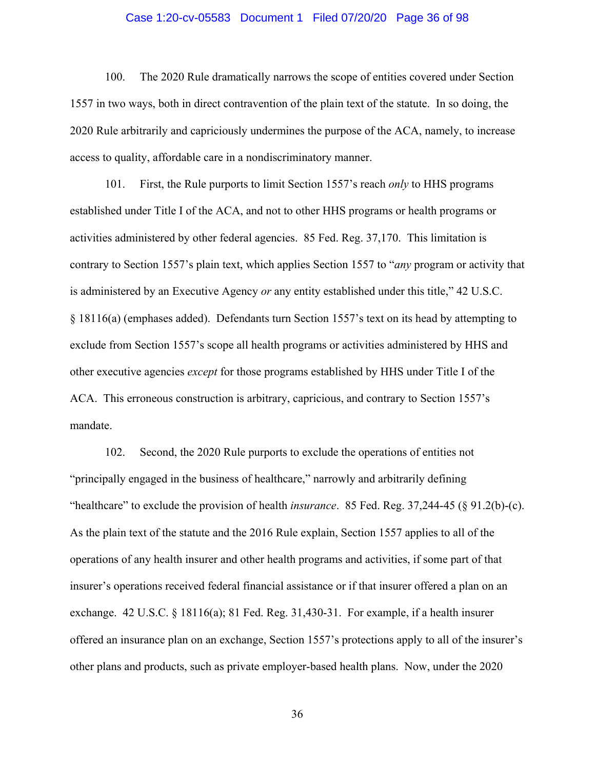100. The 2020 Rule dramatically narrows the scope of entities covered under Section 1557 in two ways, both in direct contravention of the plain text of the statute. In so doing, the 2020 Rule arbitrarily and capriciously undermines the purpose of the ACA, namely, to increase access to quality, affordable care in a nondiscriminatory manner.

101. First, the Rule purports to limit Section 1557's reach *only* to HHS programs established under Title I of the ACA, and not to other HHS programs or health programs or activities administered by other federal agencies. 85 Fed. Reg. 37,170. This limitation is contrary to Section 1557's plain text, which applies Section 1557 to "*any* program or activity that is administered by an Executive Agency *or* any entity established under this title," 42 U.S.C. § 18116(a) (emphases added). Defendants turn Section 1557's text on its head by attempting to exclude from Section 1557's scope all health programs or activities administered by HHS and other executive agencies *except* for those programs established by HHS under Title I of the ACA. This erroneous construction is arbitrary, capricious, and contrary to Section 1557's mandate.

102. Second, the 2020 Rule purports to exclude the operations of entities not "principally engaged in the business of healthcare," narrowly and arbitrarily defining "healthcare" to exclude the provision of health *insurance*. 85 Fed. Reg. 37,244-45 (§ 91.2(b)-(c). As the plain text of the statute and the 2016 Rule explain, Section 1557 applies to all of the operations of any health insurer and other health programs and activities, if some part of that insurer's operations received federal financial assistance or if that insurer offered a plan on an exchange. 42 U.S.C. § 18116(a); 81 Fed. Reg. 31,430-31. For example, if a health insurer offered an insurance plan on an exchange, Section 1557's protections apply to all of the insurer's other plans and products, such as private employer-based health plans. Now, under the 2020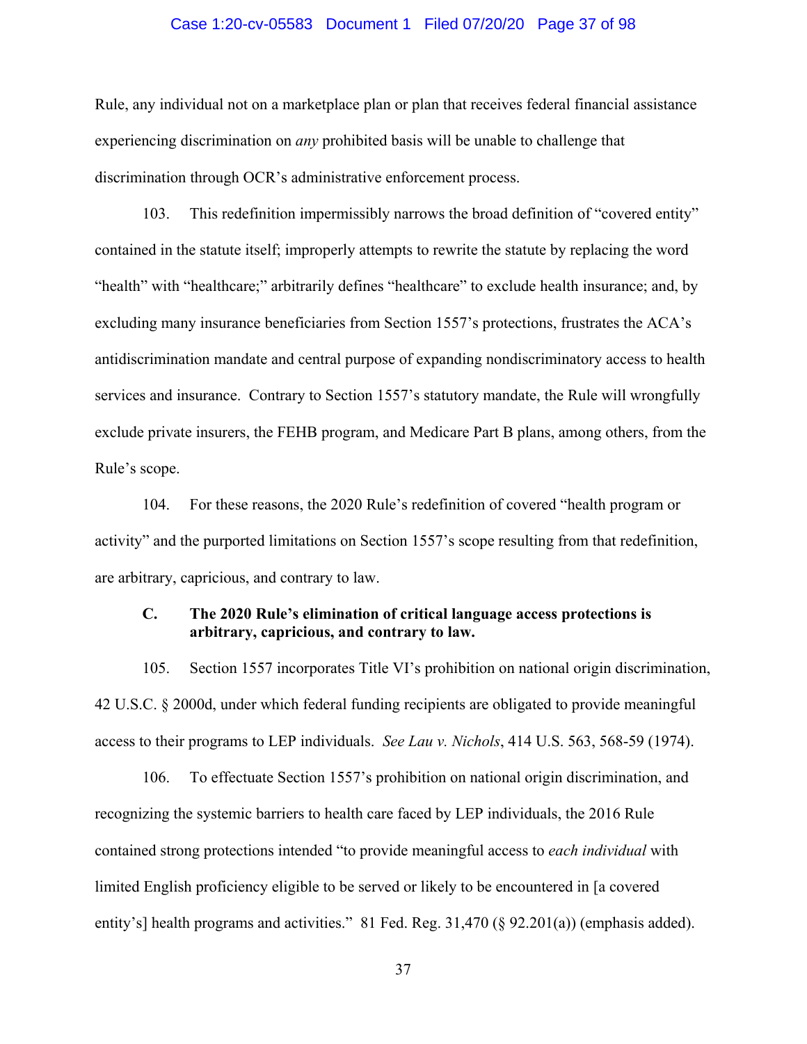Rule, any individual not on a marketplace plan or plan that receives federal financial assistance experiencing discrimination on *any* prohibited basis will be unable to challenge that discrimination through OCR's administrative enforcement process.

103. This redefinition impermissibly narrows the broad definition of "covered entity" contained in the statute itself; improperly attempts to rewrite the statute by replacing the word "health" with "healthcare;" arbitrarily defines "healthcare" to exclude health insurance; and, by excluding many insurance beneficiaries from Section 1557's protections, frustrates the ACA's antidiscrimination mandate and central purpose of expanding nondiscriminatory access to health services and insurance. Contrary to Section 1557's statutory mandate, the Rule will wrongfully exclude private insurers, the FEHB program, and Medicare Part B plans, among others, from the Rule's scope.

104. For these reasons, the 2020 Rule's redefinition of covered "health program or activity" and the purported limitations on Section 1557's scope resulting from that redefinition, are arbitrary, capricious, and contrary to law.

### C. The 2020 Rule's elimination of critical language access protections is arbitrary, capricious, and contrary to law.

105. Section 1557 incorporates Title VI's prohibition on national origin discrimination, 42 U.S.C. § 2000d, under which federal funding recipients are obligated to provide meaningful access to their programs to LEP individuals. *See Lau v. Nichols*, 414 U.S. 563, 568-59 (1974).

106. To effectuate Section 1557's prohibition on national origin discrimination, and recognizing the systemic barriers to health care faced by LEP individuals, the 2016 Rule contained strong protections intended "to provide meaningful access to *each individual* with limited English proficiency eligible to be served or likely to be encountered in [a covered entity's] health programs and activities." 81 Fed. Reg. 31,470 (§ 92.201(a)) (emphasis added).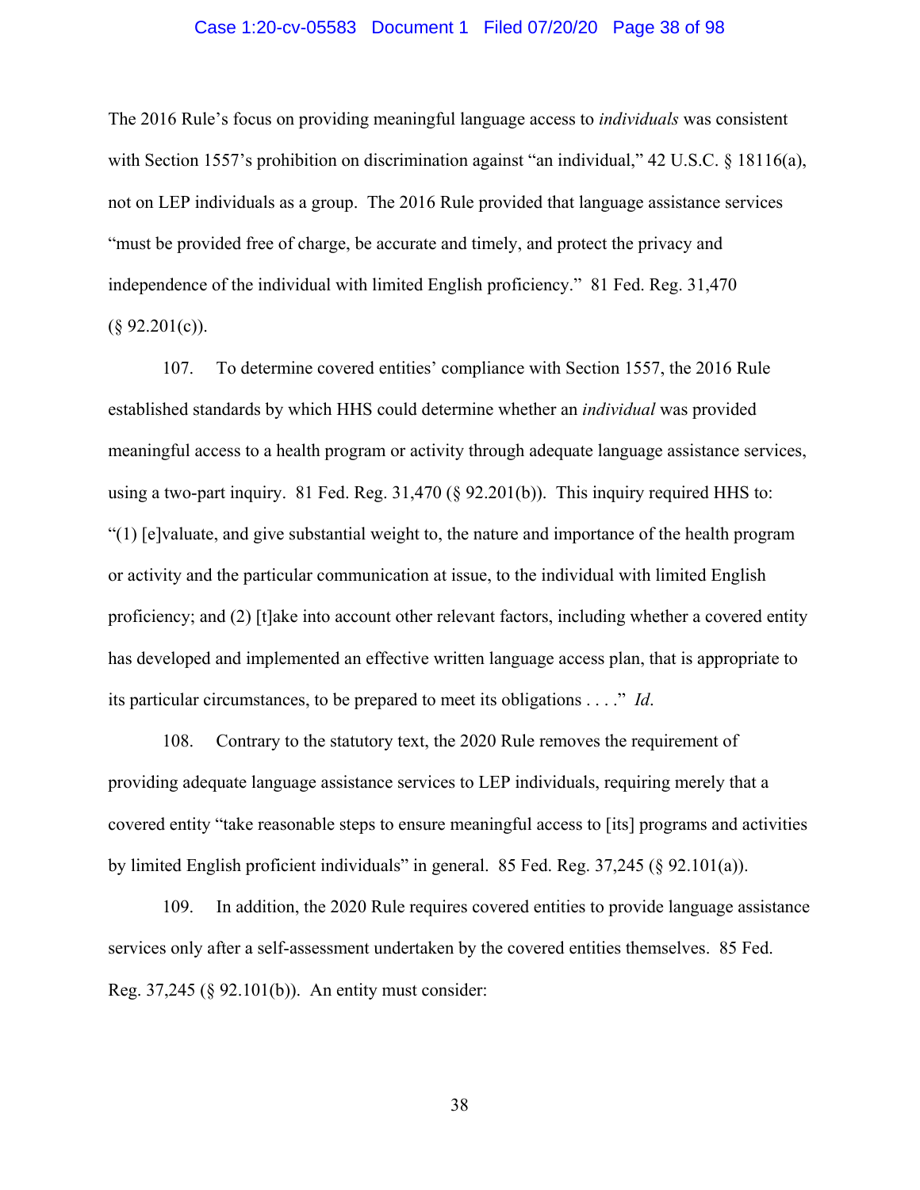The 2016 Rule's focus on providing meaningful language access to *individuals* was consistent with Section 1557's prohibition on discrimination against "an individual," 42 U.S.C. § 18116(a), not on LEP individuals as a group. The 2016 Rule provided that language assistance services "must be provided free of charge, be accurate and timely, and protect the privacy and independence of the individual with limited English proficiency." 81 Fed. Reg. 31,470 (§ 92.201(c)).

107. To determine covered entities' compliance with Section 1557, the 2016 Rule established standards by which HHS could determine whether an *individual* was provided meaningful access to a health program or activity through adequate language assistance services, using a two-part inquiry. 81 Fed. Reg. 31,470 (§ 92.201(b)). This inquiry required HHS to: "(1) [e]valuate, and give substantial weight to, the nature and importance of the health program or activity and the particular communication at issue, to the individual with limited English proficiency; and (2) [t]ake into account other relevant factors, including whether a covered entity has developed and implemented an effective written language access plan, that is appropriate to its particular circumstances, to be prepared to meet its obligations . . . ." *Id*.

108. Contrary to the statutory text, the 2020 Rule removes the requirement of providing adequate language assistance services to LEP individuals, requiring merely that a covered entity "take reasonable steps to ensure meaningful access to [its] programs and activities by limited English proficient individuals" in general. 85 Fed. Reg. 37,245 (§ 92.101(a)).

109. In addition, the 2020 Rule requires covered entities to provide language assistance services only after a self-assessment undertaken by the covered entities themselves. 85 Fed. Reg. 37,245 (§ 92.101(b)). An entity must consider: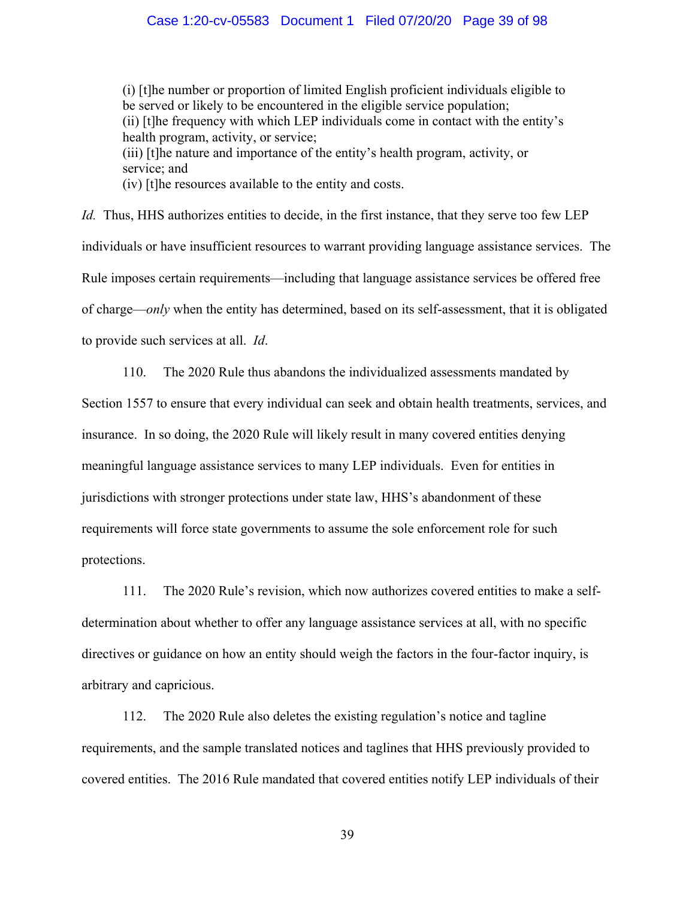(i) [t]he number or proportion of limited English proficient individuals eligible to be served or likely to be encountered in the eligible service population;
(ii) [t]he frequency with which LEP individuals come in contact with the entity's health program, activity, or service;
(iii) [t]he nature and importance of the entity's health program, activity, or service; and
(iv) [t]he resources available to the entity and costs.

*Id.* Thus, HHS authorizes entities to decide, in the first instance, that they serve too few LEP individuals or have insufficient resources to warrant providing language assistance services. The Rule imposes certain requirements—including that language assistance services be offered free of charge—*only* when the entity has determined, based on its self-assessment, that it is obligated to provide such services at all. *Id*.

110. The 2020 Rule thus abandons the individualized assessments mandated by Section 1557 to ensure that every individual can seek and obtain health treatments, services, and insurance. In so doing, the 2020 Rule will likely result in many covered entities denying meaningful language assistance services to many LEP individuals. Even for entities in jurisdictions with stronger protections under state law, HHS's abandonment of these requirements will force state governments to assume the sole enforcement role for such protections.

111. The 2020 Rule's revision, which now authorizes covered entities to make a self-determination about whether to offer any language assistance services at all, with no specific directives or guidance on how an entity should weigh the factors in the four-factor inquiry, is arbitrary and capricious.

112. The 2020 Rule also deletes the existing regulation's notice and tagline requirements, and the sample translated notices and taglines that HHS previously provided to covered entities. The 2016 Rule mandated that covered entities notify LEP individuals of their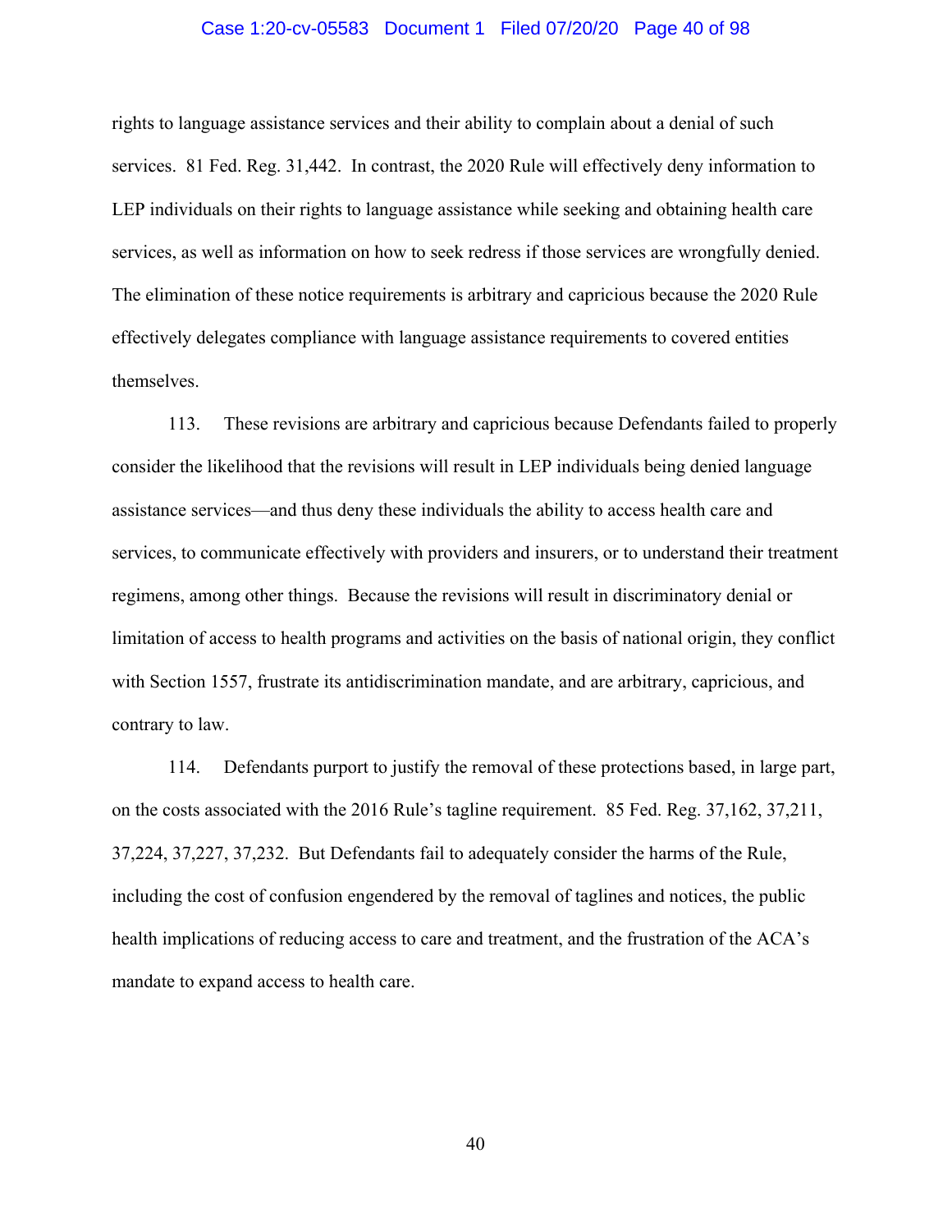rights to language assistance services and their ability to complain about a denial of such services. 81 Fed. Reg. 31,442. In contrast, the 2020 Rule will effectively deny information to LEP individuals on their rights to language assistance while seeking and obtaining health care services, as well as information on how to seek redress if those services are wrongfully denied. The elimination of these notice requirements is arbitrary and capricious because the 2020 Rule effectively delegates compliance with language assistance requirements to covered entities themselves.

113. These revisions are arbitrary and capricious because Defendants failed to properly consider the likelihood that the revisions will result in LEP individuals being denied language assistance services—and thus deny these individuals the ability to access health care and services, to communicate effectively with providers and insurers, or to understand their treatment regimens, among other things. Because the revisions will result in discriminatory denial or limitation of access to health programs and activities on the basis of national origin, they conflict with Section 1557, frustrate its antidiscrimination mandate, and are arbitrary, capricious, and contrary to law.

114. Defendants purport to justify the removal of these protections based, in large part, on the costs associated with the 2016 Rule's tagline requirement. 85 Fed. Reg. 37,162, 37,211, 37,224, 37,227, 37,232. But Defendants fail to adequately consider the harms of the Rule, including the cost of confusion engendered by the removal of taglines and notices, the public health implications of reducing access to care and treatment, and the frustration of the ACA's mandate to expand access to health care.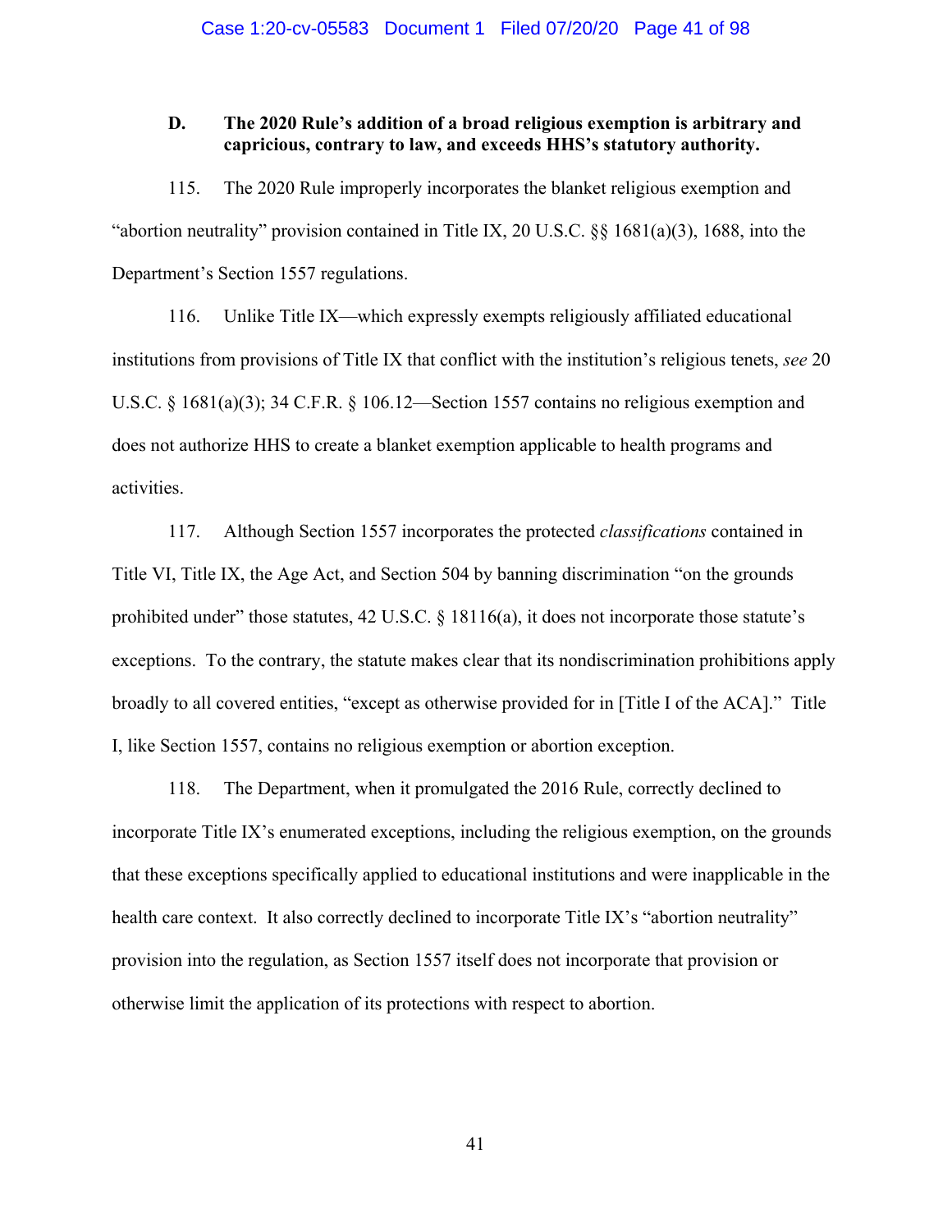### D. The 2020 Rule's addition of a broad religious exemption is arbitrary and capricious, contrary to law, and exceeds HHS's statutory authority.

115. The 2020 Rule improperly incorporates the blanket religious exemption and "abortion neutrality" provision contained in Title IX, 20 U.S.C. §§ 1681(a)(3), 1688, into the Department's Section 1557 regulations.

116. Unlike Title IX—which expressly exempts religiously affiliated educational institutions from provisions of Title IX that conflict with the institution's religious tenets, *see* 20 U.S.C. § 1681(a)(3); 34 C.F.R. § 106.12—Section 1557 contains no religious exemption and does not authorize HHS to create a blanket exemption applicable to health programs and activities.

117. Although Section 1557 incorporates the protected *classifications* contained in Title VI, Title IX, the Age Act, and Section 504 by banning discrimination "on the grounds prohibited under" those statutes, 42 U.S.C. § 18116(a), it does not incorporate those statute's exceptions. To the contrary, the statute makes clear that its nondiscrimination prohibitions apply broadly to all covered entities, "except as otherwise provided for in [Title I of the ACA]." Title I, like Section 1557, contains no religious exemption or abortion exception.

118. The Department, when it promulgated the 2016 Rule, correctly declined to incorporate Title IX's enumerated exceptions, including the religious exemption, on the grounds that these exceptions specifically applied to educational institutions and were inapplicable in the health care context. It also correctly declined to incorporate Title IX's "abortion neutrality" provision into the regulation, as Section 1557 itself does not incorporate that provision or otherwise limit the application of its protections with respect to abortion.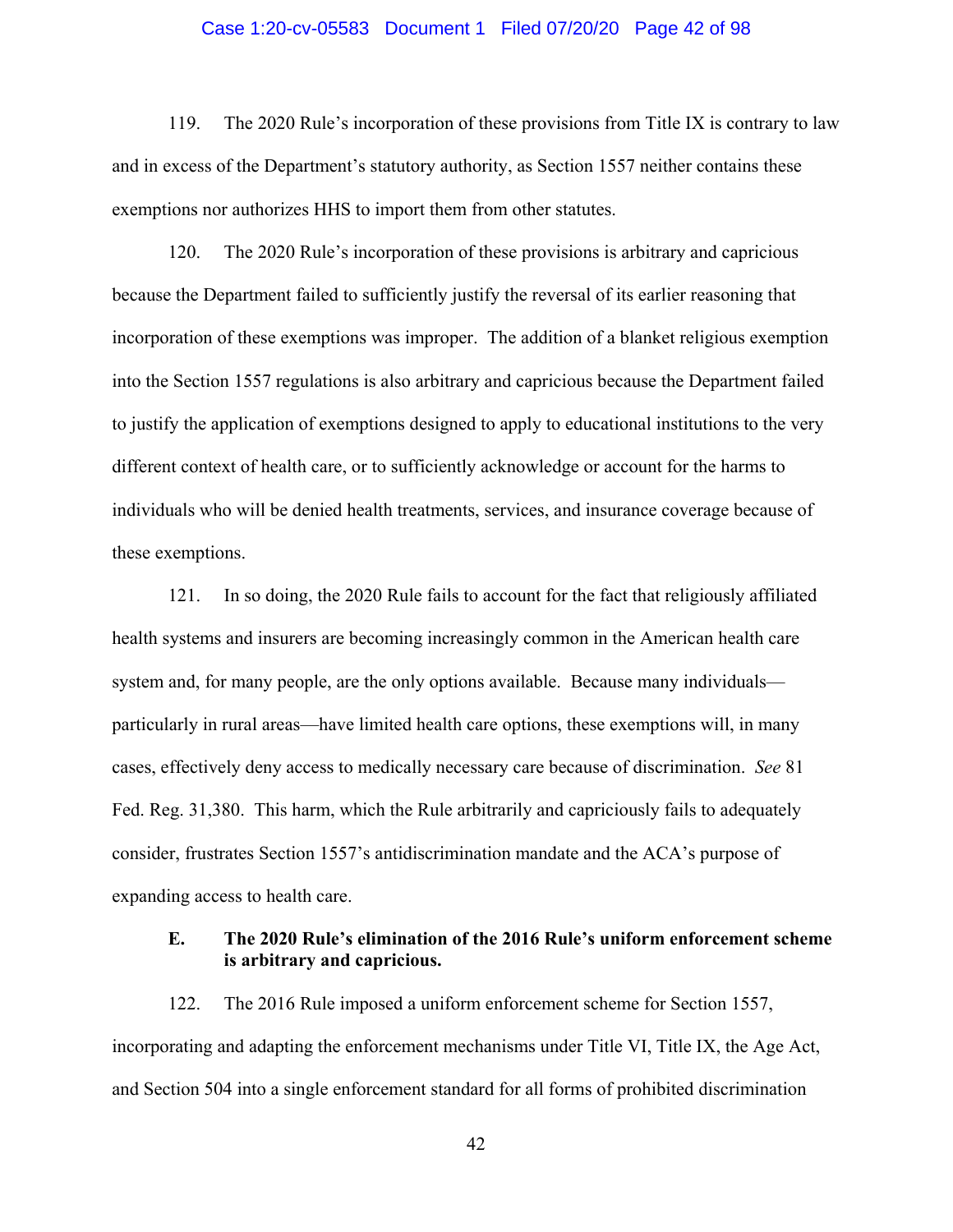119. The 2020 Rule's incorporation of these provisions from Title IX is contrary to law and in excess of the Department's statutory authority, as Section 1557 neither contains these exemptions nor authorizes HHS to import them from other statutes.

120. The 2020 Rule's incorporation of these provisions is arbitrary and capricious because the Department failed to sufficiently justify the reversal of its earlier reasoning that incorporation of these exemptions was improper. The addition of a blanket religious exemption into the Section 1557 regulations is also arbitrary and capricious because the Department failed to justify the application of exemptions designed to apply to educational institutions to the very different context of health care, or to sufficiently acknowledge or account for the harms to individuals who will be denied health treatments, services, and insurance coverage because of these exemptions.

121. In so doing, the 2020 Rule fails to account for the fact that religiously affiliated health systems and insurers are becoming increasingly common in the American health care system and, for many people, are the only options available. Because many individuals—particularly in rural areas—have limited health care options, these exemptions will, in many cases, effectively deny access to medically necessary care because of discrimination. *See* 81 Fed. Reg. 31,380. This harm, which the Rule arbitrarily and capriciously fails to adequately consider, frustrates Section 1557's antidiscrimination mandate and the ACA's purpose of expanding access to health care.

### E. The 2020 Rule's elimination of the 2016 Rule's uniform enforcement scheme is arbitrary and capricious.

122. The 2016 Rule imposed a uniform enforcement scheme for Section 1557, incorporating and adapting the enforcement mechanisms under Title VI, Title IX, the Age Act, and Section 504 into a single enforcement standard for all forms of prohibited discrimination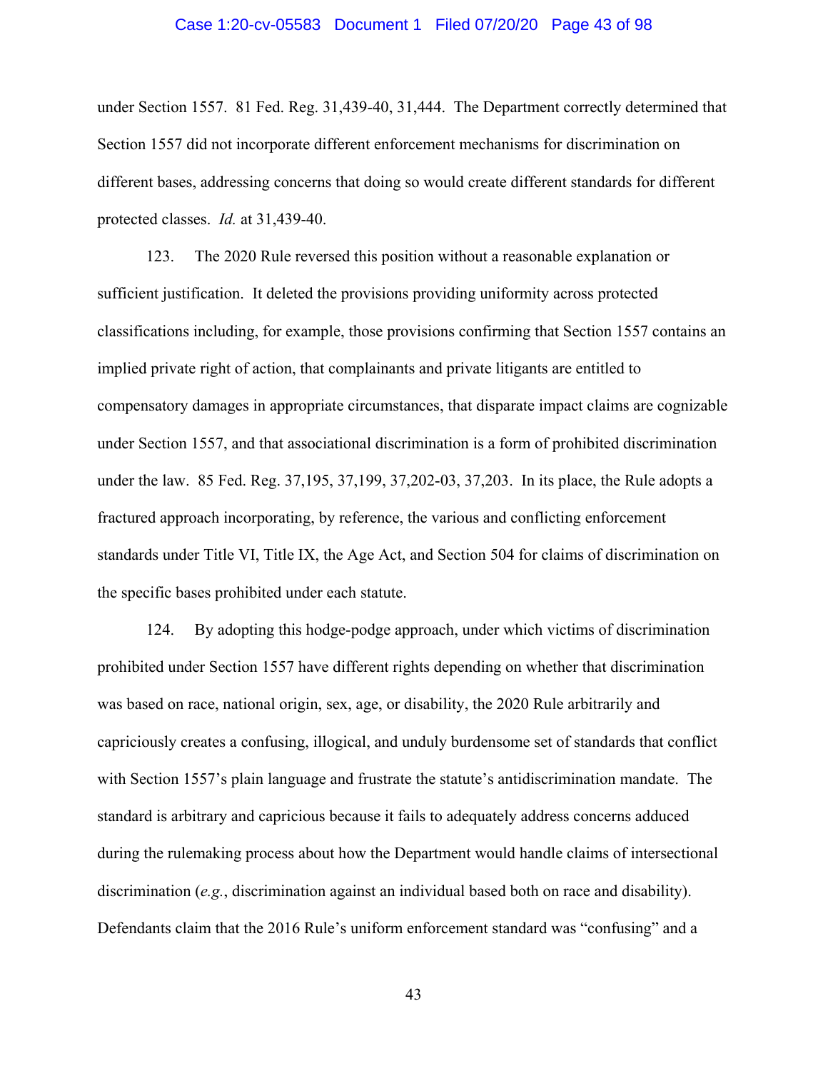under Section 1557. 81 Fed. Reg. 31,439-40, 31,444. The Department correctly determined that Section 1557 did not incorporate different enforcement mechanisms for discrimination on different bases, addressing concerns that doing so would create different standards for different protected classes. *Id.* at 31,439-40.

123. The 2020 Rule reversed this position without a reasonable explanation or sufficient justification. It deleted the provisions providing uniformity across protected classifications including, for example, those provisions confirming that Section 1557 contains an implied private right of action, that complainants and private litigants are entitled to compensatory damages in appropriate circumstances, that disparate impact claims are cognizable under Section 1557, and that associational discrimination is a form of prohibited discrimination under the law. 85 Fed. Reg. 37,195, 37,199, 37,202-03, 37,203. In its place, the Rule adopts a fractured approach incorporating, by reference, the various and conflicting enforcement standards under Title VI, Title IX, the Age Act, and Section 504 for claims of discrimination on the specific bases prohibited under each statute.

124. By adopting this hodge-podge approach, under which victims of discrimination prohibited under Section 1557 have different rights depending on whether that discrimination was based on race, national origin, sex, age, or disability, the 2020 Rule arbitrarily and capriciously creates a confusing, illogical, and unduly burdensome set of standards that conflict with Section 1557's plain language and frustrate the statute's antidiscrimination mandate. The standard is arbitrary and capricious because it fails to adequately address concerns adduced during the rulemaking process about how the Department would handle claims of intersectional discrimination (*e.g.*, discrimination against an individual based both on race and disability). Defendants claim that the 2016 Rule's uniform enforcement standard was "confusing" and a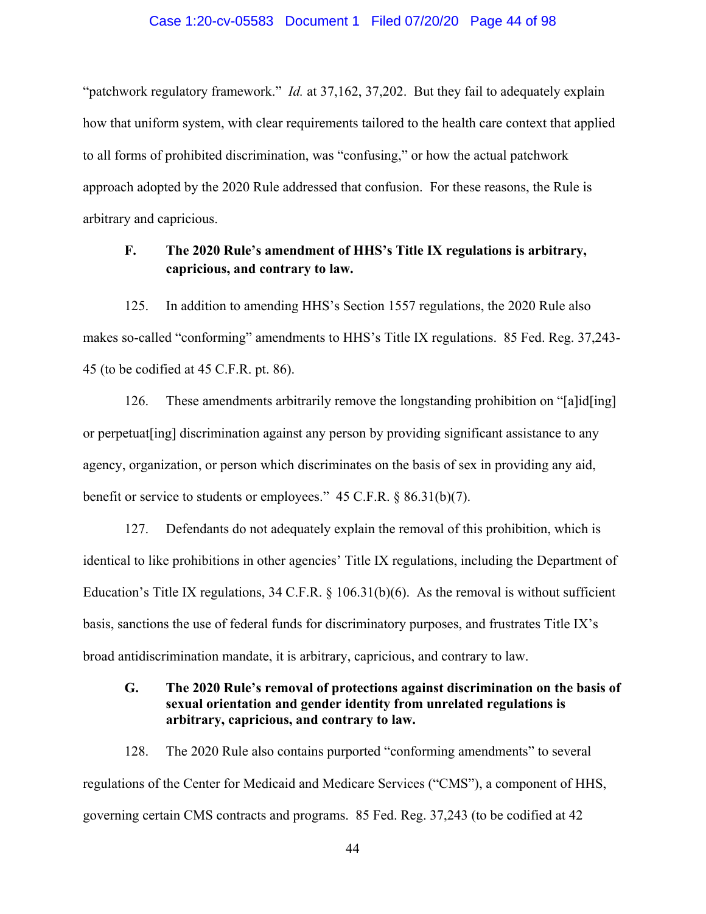"patchwork regulatory framework." *Id.* at 37,162, 37,202. But they fail to adequately explain how that uniform system, with clear requirements tailored to the health care context that applied to all forms of prohibited discrimination, was "confusing," or how the actual patchwork approach adopted by the 2020 Rule addressed that confusion. For these reasons, the Rule is arbitrary and capricious.

### F. The 2020 Rule's amendment of HHS's Title IX regulations is arbitrary, capricious, and contrary to law.

125. In addition to amending HHS's Section 1557 regulations, the 2020 Rule also makes so-called "conforming" amendments to HHS's Title IX regulations. 85 Fed. Reg. 37,243-45 (to be codified at 45 C.F.R. pt. 86).

126. These amendments arbitrarily remove the longstanding prohibition on "[a]id[ing] or perpetuat[ing] discrimination against any person by providing significant assistance to any agency, organization, or person which discriminates on the basis of sex in providing any aid, benefit or service to students or employees." 45 C.F.R. § 86.31(b)(7).

127. Defendants do not adequately explain the removal of this prohibition, which is identical to like prohibitions in other agencies' Title IX regulations, including the Department of Education's Title IX regulations, 34 C.F.R. § 106.31(b)(6). As the removal is without sufficient basis, sanctions the use of federal funds for discriminatory purposes, and frustrates Title IX's broad antidiscrimination mandate, it is arbitrary, capricious, and contrary to law.

### G. The 2020 Rule's removal of protections against discrimination on the basis of sexual orientation and gender identity from unrelated regulations is arbitrary, capricious, and contrary to law.

128. The 2020 Rule also contains purported "conforming amendments" to several regulations of the Center for Medicaid and Medicare Services ("CMS"), a component of HHS, governing certain CMS contracts and programs. 85 Fed. Reg. 37,243 (to be codified at 42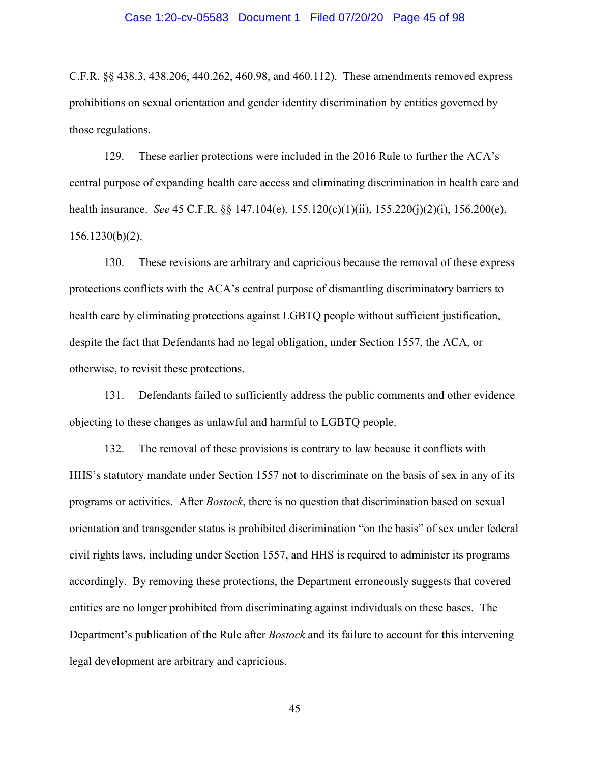C.F.R. §§ 438.3, 438.206, 440.262, 460.98, and 460.112). These amendments removed express prohibitions on sexual orientation and gender identity discrimination by entities governed by those regulations.

129. These earlier protections were included in the 2016 Rule to further the ACA's central purpose of expanding health care access and eliminating discrimination in health care and health insurance. *See* 45 C.F.R. §§ 147.104(e), 155.120(c)(1)(ii), 155.220(j)(2)(i), 156.200(e), 156.1230(b)(2).

130. These revisions are arbitrary and capricious because the removal of these express protections conflicts with the ACA's central purpose of dismantling discriminatory barriers to health care by eliminating protections against LGBTQ people without sufficient justification, despite the fact that Defendants had no legal obligation, under Section 1557, the ACA, or otherwise, to revisit these protections.

131. Defendants failed to sufficiently address the public comments and other evidence objecting to these changes as unlawful and harmful to LGBTQ people.

132. The removal of these provisions is contrary to law because it conflicts with HHS's statutory mandate under Section 1557 not to discriminate on the basis of sex in any of its programs or activities. After *Bostock*, there is no question that discrimination based on sexual orientation and transgender status is prohibited discrimination "on the basis" of sex under federal civil rights laws, including under Section 1557, and HHS is required to administer its programs accordingly. By removing these protections, the Department erroneously suggests that covered entities are no longer prohibited from discriminating against individuals on these bases. The Department's publication of the Rule after *Bostock* and its failure to account for this intervening legal development are arbitrary and capricious.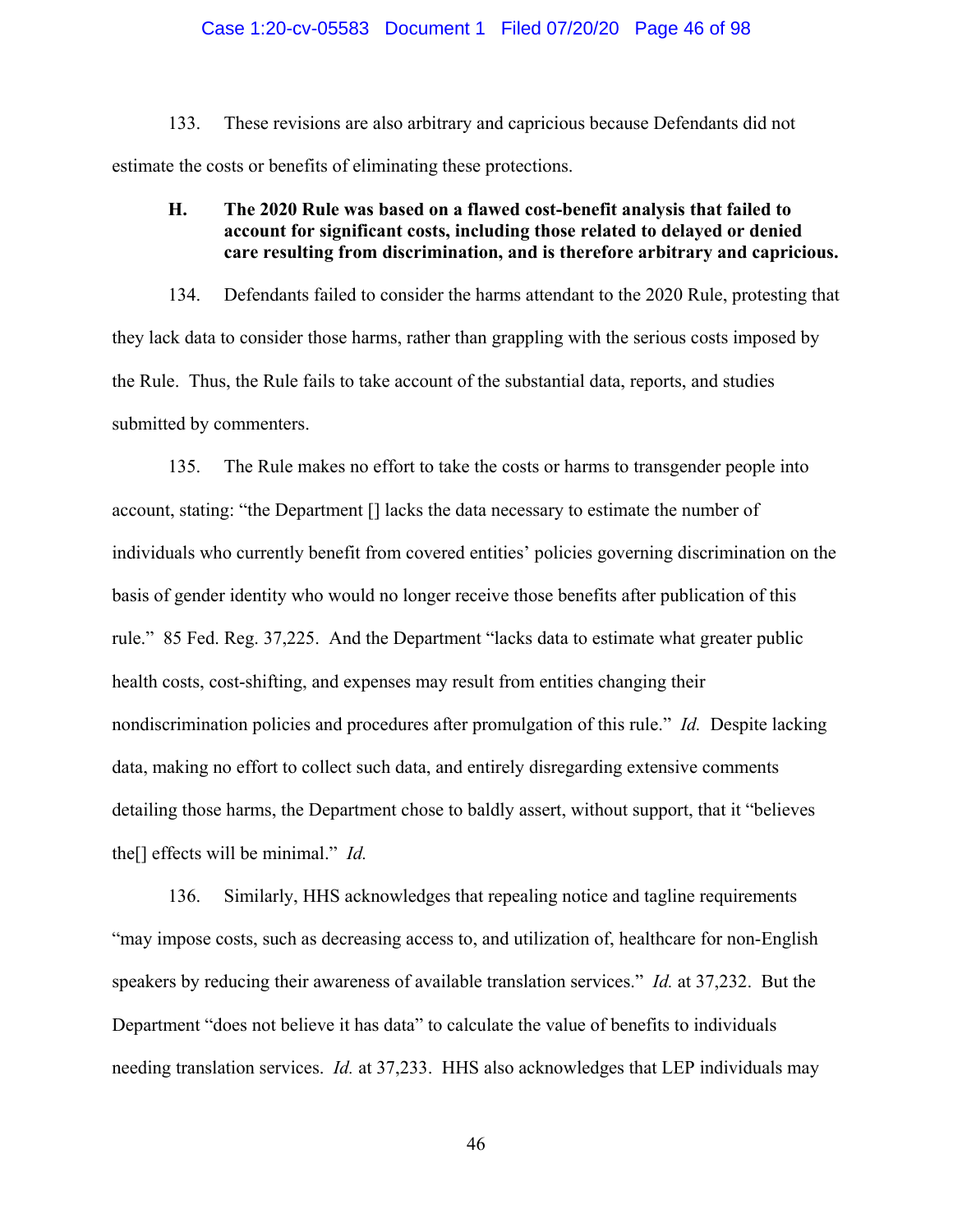133. These revisions are also arbitrary and capricious because Defendants did not estimate the costs or benefits of eliminating these protections.

### H. The 2020 Rule was based on a flawed cost-benefit analysis that failed to account for significant costs, including those related to delayed or denied care resulting from discrimination, and is therefore arbitrary and capricious.

134. Defendants failed to consider the harms attendant to the 2020 Rule, protesting that they lack data to consider those harms, rather than grappling with the serious costs imposed by the Rule. Thus, the Rule fails to take account of the substantial data, reports, and studies submitted by commenters.

135. The Rule makes no effort to take the costs or harms to transgender people into account, stating: "the Department [] lacks the data necessary to estimate the number of individuals who currently benefit from covered entities' policies governing discrimination on the basis of gender identity who would no longer receive those benefits after publication of this rule." 85 Fed. Reg. 37,225. And the Department "lacks data to estimate what greater public health costs, cost-shifting, and expenses may result from entities changing their nondiscrimination policies and procedures after promulgation of this rule." *Id.* Despite lacking data, making no effort to collect such data, and entirely disregarding extensive comments detailing those harms, the Department chose to baldly assert, without support, that it "believes the[] effects will be minimal." *Id.*

136. Similarly, HHS acknowledges that repealing notice and tagline requirements "may impose costs, such as decreasing access to, and utilization of, healthcare for non-English speakers by reducing their awareness of available translation services." *Id.* at 37,232. But the Department "does not believe it has data" to calculate the value of benefits to individuals needing translation services. *Id.* at 37,233. HHS also acknowledges that LEP individuals may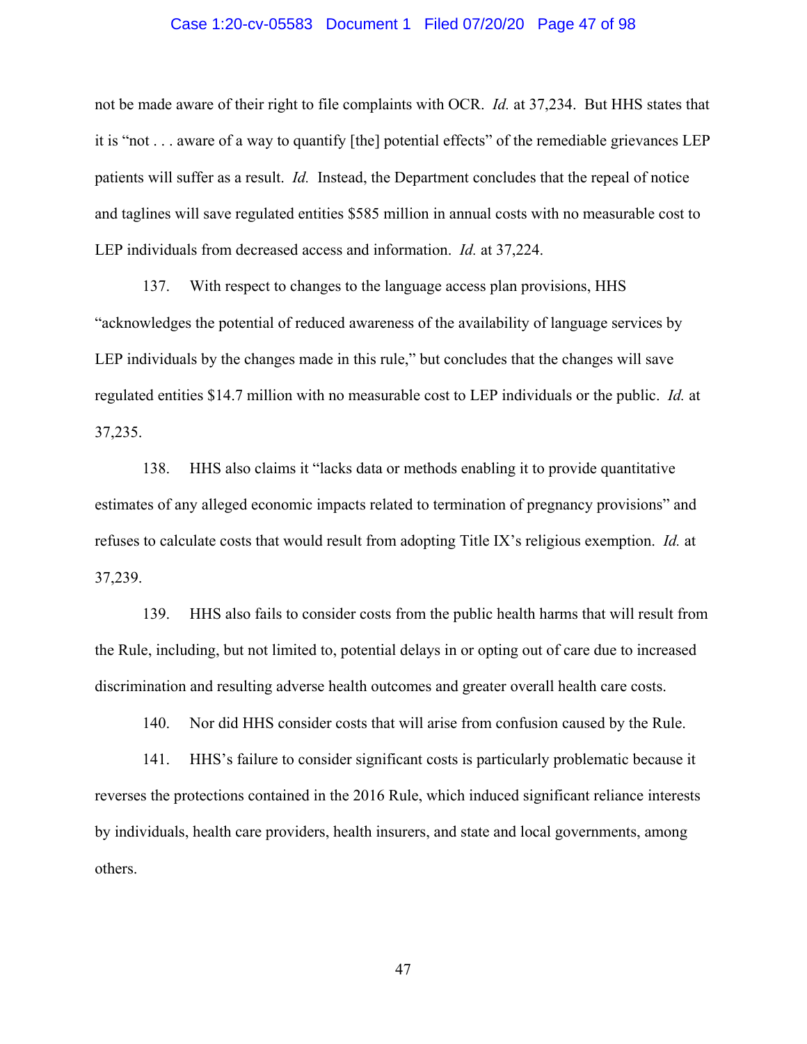not be made aware of their right to file complaints with OCR. *Id.* at 37,234. But HHS states that it is "not . . . aware of a way to quantify [the] potential effects" of the remediable grievances LEP patients will suffer as a result. *Id.* Instead, the Department concludes that the repeal of notice and taglines will save regulated entities $585 million in annual costs with no measurable cost to LEP individuals from decreased access and information. *Id.* at 37,224.

137. With respect to changes to the language access plan provisions, HHS "acknowledges the potential of reduced awareness of the availability of language services by LEP individuals by the changes made in this rule," but concludes that the changes will save regulated entities $14.7 million with no measurable cost to LEP individuals or the public. *Id.* at 37,235.

138. HHS also claims it "lacks data or methods enabling it to provide quantitative estimates of any alleged economic impacts related to termination of pregnancy provisions" and refuses to calculate costs that would result from adopting Title IX's religious exemption. *Id.* at 37,239.

139. HHS also fails to consider costs from the public health harms that will result from the Rule, including, but not limited to, potential delays in or opting out of care due to increased discrimination and resulting adverse health outcomes and greater overall health care costs.

140. Nor did HHS consider costs that will arise from confusion caused by the Rule.

141. HHS's failure to consider significant costs is particularly problematic because it reverses the protections contained in the 2016 Rule, which induced significant reliance interests by individuals, health care providers, health insurers, and state and local governments, among others.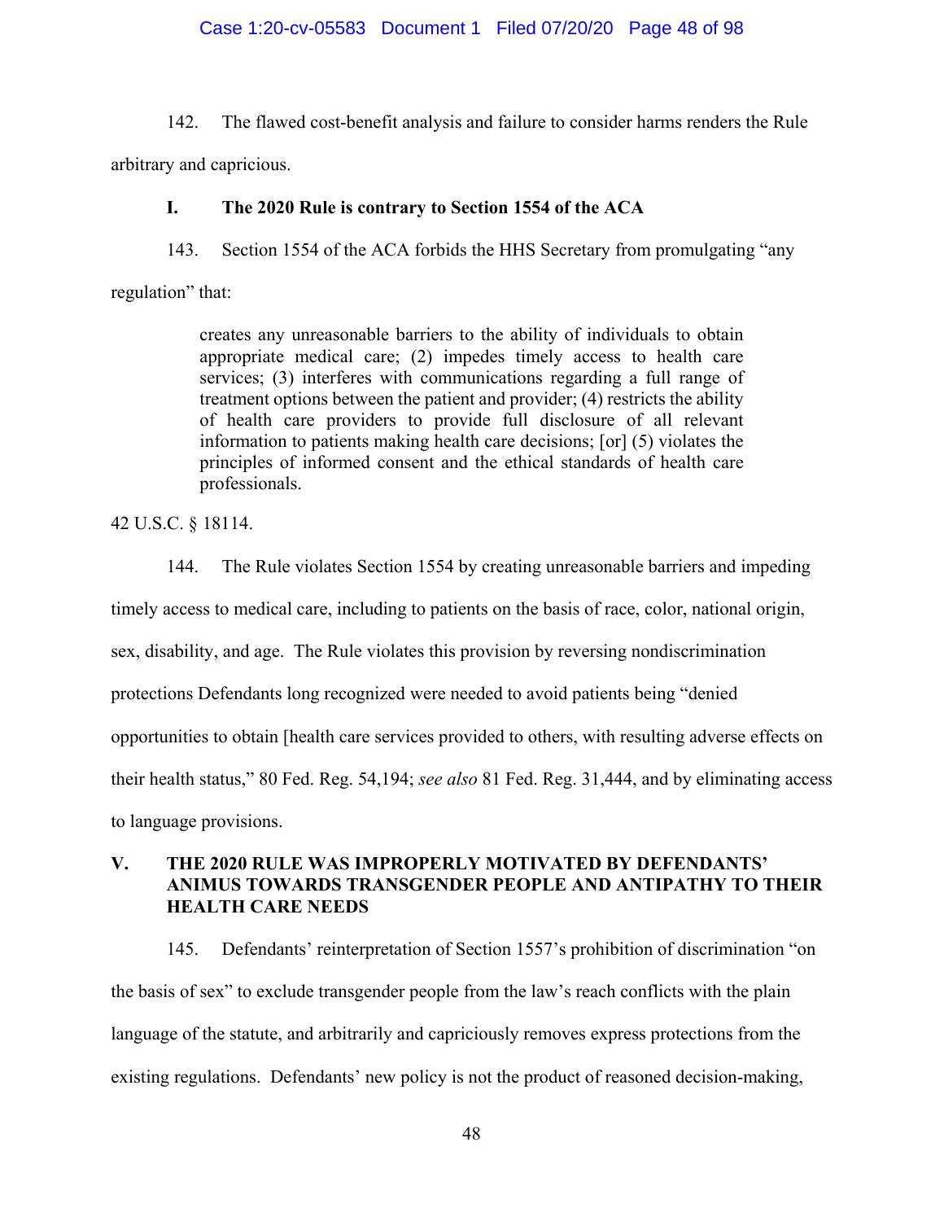142. The flawed cost-benefit analysis and failure to consider harms renders the Rule arbitrary and capricious.

### I. The 2020 Rule is contrary to Section 1554 of the ACA

143. Section 1554 of the ACA forbids the HHS Secretary from promulgating "any regulation" that:

> creates any unreasonable barriers to the ability of individuals to obtain appropriate medical care; (2) impedes timely access to health care services; (3) interferes with communications regarding a full range of treatment options between the patient and provider; (4) restricts the ability of health care providers to provide full disclosure of all relevant information to patients making health care decisions; [or] (5) violates the principles of informed consent and the ethical standards of health care professionals.

42 U.S.C. § 18114.

144. The Rule violates Section 1554 by creating unreasonable barriers and impeding timely access to medical care, including to patients on the basis of race, color, national origin, sex, disability, and age. The Rule violates this provision by reversing nondiscrimination protections Defendants long recognized were needed to avoid patients being "denied opportunities to obtain [health care services provided to others, with resulting adverse effects on their health status," 80 Fed. Reg. 54,194; *see also* 81 Fed. Reg. 31,444, and by eliminating access to language provisions.

## V. THE 2020 RULE WAS IMPROPERLY MOTIVATED BY DEFENDANTS' ANIMUS TOWARDS TRANSGENDER PEOPLE AND ANTIPATHY TO THEIR HEALTH CARE NEEDS

145. Defendants' reinterpretation of Section 1557's prohibition of discrimination "on the basis of sex" to exclude transgender people from the law's reach conflicts with the plain language of the statute, and arbitrarily and capriciously removes express protections from the existing regulations. Defendants' new policy is not the product of reasoned decision-making,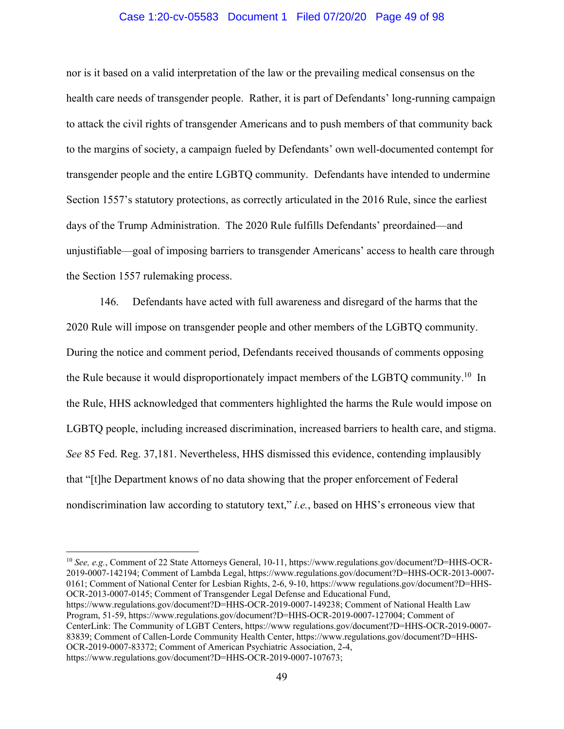nor is it based on a valid interpretation of the law or the prevailing medical consensus on the health care needs of transgender people. Rather, it is part of Defendants' long-running campaign to attack the civil rights of transgender Americans and to push members of that community back to the margins of society, a campaign fueled by Defendants' own well-documented contempt for transgender people and the entire LGBTQ community. Defendants have intended to undermine Section 1557's statutory protections, as correctly articulated in the 2016 Rule, since the earliest days of the Trump Administration. The 2020 Rule fulfills Defendants' preordained—and unjustifiable—goal of imposing barriers to transgender Americans' access to health care through the Section 1557 rulemaking process.

146. Defendants have acted with full awareness and disregard of the harms that the 2020 Rule will impose on transgender people and other members of the LGBTQ community. During the notice and comment period, Defendants received thousands of comments opposing the Rule because it would disproportionately impact members of the LGBTQ community.[10] In the Rule, HHS acknowledged that commenters highlighted the harms the Rule would impose on LGBTQ people, including increased discrimination, increased barriers to health care, and stigma. *See* 85 Fed. Reg. 37,181. Nevertheless, HHS dismissed this evidence, contending implausibly that "[t]he Department knows of no data showing that the proper enforcement of Federal nondiscrimination law according to statutory text," *i.e.*, based on HHS's erroneous view that

---

[10] *See, e.g.*, Comment of 22 State Attorneys General, 10-11, https://www.regulations.gov/document?D=HHS-OCR-2019-0007-142194; Comment of Lambda Legal, https://www.regulations.gov/document?D=HHS-OCR-2013-0007-0161; Comment of National Center for Lesbian Rights, 2-6, 9-10, https://www regulations.gov/document?D=HHS-OCR-2013-0007-0145; Comment of Transgender Legal Defense and Educational Fund, https://www.regulations.gov/document?D=HHS-OCR-2019-0007-149238; Comment of National Health Law Program, 51-59, https://www.regulations.gov/document?D=HHS-OCR-2019-0007-127004; Comment of CenterLink: The Community of LGBT Centers, https://www regulations.gov/document?D=HHS-OCR-2019-0007-83839; Comment of Callen-Lorde Community Health Center, https://www.regulations.gov/document?D=HHS-OCR-2019-0007-83372; Comment of American Psychiatric Association, 2-4, https://www.regulations.gov/document?D=HHS-OCR-2019-0007-107673;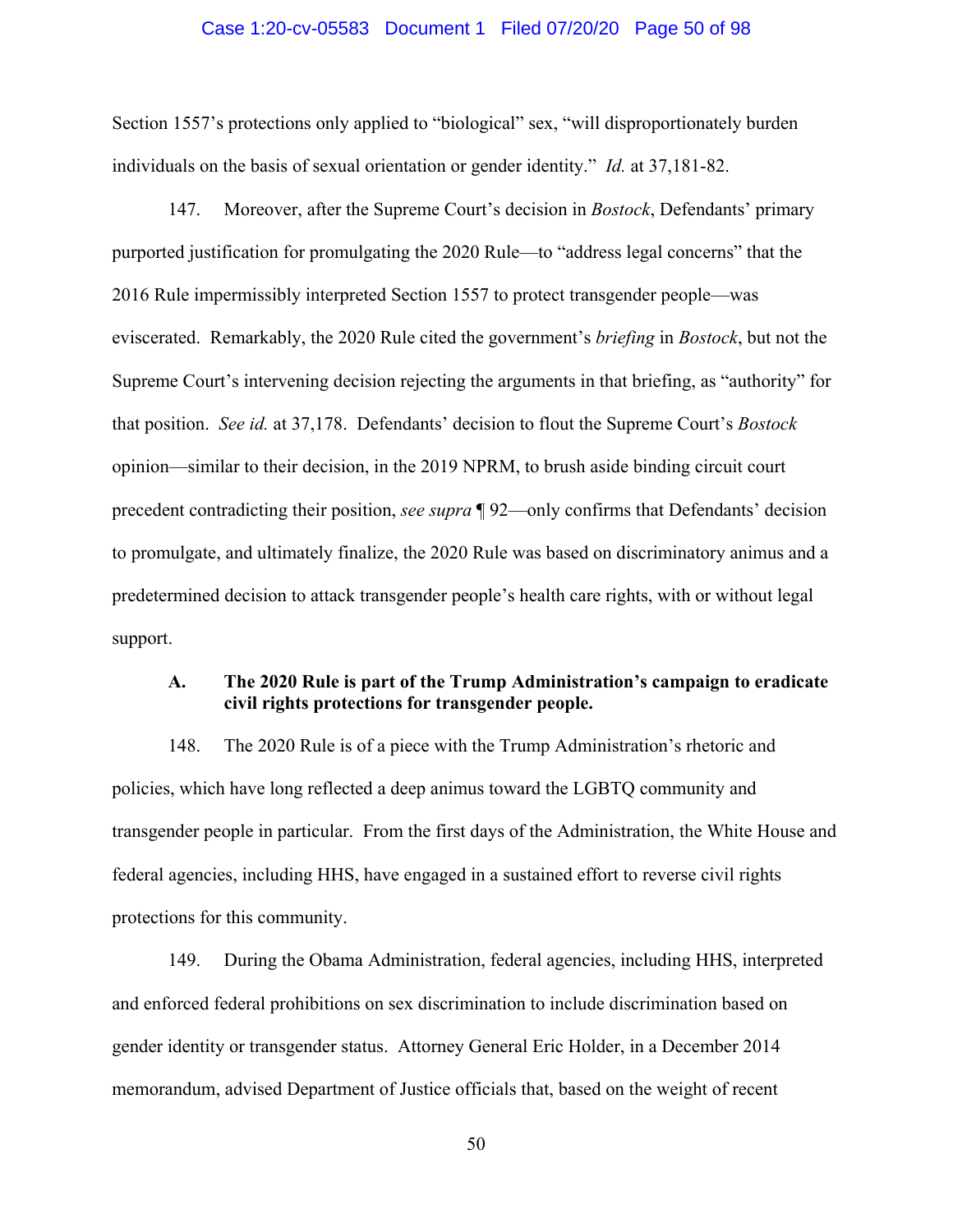Section 1557's protections only applied to "biological" sex, "will disproportionately burden individuals on the basis of sexual orientation or gender identity." *Id.* at 37,181-82.

147. Moreover, after the Supreme Court's decision in *Bostock*, Defendants' primary purported justification for promulgating the 2020 Rule—to "address legal concerns" that the 2016 Rule impermissibly interpreted Section 1557 to protect transgender people—was eviscerated. Remarkably, the 2020 Rule cited the government's *briefing* in *Bostock*, but not the Supreme Court's intervening decision rejecting the arguments in that briefing, as "authority" for that position. *See id.* at 37,178. Defendants' decision to flout the Supreme Court's *Bostock* opinion—similar to their decision, in the 2019 NPRM, to brush aside binding circuit court precedent contradicting their position, *see supra* ¶ 92—only confirms that Defendants' decision to promulgate, and ultimately finalize, the 2020 Rule was based on discriminatory animus and a predetermined decision to attack transgender people's health care rights, with or without legal support.

### A. The 2020 Rule is part of the Trump Administration's campaign to eradicate civil rights protections for transgender people.

148. The 2020 Rule is of a piece with the Trump Administration's rhetoric and policies, which have long reflected a deep animus toward the LGBTQ community and transgender people in particular. From the first days of the Administration, the White House and federal agencies, including HHS, have engaged in a sustained effort to reverse civil rights protections for this community.

149. During the Obama Administration, federal agencies, including HHS, interpreted and enforced federal prohibitions on sex discrimination to include discrimination based on gender identity or transgender status. Attorney General Eric Holder, in a December 2014 memorandum, advised Department of Justice officials that, based on the weight of recent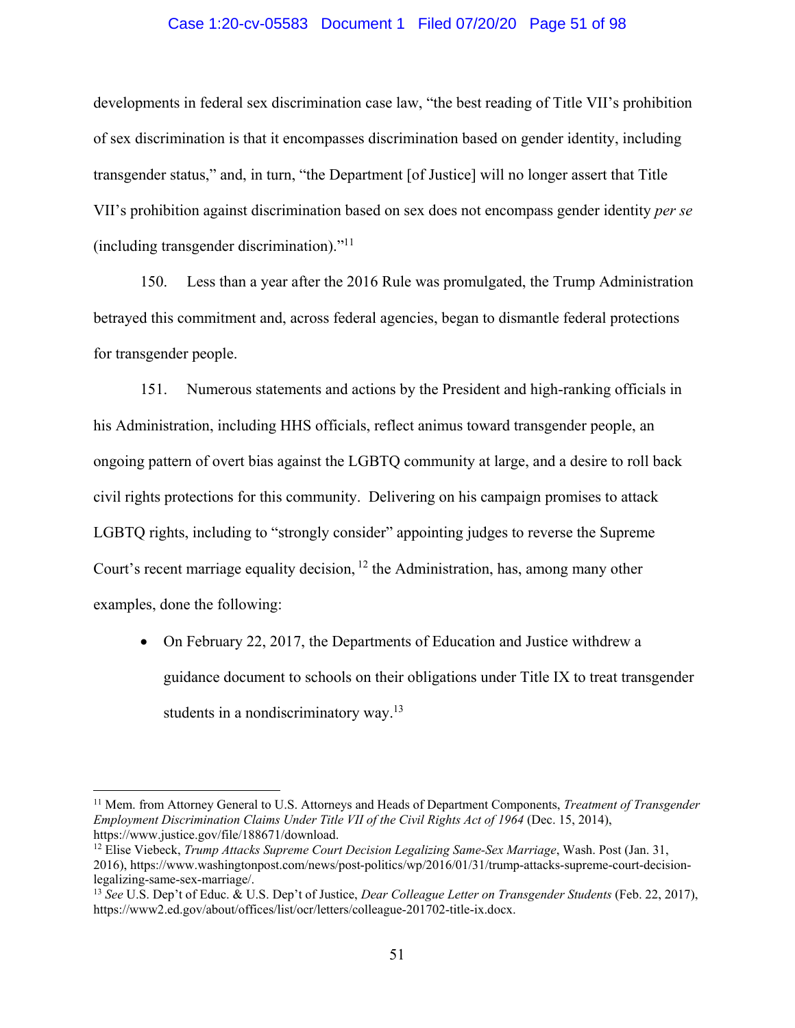developments in federal sex discrimination case law, "the best reading of Title VII's prohibition of sex discrimination is that it encompasses discrimination based on gender identity, including transgender status," and, in turn, "the Department [of Justice] will no longer assert that Title VII's prohibition against discrimination based on sex does not encompass gender identity *per se* (including transgender discrimination)."[11]

150. Less than a year after the 2016 Rule was promulgated, the Trump Administration betrayed this commitment and, across federal agencies, began to dismantle federal protections for transgender people.

151. Numerous statements and actions by the President and high-ranking officials in his Administration, including HHS officials, reflect animus toward transgender people, an ongoing pattern of overt bias against the LGBTQ community at large, and a desire to roll back civil rights protections for this community. Delivering on his campaign promises to attack LGBTQ rights, including to "strongly consider" appointing judges to reverse the Supreme Court's recent marriage equality decision, [12] the Administration, has, among many other examples, done the following:

- On February 22, 2017, the Departments of Education and Justice withdrew a guidance document to schools on their obligations under Title IX to treat transgender students in a nondiscriminatory way.[13]

---

[11] Mem. from Attorney General to U.S. Attorneys and Heads of Department Components, *Treatment of Transgender Employment Discrimination Claims Under Title VII of the Civil Rights Act of 1964* (Dec. 15, 2014), https://www.justice.gov/file/188671/download.

[12] Elise Viebeck, *Trump Attacks Supreme Court Decision Legalizing Same-Sex Marriage*, Wash. Post (Jan. 31, 2016), https://www.washingtonpost.com/news/post-politics/wp/2016/01/31/trump-attacks-supreme-court-decision-legalizing-same-sex-marriage/.

[13] *See* U.S. Dep't of Educ. & U.S. Dep't of Justice, *Dear Colleague Letter on Transgender Students* (Feb. 22, 2017), https://www2.ed.gov/about/offices/list/ocr/letters/colleague-201702-title-ix.docx.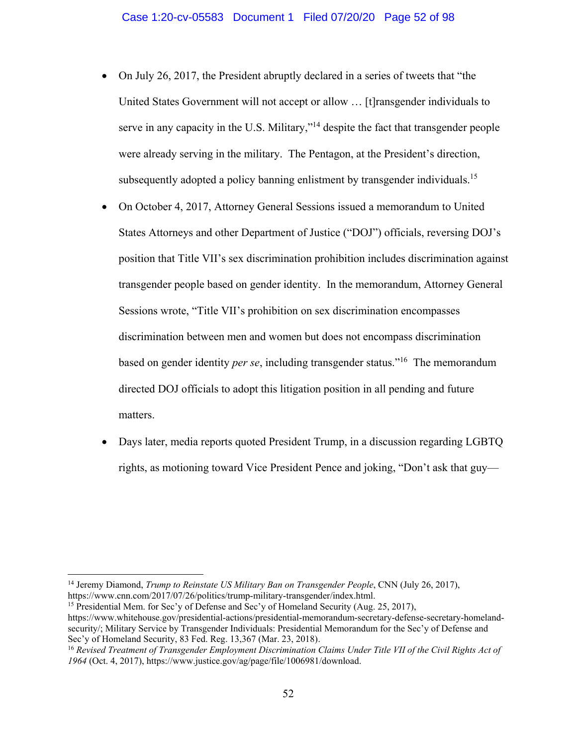- On July 26, 2017, the President abruptly declared in a series of tweets that "the United States Government will not accept or allow … [t]ransgender individuals to serve in any capacity in the U.S. Military,"[14] despite the fact that transgender people were already serving in the military. The Pentagon, at the President's direction, subsequently adopted a policy banning enlistment by transgender individuals.[15]

- On October 4, 2017, Attorney General Sessions issued a memorandum to United States Attorneys and other Department of Justice ("DOJ") officials, reversing DOJ's position that Title VII's sex discrimination prohibition includes discrimination against transgender people based on gender identity. In the memorandum, Attorney General Sessions wrote, "Title VII's prohibition on sex discrimination encompasses discrimination between men and women but does not encompass discrimination based on gender identity *per se*, including transgender status."[16] The memorandum directed DOJ officials to adopt this litigation position in all pending and future matters.

- Days later, media reports quoted President Trump, in a discussion regarding LGBTQ rights, as motioning toward Vice President Pence and joking, "Don't ask that guy—

---

[14] Jeremy Diamond, *Trump to Reinstate US Military Ban on Transgender People*, CNN (July 26, 2017), https://www.cnn.com/2017/07/26/politics/trump-military-transgender/index.html.

[15] Presidential Mem. for Sec'y of Defense and Sec'y of Homeland Security (Aug. 25, 2017), https://www.whitehouse.gov/presidential-actions/presidential-memorandum-secretary-defense-secretary-homeland-security/; Military Service by Transgender Individuals: Presidential Memorandum for the Sec'y of Defense and Sec'y of Homeland Security, 83 Fed. Reg. 13,367 (Mar. 23, 2018).

[16] *Revised Treatment of Transgender Employment Discrimination Claims Under Title VII of the Civil Rights Act of 1964* (Oct. 4, 2017), https://www.justice.gov/ag/page/file/1006981/download.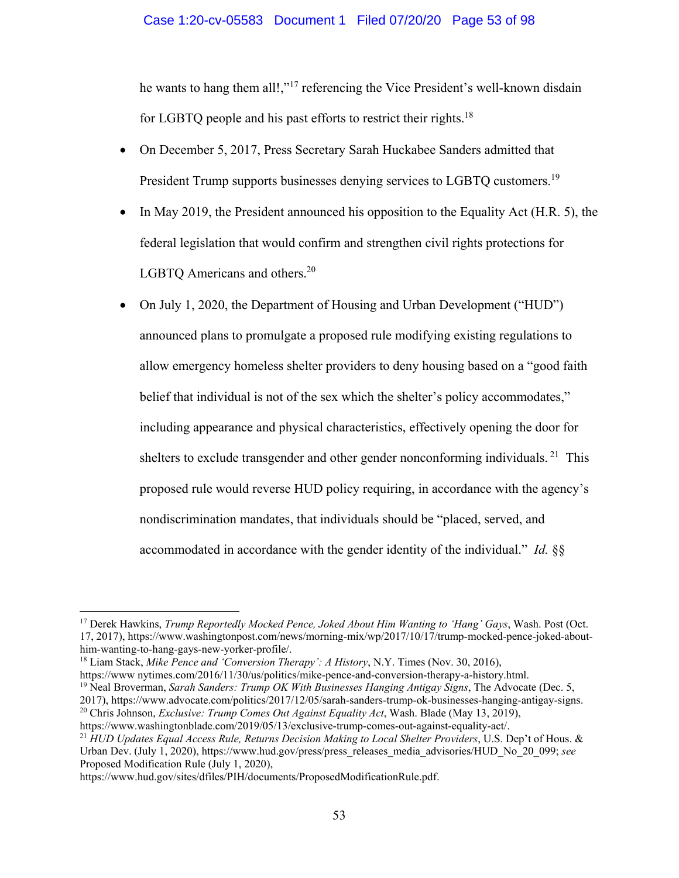he wants to hang them all!,"[17] referencing the Vice President's well-known disdain for LGBTQ people and his past efforts to restrict their rights.[18]

- On December 5, 2017, Press Secretary Sarah Huckabee Sanders admitted that President Trump supports businesses denying services to LGBTQ customers.[19]
- In May 2019, the President announced his opposition to the Equality Act (H.R. 5), the federal legislation that would confirm and strengthen civil rights protections for LGBTQ Americans and others.[20]
- On July 1, 2020, the Department of Housing and Urban Development ("HUD") announced plans to promulgate a proposed rule modifying existing regulations to allow emergency homeless shelter providers to deny housing based on a "good faith belief that individual is not of the sex which the shelter's policy accommodates," including appearance and physical characteristics, effectively opening the door for shelters to exclude transgender and other gender nonconforming individuals.[21] This proposed rule would reverse HUD policy requiring, in accordance with the agency's nondiscrimination mandates, that individuals should be "placed, served, and accommodated in accordance with the gender identity of the individual." *Id.* §§

---

[17] Derek Hawkins, *Trump Reportedly Mocked Pence, Joked About Him Wanting to 'Hang' Gays*, Wash. Post (Oct. 17, 2017), https://www.washingtonpost.com/news/morning-mix/wp/2017/10/17/trump-mocked-pence-joked-about-him-wanting-to-hang-gays-new-yorker-profile/.

[18] Liam Stack, *Mike Pence and 'Conversion Therapy': A History*, N.Y. Times (Nov. 30, 2016), https://www nytimes.com/2016/11/30/us/politics/mike-pence-and-conversion-therapy-a-history.html.

[19] Neal Broverman, *Sarah Sanders: Trump OK With Businesses Hanging Antigay Signs*, The Advocate (Dec. 5, 2017), https://www.advocate.com/politics/2017/12/05/sarah-sanders-trump-ok-businesses-hanging-antigay-signs.

[20] Chris Johnson, *Exclusive: Trump Comes Out Against Equality Act*, Wash. Blade (May 13, 2019), https://www.washingtonblade.com/2019/05/13/exclusive-trump-comes-out-against-equality-act/.

[21] *HUD Updates Equal Access Rule, Returns Decision Making to Local Shelter Providers*, U.S. Dep't of Hous. & Urban Dev. (July 1, 2020), https://www.hud.gov/press/press_releases_media_advisories/HUD_No_20_099; *see* Proposed Modification Rule (July 1, 2020), https://www.hud.gov/sites/dfiles/PIH/documents/ProposedModificationRule.pdf.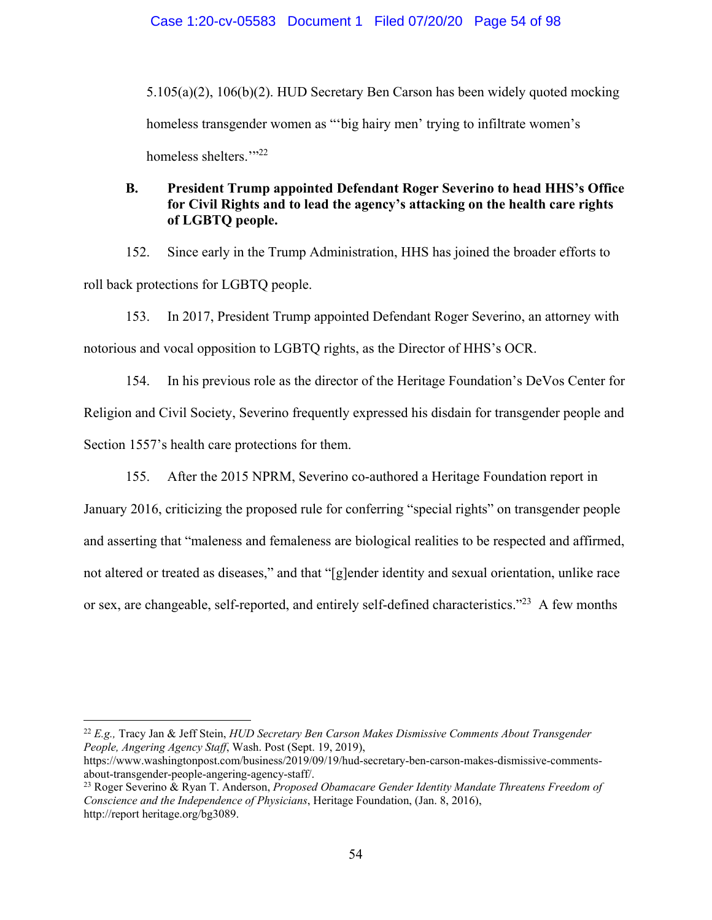5.105(a)(2), 106(b)(2). HUD Secretary Ben Carson has been widely quoted mocking homeless transgender women as "'big hairy men' trying to infiltrate women's homeless shelters.'"[22]

**B. President Trump appointed Defendant Roger Severino to head HHS's Office for Civil Rights and to lead the agency's attacking on the health care rights of LGBTQ people.**

152. Since early in the Trump Administration, HHS has joined the broader efforts to roll back protections for LGBTQ people.

153. In 2017, President Trump appointed Defendant Roger Severino, an attorney with notorious and vocal opposition to LGBTQ rights, as the Director of HHS's OCR.

154. In his previous role as the director of the Heritage Foundation's DeVos Center for Religion and Civil Society, Severino frequently expressed his disdain for transgender people and Section 1557's health care protections for them.

155. After the 2015 NPRM, Severino co-authored a Heritage Foundation report in January 2016, criticizing the proposed rule for conferring "special rights" on transgender people and asserting that "maleness and femaleness are biological realities to be respected and affirmed, not altered or treated as diseases," and that "[g]ender identity and sexual orientation, unlike race or sex, are changeable, self-reported, and entirely self-defined characteristics."[23] A few months

---

[22] *E.g.,* Tracy Jan & Jeff Stein, *HUD Secretary Ben Carson Makes Dismissive Comments About Transgender People, Angering Agency Staff*, Wash. Post (Sept. 19, 2019), https://www.washingtonpost.com/business/2019/09/19/hud-secretary-ben-carson-makes-dismissive-comments-about-transgender-people-angering-agency-staff/.

[23] Roger Severino & Ryan T. Anderson, *Proposed Obamacare Gender Identity Mandate Threatens Freedom of Conscience and the Independence of Physicians*, Heritage Foundation, (Jan. 8, 2016), http://report heritage.org/bg3089.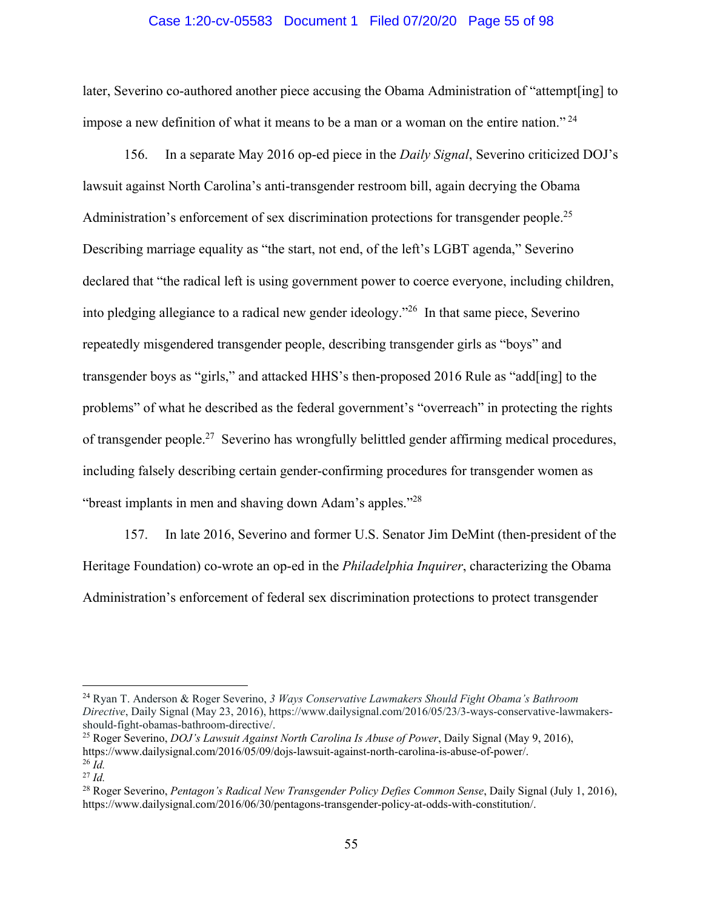later, Severino co-authored another piece accusing the Obama Administration of "attempt[ing] to impose a new definition of what it means to be a man or a woman on the entire nation."[24]

156. In a separate May 2016 op-ed piece in the *Daily Signal*, Severino criticized DOJ's lawsuit against North Carolina's anti-transgender restroom bill, again decrying the Obama Administration's enforcement of sex discrimination protections for transgender people.[25] Describing marriage equality as "the start, not end, of the left's LGBT agenda," Severino declared that "the radical left is using government power to coerce everyone, including children, into pledging allegiance to a radical new gender ideology."[26] In that same piece, Severino repeatedly misgendered transgender people, describing transgender girls as "boys" and transgender boys as "girls," and attacked HHS's then-proposed 2016 Rule as "add[ing] to the problems" of what he described as the federal government's "overreach" in protecting the rights of transgender people.[27] Severino has wrongfully belittled gender affirming medical procedures, including falsely describing certain gender-confirming procedures for transgender women as "breast implants in men and shaving down Adam's apples."[28]

157. In late 2016, Severino and former U.S. Senator Jim DeMint (then-president of the Heritage Foundation) co-wrote an op-ed in the *Philadelphia Inquirer*, characterizing the Obama Administration's enforcement of federal sex discrimination protections to protect transgender

---

[24] Ryan T. Anderson & Roger Severino, *3 Ways Conservative Lawmakers Should Fight Obama's Bathroom Directive*, Daily Signal (May 23, 2016), https://www.dailysignal.com/2016/05/23/3-ways-conservative-lawmakers-should-fight-obamas-bathroom-directive/.

[25] Roger Severino, *DOJ's Lawsuit Against North Carolina Is Abuse of Power*, Daily Signal (May 9, 2016), https://www.dailysignal.com/2016/05/09/dojs-lawsuit-against-north-carolina-is-abuse-of-power/.

[26] *Id.*

[27] *Id.*

[28] Roger Severino, *Pentagon's Radical New Transgender Policy Defies Common Sense*, Daily Signal (July 1, 2016), https://www.dailysignal.com/2016/06/30/pentagons-transgender-policy-at-odds-with-constitution/.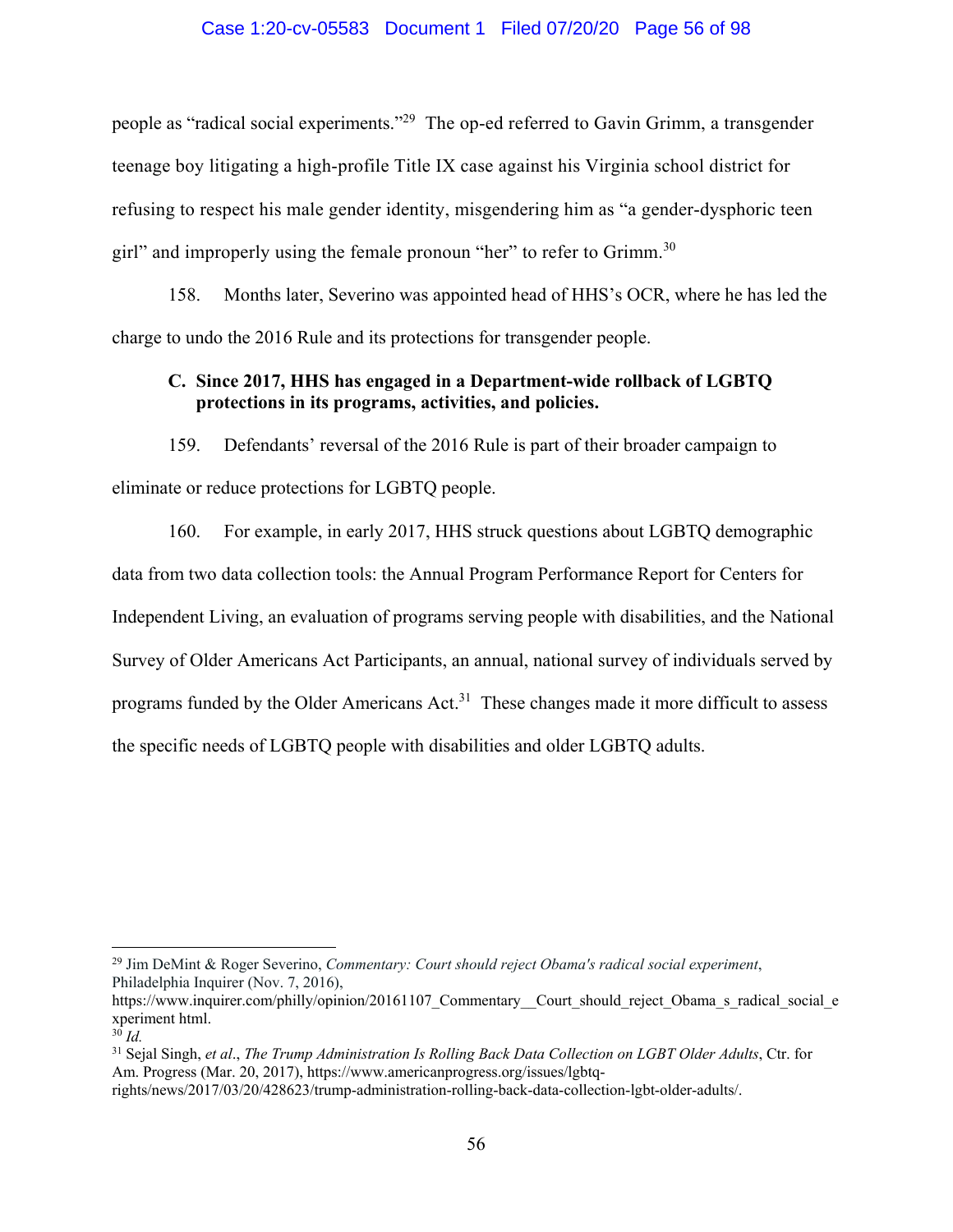people as "radical social experiments."[29] The op-ed referred to Gavin Grimm, a transgender teenage boy litigating a high-profile Title IX case against his Virginia school district for refusing to respect his male gender identity, misgendering him as "a gender-dysphoric teen girl" and improperly using the female pronoun "her" to refer to Grimm.[30]

158. Months later, Severino was appointed head of HHS's OCR, where he has led the charge to undo the 2016 Rule and its protections for transgender people.

**C. Since 2017, HHS has engaged in a Department-wide rollback of LGBTQ protections in its programs, activities, and policies.**

159. Defendants' reversal of the 2016 Rule is part of their broader campaign to eliminate or reduce protections for LGBTQ people.

160. For example, in early 2017, HHS struck questions about LGBTQ demographic data from two data collection tools: the Annual Program Performance Report for Centers for Independent Living, an evaluation of programs serving people with disabilities, and the National Survey of Older Americans Act Participants, an annual, national survey of individuals served by programs funded by the Older Americans Act.[31] These changes made it more difficult to assess the specific needs of LGBTQ people with disabilities and older LGBTQ adults.

---

[29] Jim DeMint & Roger Severino, *Commentary: Court should reject Obama's radical social experiment*, Philadelphia Inquirer (Nov. 7, 2016), https://www.inquirer.com/philly/opinion/20161107_Commentary__Court_should_reject_Obama_s_radical_social_experiment html.

[30] *Id.*

[31] Sejal Singh, *et al*., *The Trump Administration Is Rolling Back Data Collection on LGBT Older Adults*, Ctr. for Am. Progress (Mar. 20, 2017), https://www.americanprogress.org/issues/lgbtq-rights/news/2017/03/20/428623/trump-administration-rolling-back-data-collection-lgbt-older-adults/.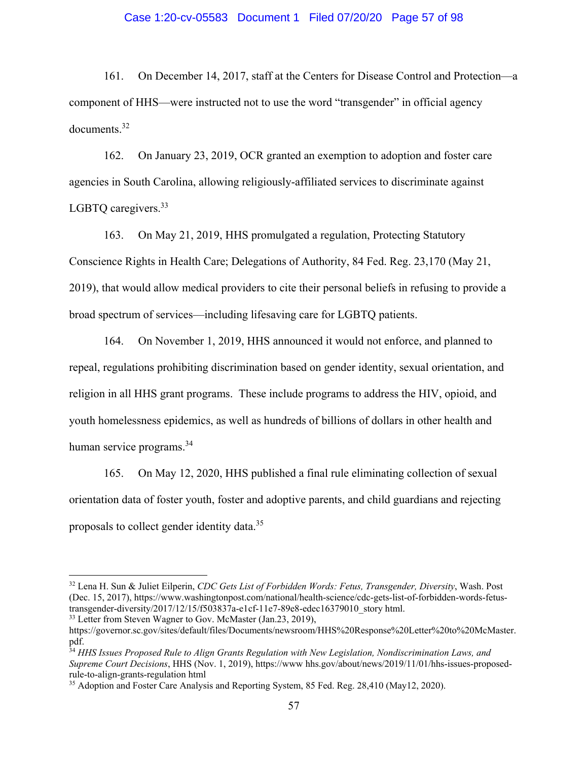161. On December 14, 2017, staff at the Centers for Disease Control and Protection—a component of HHS—were instructed not to use the word "transgender" in official agency documents.[32]

162. On January 23, 2019, OCR granted an exemption to adoption and foster care agencies in South Carolina, allowing religiously-affiliated services to discriminate against LGBTQ caregivers.[33]

163. On May 21, 2019, HHS promulgated a regulation, Protecting Statutory Conscience Rights in Health Care; Delegations of Authority, 84 Fed. Reg. 23,170 (May 21, 2019), that would allow medical providers to cite their personal beliefs in refusing to provide a broad spectrum of services—including lifesaving care for LGBTQ patients.

164. On November 1, 2019, HHS announced it would not enforce, and planned to repeal, regulations prohibiting discrimination based on gender identity, sexual orientation, and religion in all HHS grant programs. These include programs to address the HIV, opioid, and youth homelessness epidemics, as well as hundreds of billions of dollars in other health and human service programs.[34]

165. On May 12, 2020, HHS published a final rule eliminating collection of sexual orientation data of foster youth, foster and adoptive parents, and child guardians and rejecting proposals to collect gender identity data.[35]

---

[32] Lena H. Sun & Juliet Eilperin, *CDC Gets List of Forbidden Words: Fetus, Transgender, Diversity*, Wash. Post (Dec. 15, 2017), https://www.washingtonpost.com/national/health-science/cdc-gets-list-of-forbidden-words-fetus-transgender-diversity/2017/12/15/f503837a-e1cf-11e7-89e8-edec16379010_story html.

[33] Letter from Steven Wagner to Gov. McMaster (Jan.23, 2019), https://governor.sc.gov/sites/default/files/Documents/newsroom/HHS%20Response%20Letter%20to%20McMaster.pdf.

[34] *HHS Issues Proposed Rule to Align Grants Regulation with New Legislation, Nondiscrimination Laws, and Supreme Court Decisions*, HHS (Nov. 1, 2019), https://www hhs.gov/about/news/2019/11/01/hhs-issues-proposed-rule-to-align-grants-regulation html

[35] Adoption and Foster Care Analysis and Reporting System, 85 Fed. Reg. 28,410 (May12, 2020).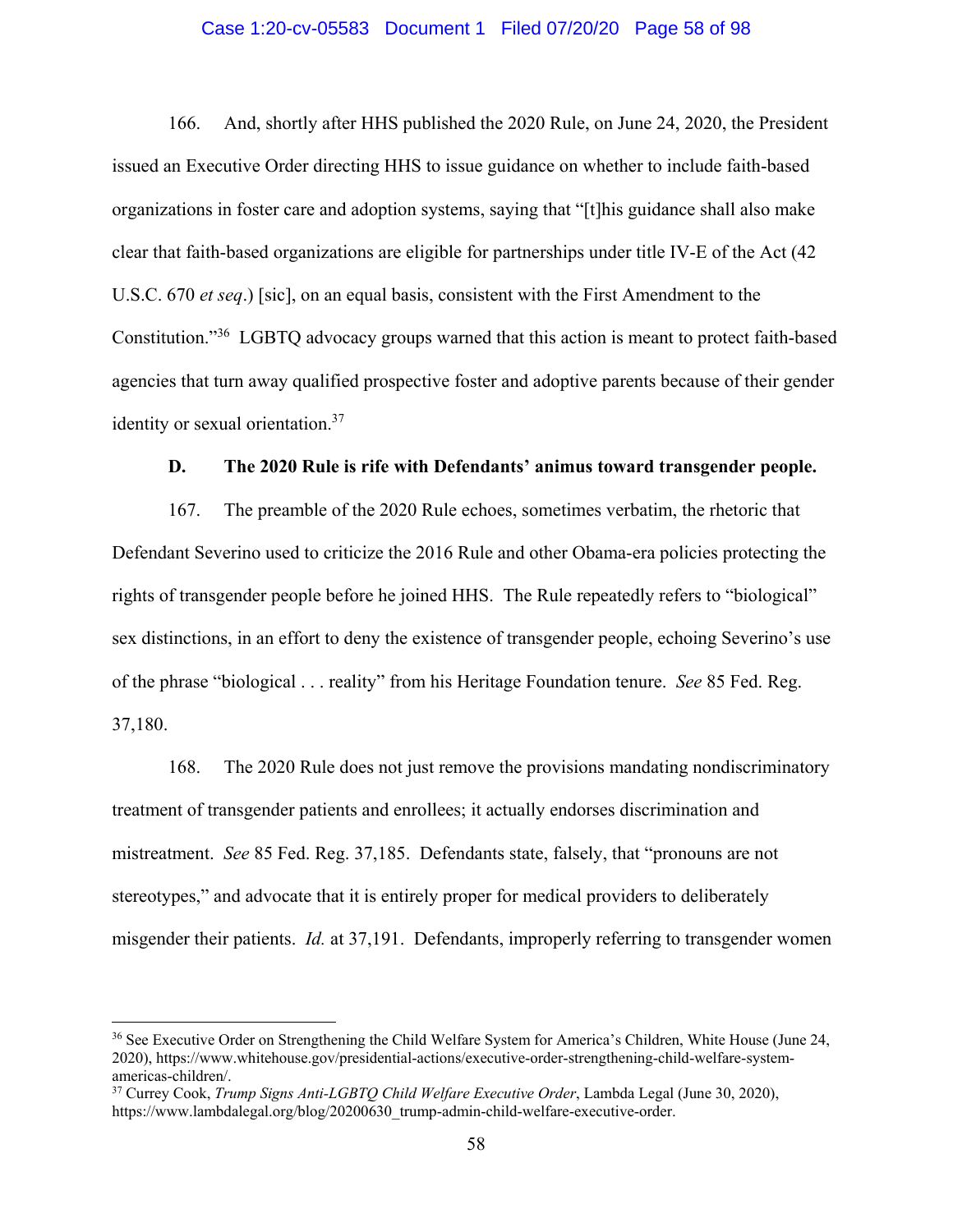166. And, shortly after HHS published the 2020 Rule, on June 24, 2020, the President issued an Executive Order directing HHS to issue guidance on whether to include faith-based organizations in foster care and adoption systems, saying that "[t]his guidance shall also make clear that faith-based organizations are eligible for partnerships under title IV-E of the Act (42 U.S.C. 670 *et seq*.) [sic], on an equal basis, consistent with the First Amendment to the Constitution."[36] LGBTQ advocacy groups warned that this action is meant to protect faith-based agencies that turn away qualified prospective foster and adoptive parents because of their gender identity or sexual orientation.[37]

**D. The 2020 Rule is rife with Defendants' animus toward transgender people.**

167. The preamble of the 2020 Rule echoes, sometimes verbatim, the rhetoric that Defendant Severino used to criticize the 2016 Rule and other Obama-era policies protecting the rights of transgender people before he joined HHS. The Rule repeatedly refers to "biological" sex distinctions, in an effort to deny the existence of transgender people, echoing Severino's use of the phrase "biological . . . reality" from his Heritage Foundation tenure. *See* 85 Fed. Reg. 37,180.

168. The 2020 Rule does not just remove the provisions mandating nondiscriminatory treatment of transgender patients and enrollees; it actually endorses discrimination and mistreatment. *See* 85 Fed. Reg. 37,185. Defendants state, falsely, that "pronouns are not stereotypes," and advocate that it is entirely proper for medical providers to deliberately misgender their patients. *Id.* at 37,191. Defendants, improperly referring to transgender women

---

[36] See Executive Order on Strengthening the Child Welfare System for America's Children, White House (June 24, 2020), https://www.whitehouse.gov/presidential-actions/executive-order-strengthening-child-welfare-system-americas-children/.

[37] Currey Cook, *Trump Signs Anti-LGBTQ Child Welfare Executive Order*, Lambda Legal (June 30, 2020), https://www.lambdalegal.org/blog/20200630_trump-admin-child-welfare-executive-order.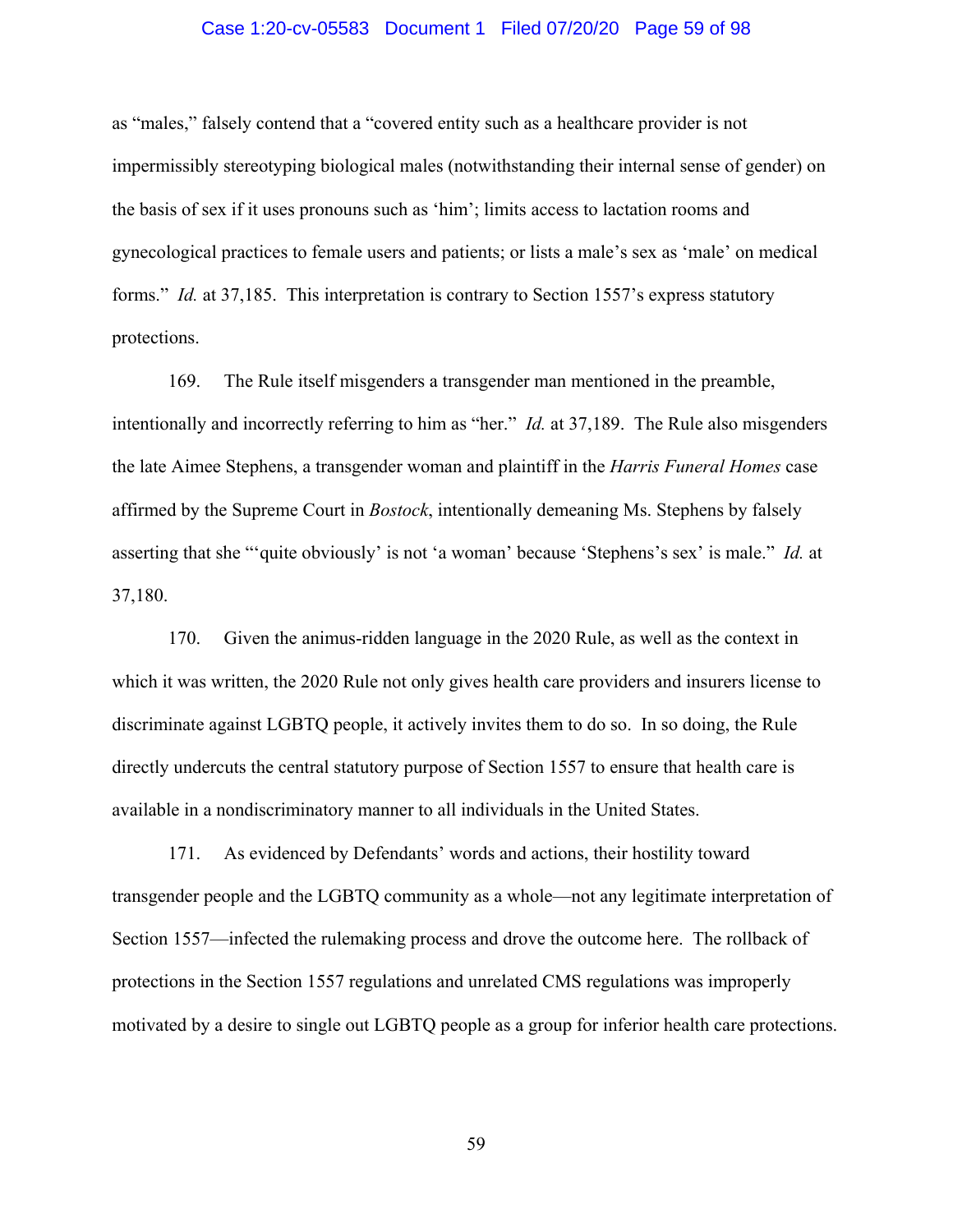as "males," falsely contend that a "covered entity such as a healthcare provider is not impermissibly stereotyping biological males (notwithstanding their internal sense of gender) on the basis of sex if it uses pronouns such as 'him'; limits access to lactation rooms and gynecological practices to female users and patients; or lists a male's sex as 'male' on medical forms." *Id.* at 37,185. This interpretation is contrary to Section 1557's express statutory protections.

169. The Rule itself misgenders a transgender man mentioned in the preamble, intentionally and incorrectly referring to him as "her." *Id.* at 37,189. The Rule also misgenders the late Aimee Stephens, a transgender woman and plaintiff in the *Harris Funeral Homes* case affirmed by the Supreme Court in *Bostock*, intentionally demeaning Ms. Stephens by falsely asserting that she "'quite obviously' is not 'a woman' because 'Stephens's sex' is male." *Id.* at 37,180.

170. Given the animus-ridden language in the 2020 Rule, as well as the context in which it was written, the 2020 Rule not only gives health care providers and insurers license to discriminate against LGBTQ people, it actively invites them to do so. In so doing, the Rule directly undercuts the central statutory purpose of Section 1557 to ensure that health care is available in a nondiscriminatory manner to all individuals in the United States.

171. As evidenced by Defendants' words and actions, their hostility toward transgender people and the LGBTQ community as a whole—not any legitimate interpretation of Section 1557—infected the rulemaking process and drove the outcome here. The rollback of protections in the Section 1557 regulations and unrelated CMS regulations was improperly motivated by a desire to single out LGBTQ people as a group for inferior health care protections.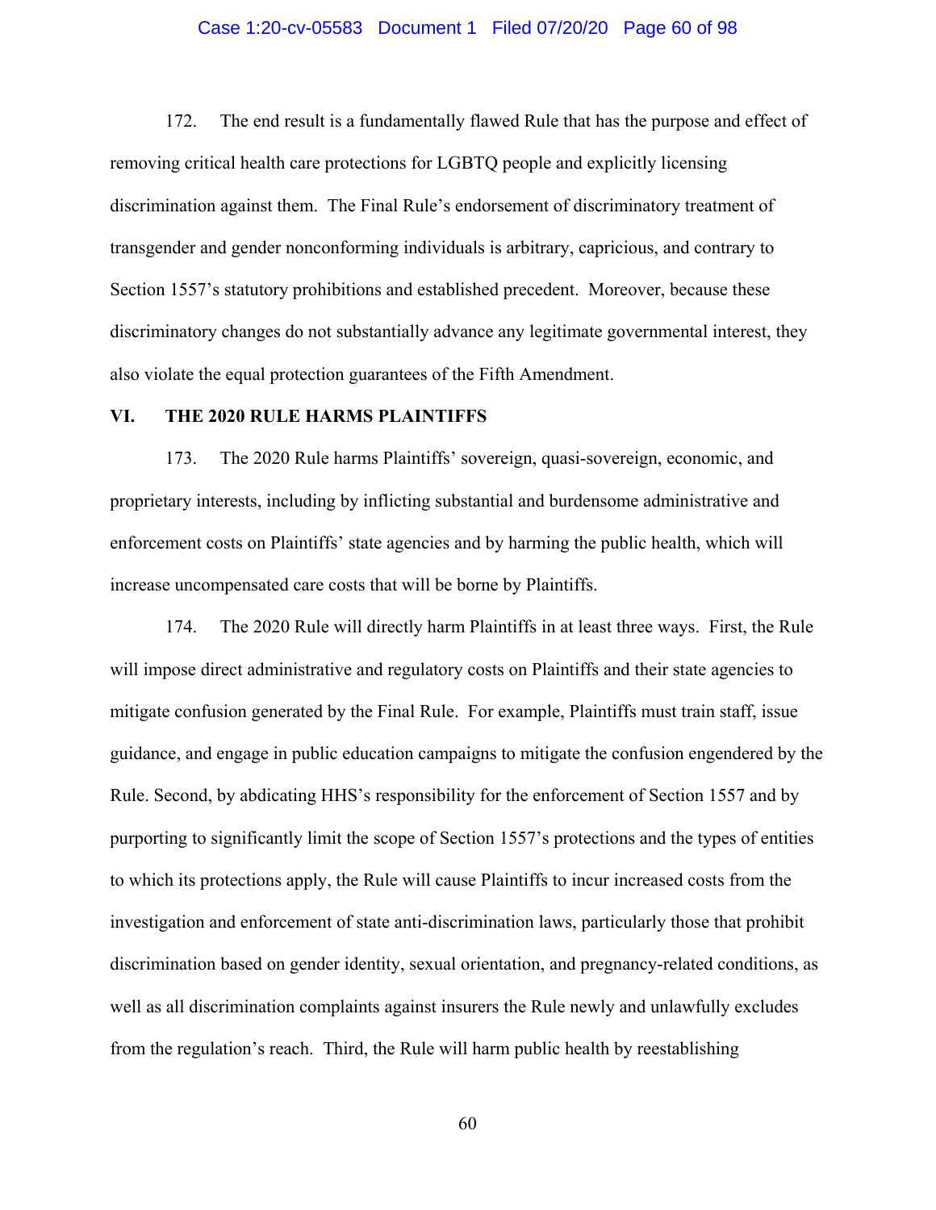172. The end result is a fundamentally flawed Rule that has the purpose and effect of removing critical health care protections for LGBTQ people and explicitly licensing discrimination against them. The Final Rule's endorsement of discriminatory treatment of transgender and gender nonconforming individuals is arbitrary, capricious, and contrary to Section 1557's statutory prohibitions and established precedent. Moreover, because these discriminatory changes do not substantially advance any legitimate governmental interest, they also violate the equal protection guarantees of the Fifth Amendment.

## VI. THE 2020 RULE HARMS PLAINTIFFS

173. The 2020 Rule harms Plaintiffs' sovereign, quasi-sovereign, economic, and proprietary interests, including by inflicting substantial and burdensome administrative and enforcement costs on Plaintiffs' state agencies and by harming the public health, which will increase uncompensated care costs that will be borne by Plaintiffs.

174. The 2020 Rule will directly harm Plaintiffs in at least three ways. First, the Rule will impose direct administrative and regulatory costs on Plaintiffs and their state agencies to mitigate confusion generated by the Final Rule. For example, Plaintiffs must train staff, issue guidance, and engage in public education campaigns to mitigate the confusion engendered by the Rule. Second, by abdicating HHS's responsibility for the enforcement of Section 1557 and by purporting to significantly limit the scope of Section 1557's protections and the types of entities to which its protections apply, the Rule will cause Plaintiffs to incur increased costs from the investigation and enforcement of state anti-discrimination laws, particularly those that prohibit discrimination based on gender identity, sexual orientation, and pregnancy-related conditions, as well as all discrimination complaints against insurers the Rule newly and unlawfully excludes from the regulation's reach. Third, the Rule will harm public health by reestablishing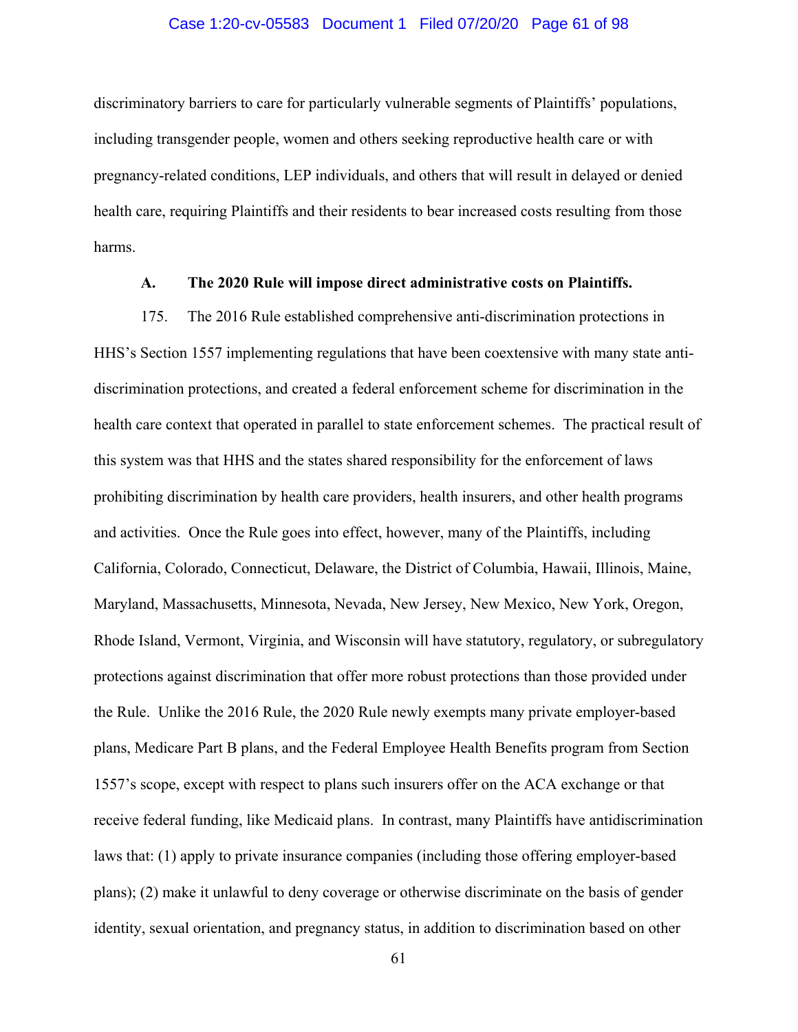discriminatory barriers to care for particularly vulnerable segments of Plaintiffs' populations, including transgender people, women and others seeking reproductive health care or with pregnancy-related conditions, LEP individuals, and others that will result in delayed or denied health care, requiring Plaintiffs and their residents to bear increased costs resulting from those harms.

### A. The 2020 Rule will impose direct administrative costs on Plaintiffs.

175. The 2016 Rule established comprehensive anti-discrimination protections in HHS's Section 1557 implementing regulations that have been coextensive with many state anti-discrimination protections, and created a federal enforcement scheme for discrimination in the health care context that operated in parallel to state enforcement schemes. The practical result of this system was that HHS and the states shared responsibility for the enforcement of laws prohibiting discrimination by health care providers, health insurers, and other health programs and activities. Once the Rule goes into effect, however, many of the Plaintiffs, including California, Colorado, Connecticut, Delaware, the District of Columbia, Hawaii, Illinois, Maine, Maryland, Massachusetts, Minnesota, Nevada, New Jersey, New Mexico, New York, Oregon, Rhode Island, Vermont, Virginia, and Wisconsin will have statutory, regulatory, or subregulatory protections against discrimination that offer more robust protections than those provided under the Rule. Unlike the 2016 Rule, the 2020 Rule newly exempts many private employer-based plans, Medicare Part B plans, and the Federal Employee Health Benefits program from Section 1557's scope, except with respect to plans such insurers offer on the ACA exchange or that receive federal funding, like Medicaid plans. In contrast, many Plaintiffs have antidiscrimination laws that: (1) apply to private insurance companies (including those offering employer-based plans); (2) make it unlawful to deny coverage or otherwise discriminate on the basis of gender identity, sexual orientation, and pregnancy status, in addition to discrimination based on other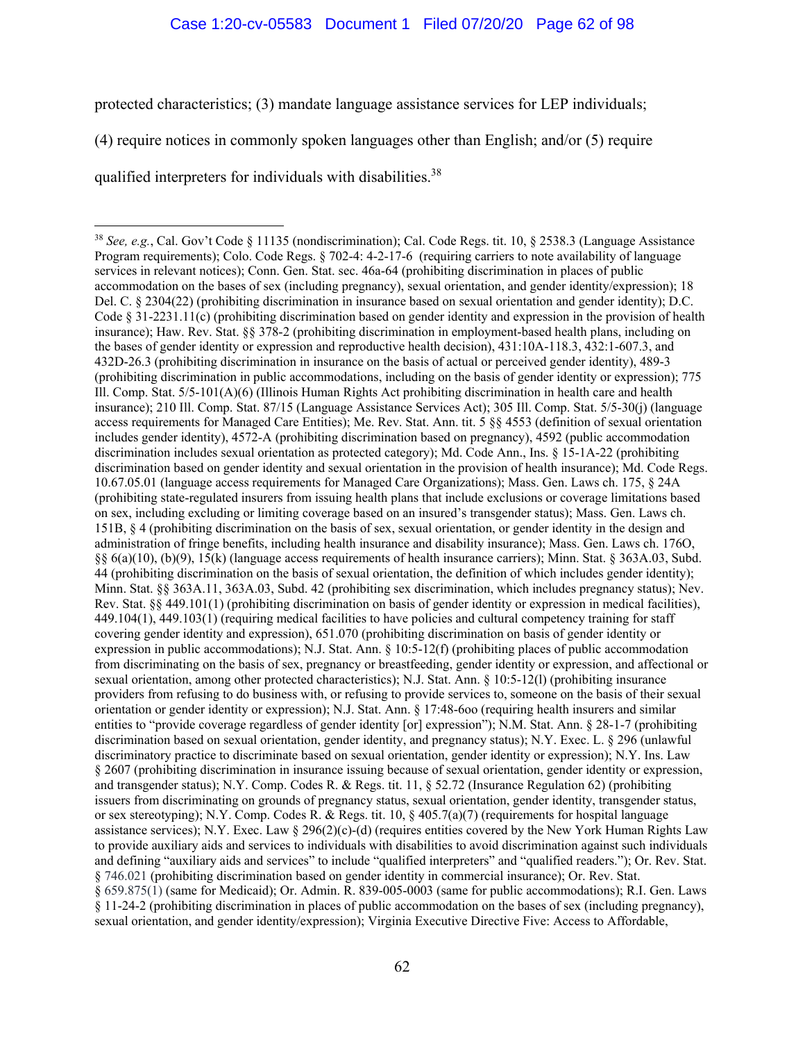protected characteristics; (3) mandate language assistance services for LEP individuals; (4) require notices in commonly spoken languages other than English; and/or (5) require qualified interpreters for individuals with disabilities.[38]

---

[38] *See, e.g.*, Cal. Gov't Code § 11135 (nondiscrimination); Cal. Code Regs. tit. 10, § 2538.3 (Language Assistance Program requirements); Colo. Code Regs. § 702-4: 4-2-17-6 (requiring carriers to note availability of language services in relevant notices); Conn. Gen. Stat. sec. 46a-64 (prohibiting discrimination in places of public accommodation on the bases of sex (including pregnancy), sexual orientation, and gender identity/expression); 18 Del. C. § 2304(22) (prohibiting discrimination in insurance based on sexual orientation and gender identity); D.C. Code § 31-2231.11(c) (prohibiting discrimination based on gender identity and expression in the provision of health insurance); Haw. Rev. Stat. §§ 378-2 (prohibiting discrimination in employment-based health plans, including on the bases of gender identity or expression and reproductive health decision), 431:10A-118.3, 432:1-607.3, and 432D-26.3 (prohibiting discrimination in insurance on the basis of actual or perceived gender identity), 489-3 (prohibiting discrimination in public accommodations, including on the basis of gender identity or expression); 775 Ill. Comp. Stat. 5/5-101(A)(6) (Illinois Human Rights Act prohibiting discrimination in health care and health insurance); 210 Ill. Comp. Stat. 87/15 (Language Assistance Services Act); 305 Ill. Comp. Stat. 5/5-30(j) (language access requirements for Managed Care Entities); Me. Rev. Stat. Ann. tit. 5 §§ 4553 (definition of sexual orientation includes gender identity), 4572-A (prohibiting discrimination based on pregnancy), 4592 (public accommodation discrimination includes sexual orientation as protected category); Md. Code Ann., Ins. § 15-1A-22 (prohibiting discrimination based on gender identity and sexual orientation in the provision of health insurance); Md. Code Regs. 10.67.05.01 (language access requirements for Managed Care Organizations); Mass. Gen. Laws ch. 175, § 24A (prohibiting state-regulated insurers from issuing health plans that include exclusions or coverage limitations based on sex, including excluding or limiting coverage based on an insured's transgender status); Mass. Gen. Laws ch. 151B, § 4 (prohibiting discrimination on the basis of sex, sexual orientation, or gender identity in the design and administration of fringe benefits, including health insurance and disability insurance); Mass. Gen. Laws ch. 176O, §§ 6(a)(10), (b)(9), 15(k) (language access requirements of health insurance carriers); Minn. Stat. § 363A.03, Subd. 44 (prohibiting discrimination on the basis of sexual orientation, the definition of which includes gender identity); Minn. Stat. §§ 363A.11, 363A.03, Subd. 42 (prohibiting sex discrimination, which includes pregnancy status); Nev. Rev. Stat. §§ 449.101(1) (prohibiting discrimination on basis of gender identity or expression in medical facilities), 449.104(1), 449.103(1) (requiring medical facilities to have policies and cultural competency training for staff covering gender identity and expression), 651.070 (prohibiting discrimination on basis of gender identity or expression in public accommodations); N.J. Stat. Ann. § 10:5-12(f) (prohibiting places of public accommodation from discriminating on the basis of sex, pregnancy or breastfeeding, gender identity or expression, and affectional or sexual orientation, among other protected characteristics); N.J. Stat. Ann. § 10:5-12(l) (prohibiting insurance providers from refusing to do business with, or refusing to provide services to, someone on the basis of their sexual orientation or gender identity or expression); N.J. Stat. Ann. § 17:48-6oo (requiring health insurers and similar entities to "provide coverage regardless of gender identity [or] expression"); N.M. Stat. Ann. § 28-1-7 (prohibiting discrimination based on sexual orientation, gender identity, and pregnancy status); N.Y. Exec. L. § 296 (unlawful discriminatory practice to discriminate based on sexual orientation, gender identity or expression); N.Y. Ins. Law § 2607 (prohibiting discrimination in insurance issuing because of sexual orientation, gender identity or expression, and transgender status); N.Y. Comp. Codes R. & Regs. tit. 11, § 52.72 (Insurance Regulation 62) (prohibiting issuers from discriminating on grounds of pregnancy status, sexual orientation, gender identity, transgender status, or sex stereotyping); N.Y. Comp. Codes R. & Regs. tit. 10, § 405.7(a)(7) (requirements for hospital language assistance services); N.Y. Exec. Law § 296(2)(c)-(d) (requires entities covered by the New York Human Rights Law to provide auxiliary aids and services to individuals with disabilities to avoid discrimination against such individuals and defining "auxiliary aids and services" to include "qualified interpreters" and "qualified readers."); Or. Rev. Stat. § 746.021 (prohibiting discrimination based on gender identity in commercial insurance); Or. Rev. Stat. § 659.875(1) (same for Medicaid); Or. Admin. R. 839-005-0003 (same for public accommodations); R.I. Gen. Laws § 11-24-2 (prohibiting discrimination in places of public accommodation on the bases of sex (including pregnancy), sexual orientation, and gender identity/expression); Virginia Executive Directive Five: Access to Affordable,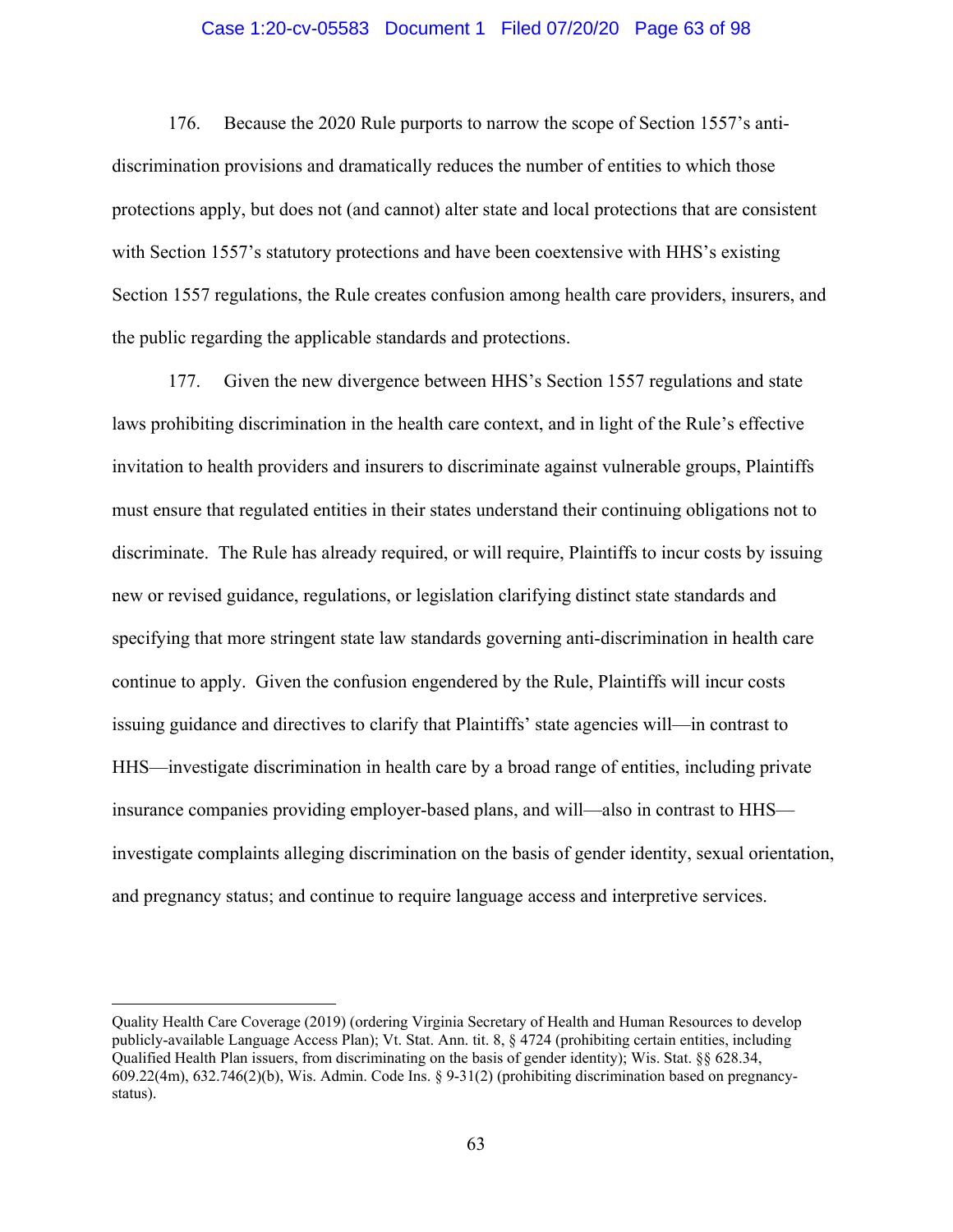176. Because the 2020 Rule purports to narrow the scope of Section 1557's anti-discrimination provisions and dramatically reduces the number of entities to which those protections apply, but does not (and cannot) alter state and local protections that are consistent with Section 1557's statutory protections and have been coextensive with HHS's existing Section 1557 regulations, the Rule creates confusion among health care providers, insurers, and the public regarding the applicable standards and protections.

177. Given the new divergence between HHS's Section 1557 regulations and state laws prohibiting discrimination in the health care context, and in light of the Rule's effective invitation to health providers and insurers to discriminate against vulnerable groups, Plaintiffs must ensure that regulated entities in their states understand their continuing obligations not to discriminate. The Rule has already required, or will require, Plaintiffs to incur costs by issuing new or revised guidance, regulations, or legislation clarifying distinct state standards and specifying that more stringent state law standards governing anti-discrimination in health care continue to apply. Given the confusion engendered by the Rule, Plaintiffs will incur costs issuing guidance and directives to clarify that Plaintiffs' state agencies will—in contrast to HHS—investigate discrimination in health care by a broad range of entities, including private insurance companies providing employer-based plans, and will—also in contrast to HHS—investigate complaints alleging discrimination on the basis of gender identity, sexual orientation, and pregnancy status; and continue to require language access and interpretive services.

---

Quality Health Care Coverage (2019) (ordering Virginia Secretary of Health and Human Resources to develop publicly-available Language Access Plan); Vt. Stat. Ann. tit. 8, § 4724 (prohibiting certain entities, including Qualified Health Plan issuers, from discriminating on the basis of gender identity); Wis. Stat. §§ 628.34, 609.22(4m), 632.746(2)(b), Wis. Admin. Code Ins. § 9-31(2) (prohibiting discrimination based on pregnancy-status).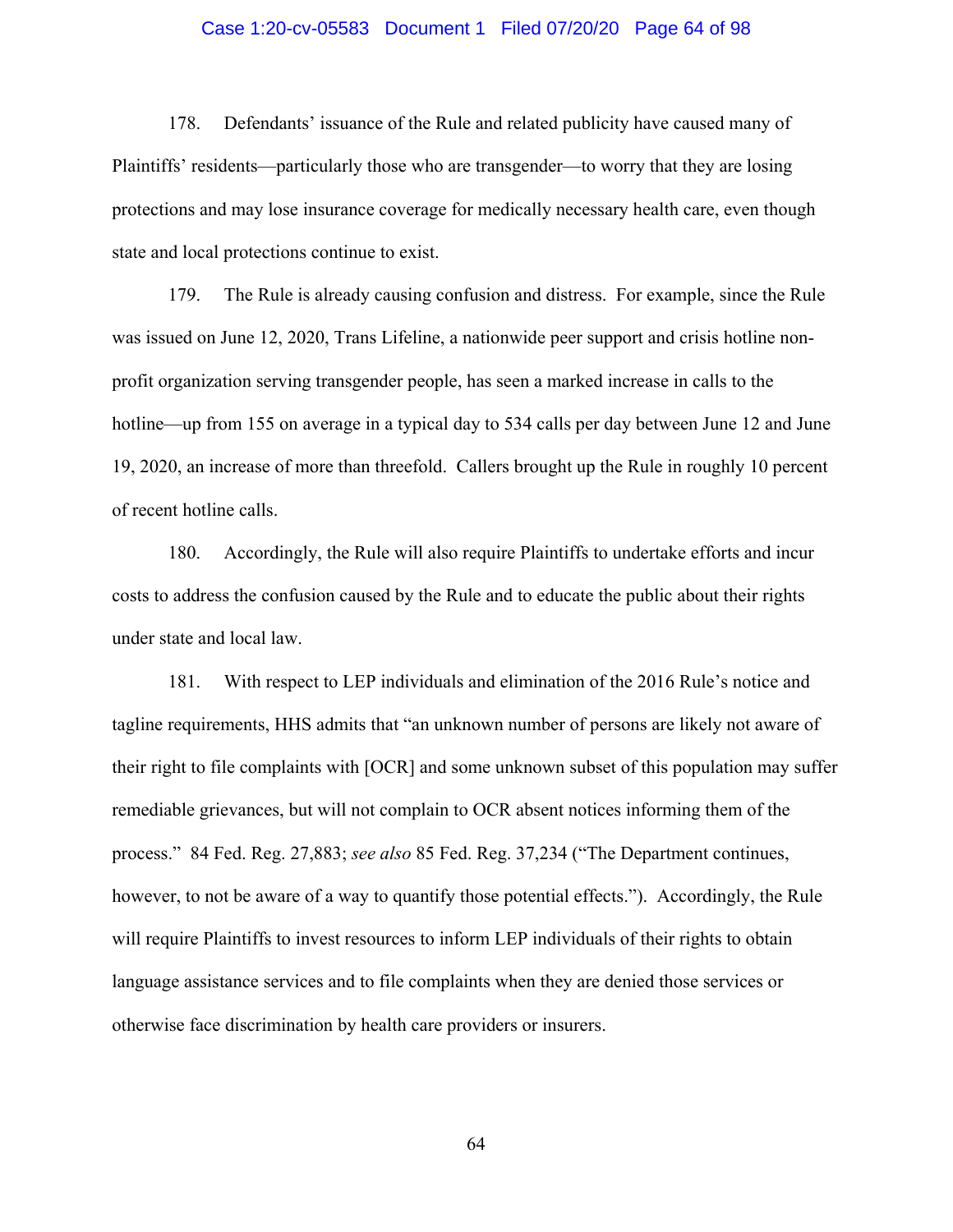178. Defendants' issuance of the Rule and related publicity have caused many of Plaintiffs' residents—particularly those who are transgender—to worry that they are losing protections and may lose insurance coverage for medically necessary health care, even though state and local protections continue to exist.

179. The Rule is already causing confusion and distress. For example, since the Rule was issued on June 12, 2020, Trans Lifeline, a nationwide peer support and crisis hotline non-profit organization serving transgender people, has seen a marked increase in calls to the hotline—up from 155 on average in a typical day to 534 calls per day between June 12 and June 19, 2020, an increase of more than threefold. Callers brought up the Rule in roughly 10 percent of recent hotline calls.

180. Accordingly, the Rule will also require Plaintiffs to undertake efforts and incur costs to address the confusion caused by the Rule and to educate the public about their rights under state and local law.

181. With respect to LEP individuals and elimination of the 2016 Rule's notice and tagline requirements, HHS admits that "an unknown number of persons are likely not aware of their right to file complaints with [OCR] and some unknown subset of this population may suffer remediable grievances, but will not complain to OCR absent notices informing them of the process." 84 Fed. Reg. 27,883; *see also* 85 Fed. Reg. 37,234 ("The Department continues, however, to not be aware of a way to quantify those potential effects."). Accordingly, the Rule will require Plaintiffs to invest resources to inform LEP individuals of their rights to obtain language assistance services and to file complaints when they are denied those services or otherwise face discrimination by health care providers or insurers.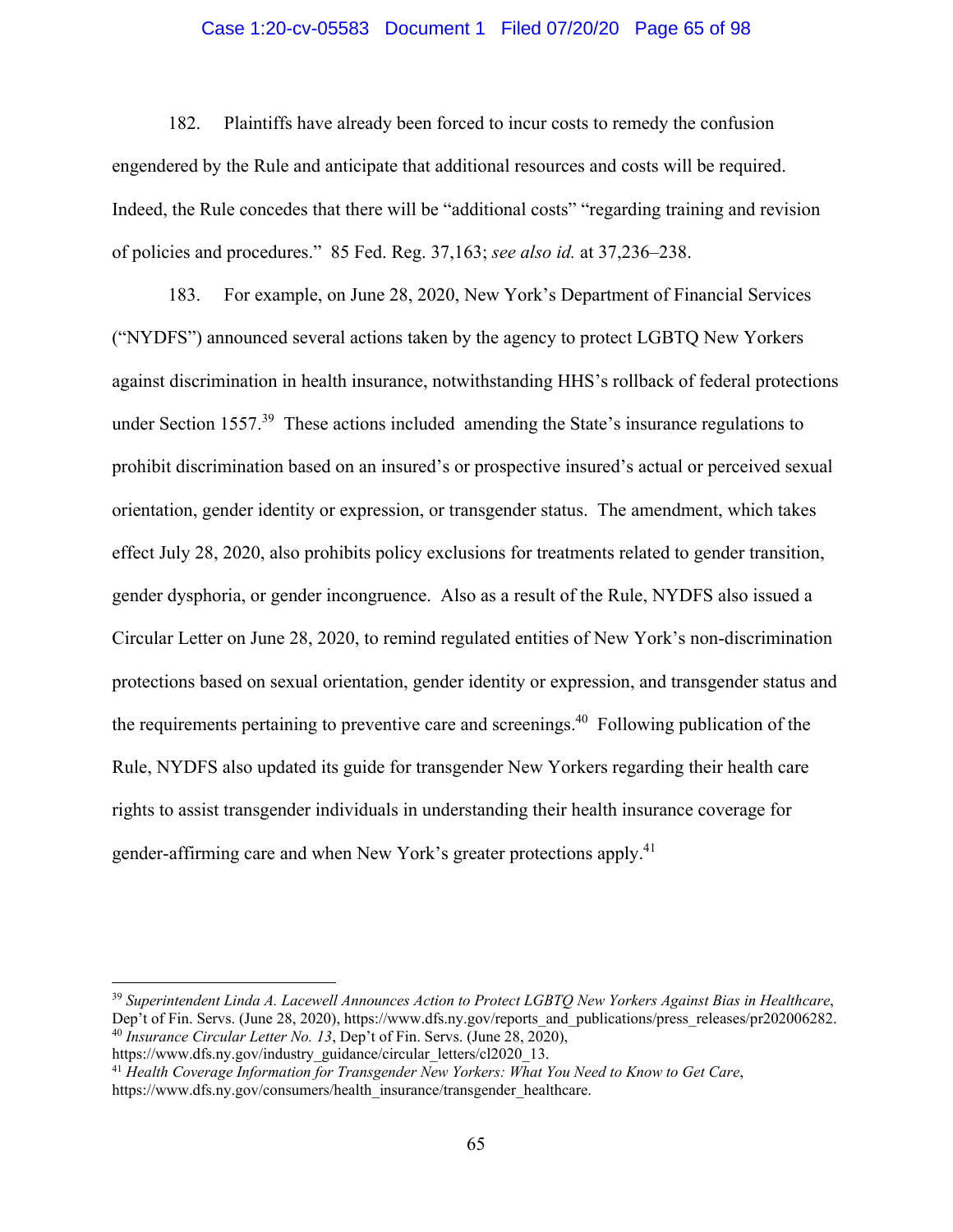182. Plaintiffs have already been forced to incur costs to remedy the confusion engendered by the Rule and anticipate that additional resources and costs will be required. Indeed, the Rule concedes that there will be "additional costs" "regarding training and revision of policies and procedures." 85 Fed. Reg. 37,163; *see also id.* at 37,236–238.

183. For example, on June 28, 2020, New York's Department of Financial Services ("NYDFS") announced several actions taken by the agency to protect LGBTQ New Yorkers against discrimination in health insurance, notwithstanding HHS's rollback of federal protections under Section 1557.[39] These actions included amending the State's insurance regulations to prohibit discrimination based on an insured's or prospective insured's actual or perceived sexual orientation, gender identity or expression, or transgender status. The amendment, which takes effect July 28, 2020, also prohibits policy exclusions for treatments related to gender transition, gender dysphoria, or gender incongruence. Also as a result of the Rule, NYDFS also issued a Circular Letter on June 28, 2020, to remind regulated entities of New York's non-discrimination protections based on sexual orientation, gender identity or expression, and transgender status and the requirements pertaining to preventive care and screenings.[40] Following publication of the Rule, NYDFS also updated its guide for transgender New Yorkers regarding their health care rights to assist transgender individuals in understanding their health insurance coverage for gender-affirming care and when New York's greater protections apply.[41]

---

[39] *Superintendent Linda A. Lacewell Announces Action to Protect LGBTQ New Yorkers Against Bias in Healthcare*, Dep't of Fin. Servs. (June 28, 2020), https://www.dfs.ny.gov/reports_and_publications/press_releases/pr202006282.

[40] *Insurance Circular Letter No. 13*, Dep't of Fin. Servs. (June 28, 2020), https://www.dfs.ny.gov/industry_guidance/circular_letters/cl2020_13.

[41] *Health Coverage Information for Transgender New Yorkers: What You Need to Know to Get Care*, https://www.dfs.ny.gov/consumers/health_insurance/transgender_healthcare.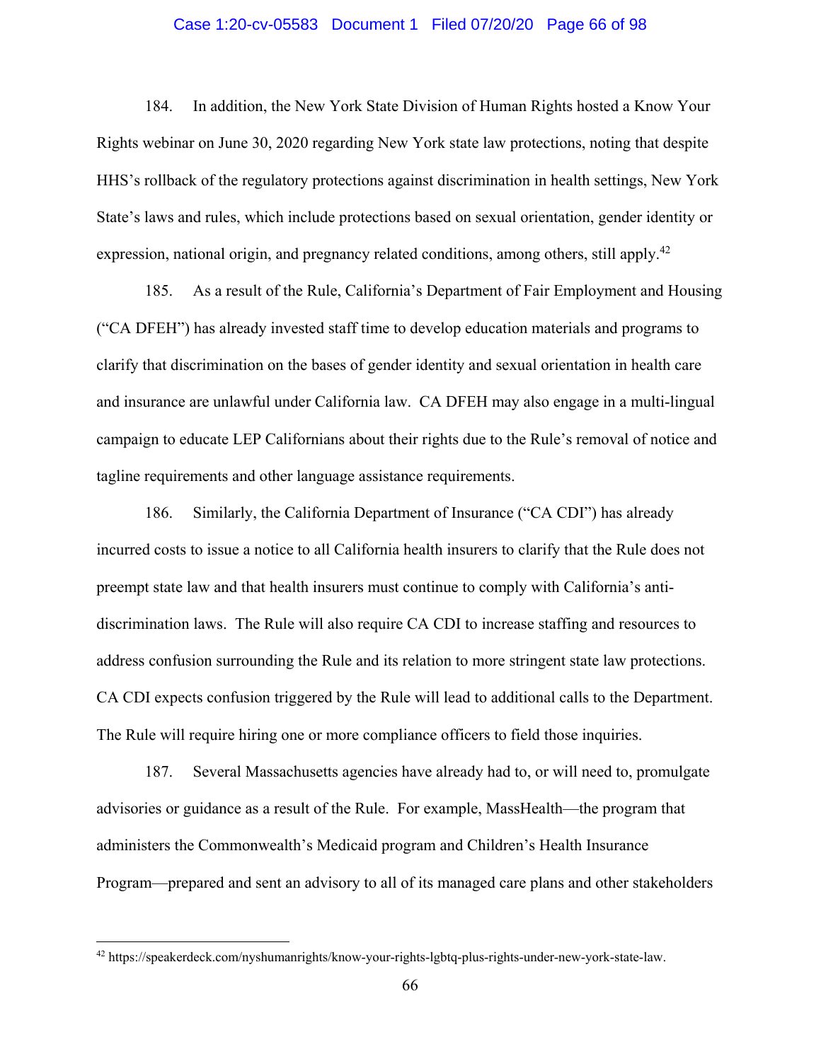184. In addition, the New York State Division of Human Rights hosted a Know Your Rights webinar on June 30, 2020 regarding New York state law protections, noting that despite HHS's rollback of the regulatory protections against discrimination in health settings, New York State's laws and rules, which include protections based on sexual orientation, gender identity or expression, national origin, and pregnancy related conditions, among others, still apply.[42]

185. As a result of the Rule, California's Department of Fair Employment and Housing ("CA DFEH") has already invested staff time to develop education materials and programs to clarify that discrimination on the bases of gender identity and sexual orientation in health care and insurance are unlawful under California law. CA DFEH may also engage in a multi-lingual campaign to educate LEP Californians about their rights due to the Rule's removal of notice and tagline requirements and other language assistance requirements.

186. Similarly, the California Department of Insurance ("CA CDI") has already incurred costs to issue a notice to all California health insurers to clarify that the Rule does not preempt state law and that health insurers must continue to comply with California's anti-discrimination laws. The Rule will also require CA CDI to increase staffing and resources to address confusion surrounding the Rule and its relation to more stringent state law protections. CA CDI expects confusion triggered by the Rule will lead to additional calls to the Department. The Rule will require hiring one or more compliance officers to field those inquiries.

187. Several Massachusetts agencies have already had to, or will need to, promulgate advisories or guidance as a result of the Rule. For example, MassHealth—the program that administers the Commonwealth's Medicaid program and Children's Health Insurance Program—prepared and sent an advisory to all of its managed care plans and other stakeholders

---

[42] https://speakerdeck.com/nyshumanrights/know-your-rights-lgbtq-plus-rights-under-new-york-state-law.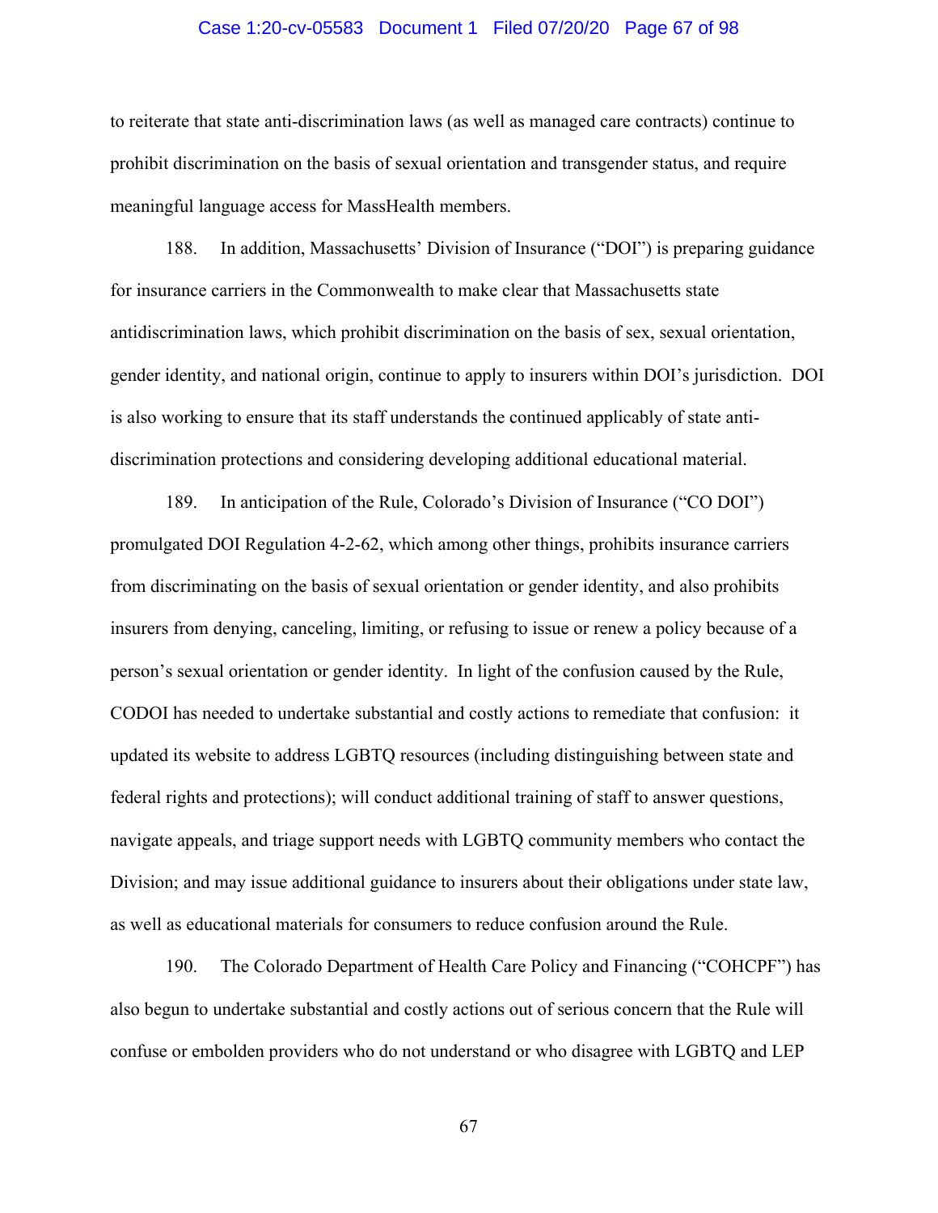to reiterate that state anti-discrimination laws (as well as managed care contracts) continue to prohibit discrimination on the basis of sexual orientation and transgender status, and require meaningful language access for MassHealth members.

188. In addition, Massachusetts' Division of Insurance ("DOI") is preparing guidance for insurance carriers in the Commonwealth to make clear that Massachusetts state antidiscrimination laws, which prohibit discrimination on the basis of sex, sexual orientation, gender identity, and national origin, continue to apply to insurers within DOI's jurisdiction. DOI is also working to ensure that its staff understands the continued applicably of state anti-discrimination protections and considering developing additional educational material.

189. In anticipation of the Rule, Colorado's Division of Insurance ("CO DOI") promulgated DOI Regulation 4-2-62, which among other things, prohibits insurance carriers from discriminating on the basis of sexual orientation or gender identity, and also prohibits insurers from denying, canceling, limiting, or refusing to issue or renew a policy because of a person's sexual orientation or gender identity. In light of the confusion caused by the Rule, CODOI has needed to undertake substantial and costly actions to remediate that confusion: it updated its website to address LGBTQ resources (including distinguishing between state and federal rights and protections); will conduct additional training of staff to answer questions, navigate appeals, and triage support needs with LGBTQ community members who contact the Division; and may issue additional guidance to insurers about their obligations under state law, as well as educational materials for consumers to reduce confusion around the Rule.

190. The Colorado Department of Health Care Policy and Financing ("COHCPF") has also begun to undertake substantial and costly actions out of serious concern that the Rule will confuse or embolden providers who do not understand or who disagree with LGBTQ and LEP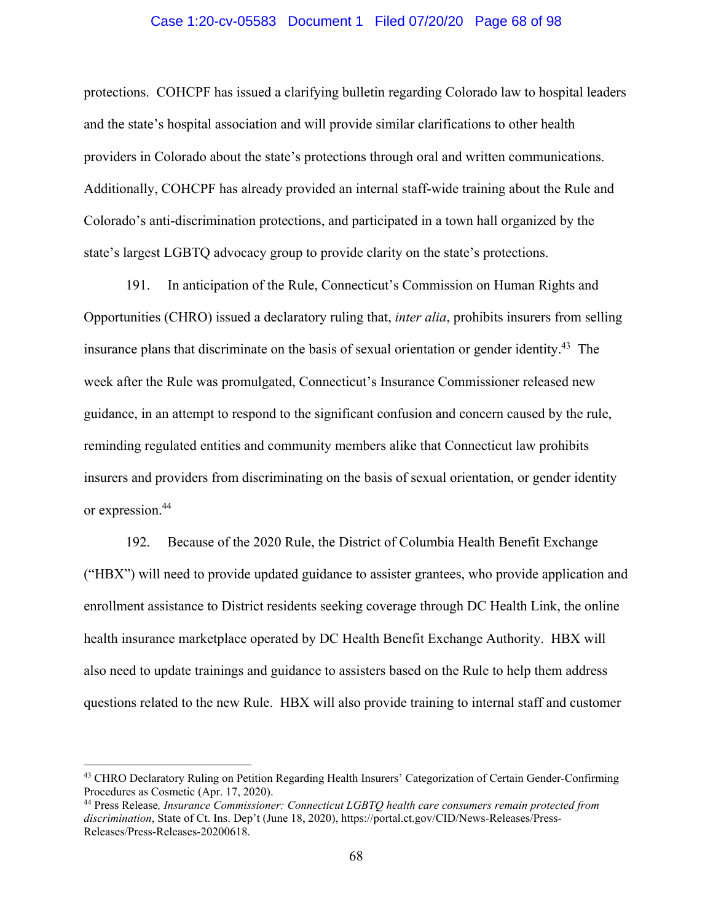protections. COHCPF has issued a clarifying bulletin regarding Colorado law to hospital leaders and the state's hospital association and will provide similar clarifications to other health providers in Colorado about the state's protections through oral and written communications. Additionally, COHCPF has already provided an internal staff-wide training about the Rule and Colorado's anti-discrimination protections, and participated in a town hall organized by the state's largest LGBTQ advocacy group to provide clarity on the state's protections.

191. In anticipation of the Rule, Connecticut's Commission on Human Rights and Opportunities (CHRO) issued a declaratory ruling that, *inter alia*, prohibits insurers from selling insurance plans that discriminate on the basis of sexual orientation or gender identity.[43] The week after the Rule was promulgated, Connecticut's Insurance Commissioner released new guidance, in an attempt to respond to the significant confusion and concern caused by the rule, reminding regulated entities and community members alike that Connecticut law prohibits insurers and providers from discriminating on the basis of sexual orientation, or gender identity or expression.[44]

192. Because of the 2020 Rule, the District of Columbia Health Benefit Exchange ("HBX") will need to provide updated guidance to assister grantees, who provide application and enrollment assistance to District residents seeking coverage through DC Health Link, the online health insurance marketplace operated by DC Health Benefit Exchange Authority. HBX will also need to update trainings and guidance to assisters based on the Rule to help them address questions related to the new Rule. HBX will also provide training to internal staff and customer

---

[43] CHRO Declaratory Ruling on Petition Regarding Health Insurers' Categorization of Certain Gender-Confirming Procedures as Cosmetic (Apr. 17, 2020).

[44] Press Release*, Insurance Commissioner: Connecticut LGBTQ health care consumers remain protected from discrimination*, State of Ct. Ins. Dep't (June 18, 2020), https://portal.ct.gov/CID/News-Releases/Press-Releases/Press-Releases-20200618.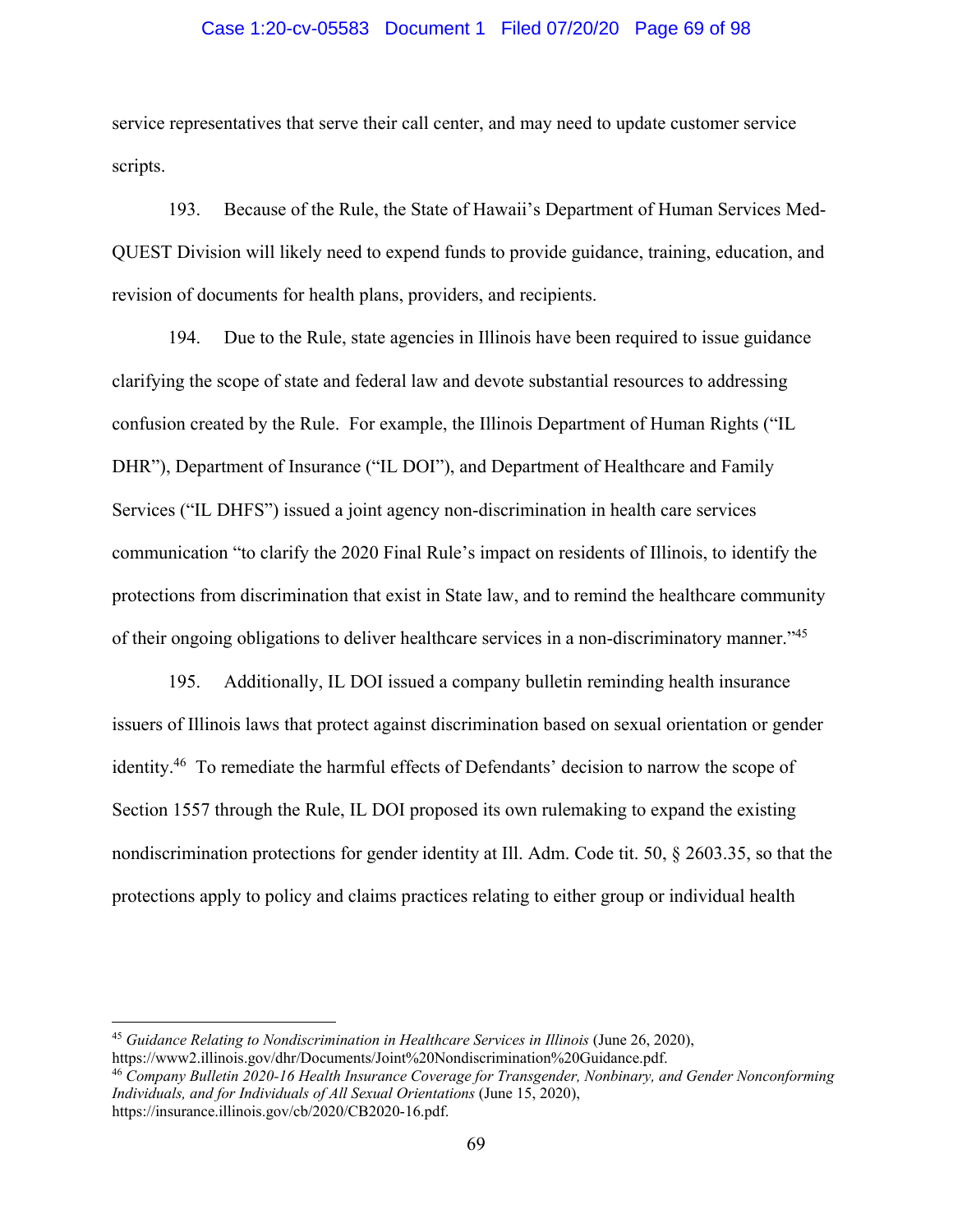service representatives that serve their call center, and may need to update customer service scripts.

193. Because of the Rule, the State of Hawaii's Department of Human Services Med-QUEST Division will likely need to expend funds to provide guidance, training, education, and revision of documents for health plans, providers, and recipients.

194. Due to the Rule, state agencies in Illinois have been required to issue guidance clarifying the scope of state and federal law and devote substantial resources to addressing confusion created by the Rule. For example, the Illinois Department of Human Rights ("IL DHR"), Department of Insurance ("IL DOI"), and Department of Healthcare and Family Services ("IL DHFS") issued a joint agency non-discrimination in health care services communication "to clarify the 2020 Final Rule's impact on residents of Illinois, to identify the protections from discrimination that exist in State law, and to remind the healthcare community of their ongoing obligations to deliver healthcare services in a non-discriminatory manner."[45]

195. Additionally, IL DOI issued a company bulletin reminding health insurance issuers of Illinois laws that protect against discrimination based on sexual orientation or gender identity.[46] To remediate the harmful effects of Defendants' decision to narrow the scope of Section 1557 through the Rule, IL DOI proposed its own rulemaking to expand the existing nondiscrimination protections for gender identity at Ill. Adm. Code tit. 50, § 2603.35, so that the protections apply to policy and claims practices relating to either group or individual health

---

[45] *Guidance Relating to Nondiscrimination in Healthcare Services in Illinois* (June 26, 2020), https://www2.illinois.gov/dhr/Documents/Joint%20Nondiscrimination%20Guidance.pdf.

[46] *Company Bulletin 2020-16 Health Insurance Coverage for Transgender, Nonbinary, and Gender Nonconforming Individuals, and for Individuals of All Sexual Orientations* (June 15, 2020), https://insurance.illinois.gov/cb/2020/CB2020-16.pdf.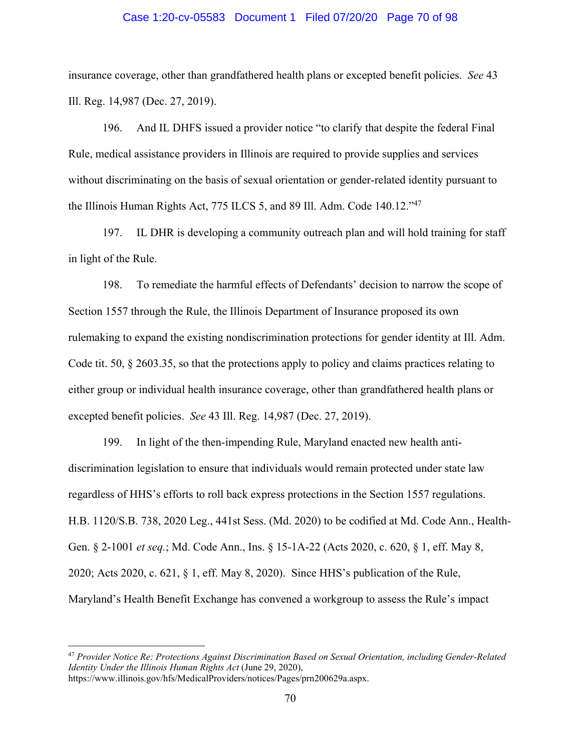insurance coverage, other than grandfathered health plans or excepted benefit policies. *See* 43 Ill. Reg. 14,987 (Dec. 27, 2019).

196. And IL DHFS issued a provider notice "to clarify that despite the federal Final Rule, medical assistance providers in Illinois are required to provide supplies and services without discriminating on the basis of sexual orientation or gender-related identity pursuant to the Illinois Human Rights Act, 775 ILCS 5, and 89 Ill. Adm. Code 140.12."[47]

197. IL DHR is developing a community outreach plan and will hold training for staff in light of the Rule.

198. To remediate the harmful effects of Defendants' decision to narrow the scope of Section 1557 through the Rule, the Illinois Department of Insurance proposed its own rulemaking to expand the existing nondiscrimination protections for gender identity at Ill. Adm. Code tit. 50, § 2603.35, so that the protections apply to policy and claims practices relating to either group or individual health insurance coverage, other than grandfathered health plans or excepted benefit policies. *See* 43 Ill. Reg. 14,987 (Dec. 27, 2019).

199. In light of the then-impending Rule, Maryland enacted new health anti-discrimination legislation to ensure that individuals would remain protected under state law regardless of HHS's efforts to roll back express protections in the Section 1557 regulations. H.B. 1120/S.B. 738, 2020 Leg., 441st Sess. (Md. 2020) to be codified at Md. Code Ann., Health-Gen. § 2-1001 *et seq.*; Md. Code Ann., Ins. § 15-1A-22 (Acts 2020, c. 620, § 1, eff. May 8, 2020; Acts 2020, c. 621, § 1, eff. May 8, 2020). Since HHS's publication of the Rule, Maryland's Health Benefit Exchange has convened a workgroup to assess the Rule's impact

---

[47] *Provider Notice Re: Protections Against Discrimination Based on Sexual Orientation, including Gender-Related Identity Under the Illinois Human Rights Act* (June 29, 2020), https://www.illinois.gov/hfs/MedicalProviders/notices/Pages/prn200629a.aspx.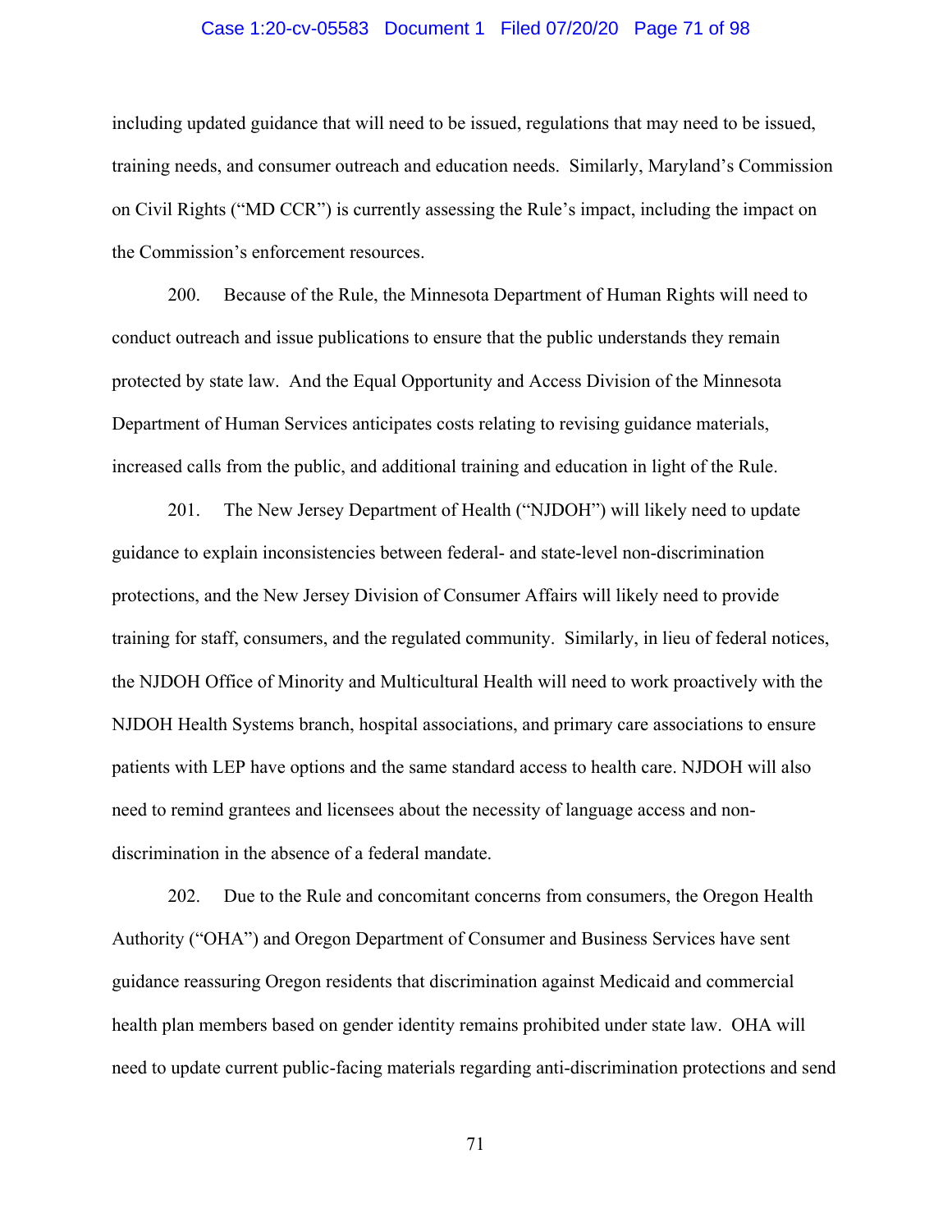including updated guidance that will need to be issued, regulations that may need to be issued, training needs, and consumer outreach and education needs. Similarly, Maryland's Commission on Civil Rights ("MD CCR") is currently assessing the Rule's impact, including the impact on the Commission's enforcement resources.

200. Because of the Rule, the Minnesota Department of Human Rights will need to conduct outreach and issue publications to ensure that the public understands they remain protected by state law. And the Equal Opportunity and Access Division of the Minnesota Department of Human Services anticipates costs relating to revising guidance materials, increased calls from the public, and additional training and education in light of the Rule.

201. The New Jersey Department of Health ("NJDOH") will likely need to update guidance to explain inconsistencies between federal- and state-level non-discrimination protections, and the New Jersey Division of Consumer Affairs will likely need to provide training for staff, consumers, and the regulated community. Similarly, in lieu of federal notices, the NJDOH Office of Minority and Multicultural Health will need to work proactively with the NJDOH Health Systems branch, hospital associations, and primary care associations to ensure patients with LEP have options and the same standard access to health care. NJDOH will also need to remind grantees and licensees about the necessity of language access and non-discrimination in the absence of a federal mandate.

202. Due to the Rule and concomitant concerns from consumers, the Oregon Health Authority ("OHA") and Oregon Department of Consumer and Business Services have sent guidance reassuring Oregon residents that discrimination against Medicaid and commercial health plan members based on gender identity remains prohibited under state law. OHA will need to update current public-facing materials regarding anti-discrimination protections and send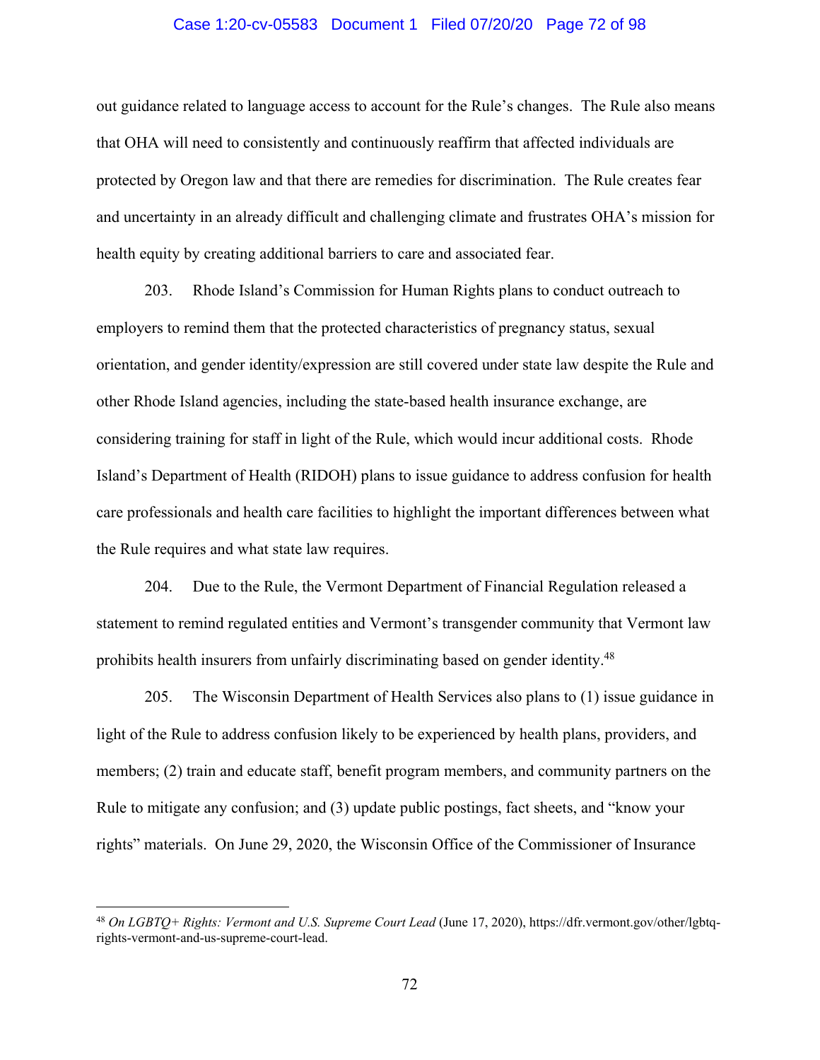out guidance related to language access to account for the Rule's changes. The Rule also means that OHA will need to consistently and continuously reaffirm that affected individuals are protected by Oregon law and that there are remedies for discrimination. The Rule creates fear and uncertainty in an already difficult and challenging climate and frustrates OHA's mission for health equity by creating additional barriers to care and associated fear.

203. Rhode Island's Commission for Human Rights plans to conduct outreach to employers to remind them that the protected characteristics of pregnancy status, sexual orientation, and gender identity/expression are still covered under state law despite the Rule and other Rhode Island agencies, including the state-based health insurance exchange, are considering training for staff in light of the Rule, which would incur additional costs. Rhode Island's Department of Health (RIDOH) plans to issue guidance to address confusion for health care professionals and health care facilities to highlight the important differences between what the Rule requires and what state law requires.

204. Due to the Rule, the Vermont Department of Financial Regulation released a statement to remind regulated entities and Vermont's transgender community that Vermont law prohibits health insurers from unfairly discriminating based on gender identity.[48]

205. The Wisconsin Department of Health Services also plans to (1) issue guidance in light of the Rule to address confusion likely to be experienced by health plans, providers, and members; (2) train and educate staff, benefit program members, and community partners on the Rule to mitigate any confusion; and (3) update public postings, fact sheets, and "know your rights" materials. On June 29, 2020, the Wisconsin Office of the Commissioner of Insurance

---

[48] *On LGBTQ+ Rights: Vermont and U.S. Supreme Court Lead* (June 17, 2020), https://dfr.vermont.gov/other/lgbtq-rights-vermont-and-us-supreme-court-lead.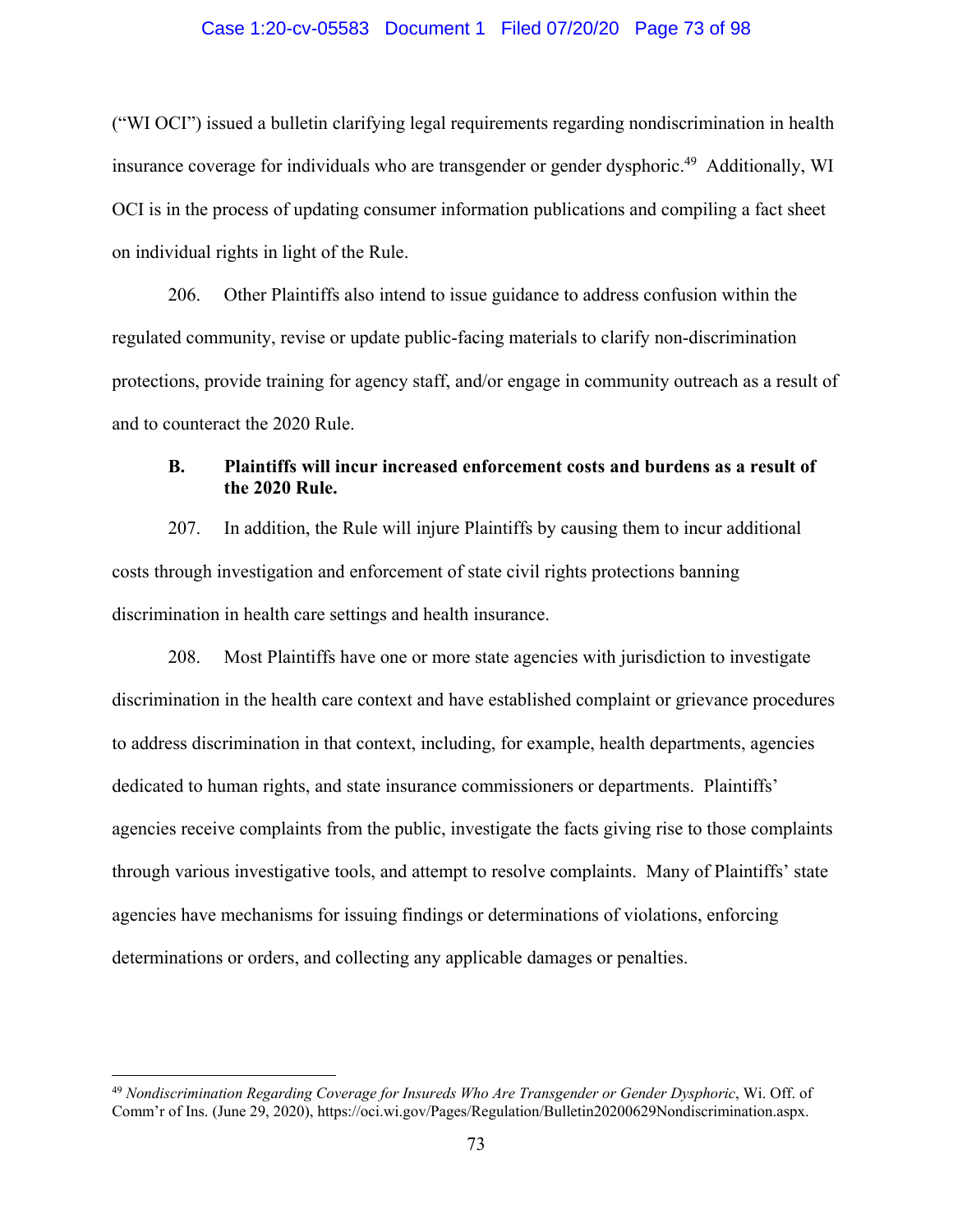("WI OCI") issued a bulletin clarifying legal requirements regarding nondiscrimination in health insurance coverage for individuals who are transgender or gender dysphoric.[49] Additionally, WI OCI is in the process of updating consumer information publications and compiling a fact sheet on individual rights in light of the Rule.

206. Other Plaintiffs also intend to issue guidance to address confusion within the regulated community, revise or update public-facing materials to clarify non-discrimination protections, provide training for agency staff, and/or engage in community outreach as a result of and to counteract the 2020 Rule.

### B. Plaintiffs will incur increased enforcement costs and burdens as a result of the 2020 Rule.

207. In addition, the Rule will injure Plaintiffs by causing them to incur additional costs through investigation and enforcement of state civil rights protections banning discrimination in health care settings and health insurance.

208. Most Plaintiffs have one or more state agencies with jurisdiction to investigate discrimination in the health care context and have established complaint or grievance procedures to address discrimination in that context, including, for example, health departments, agencies dedicated to human rights, and state insurance commissioners or departments. Plaintiffs' agencies receive complaints from the public, investigate the facts giving rise to those complaints through various investigative tools, and attempt to resolve complaints. Many of Plaintiffs' state agencies have mechanisms for issuing findings or determinations of violations, enforcing determinations or orders, and collecting any applicable damages or penalties.

---

[49] *Nondiscrimination Regarding Coverage for Insureds Who Are Transgender or Gender Dysphoric*, Wi. Off. of Comm'r of Ins. (June 29, 2020), https://oci.wi.gov/Pages/Regulation/Bulletin20200629Nondiscrimination.aspx.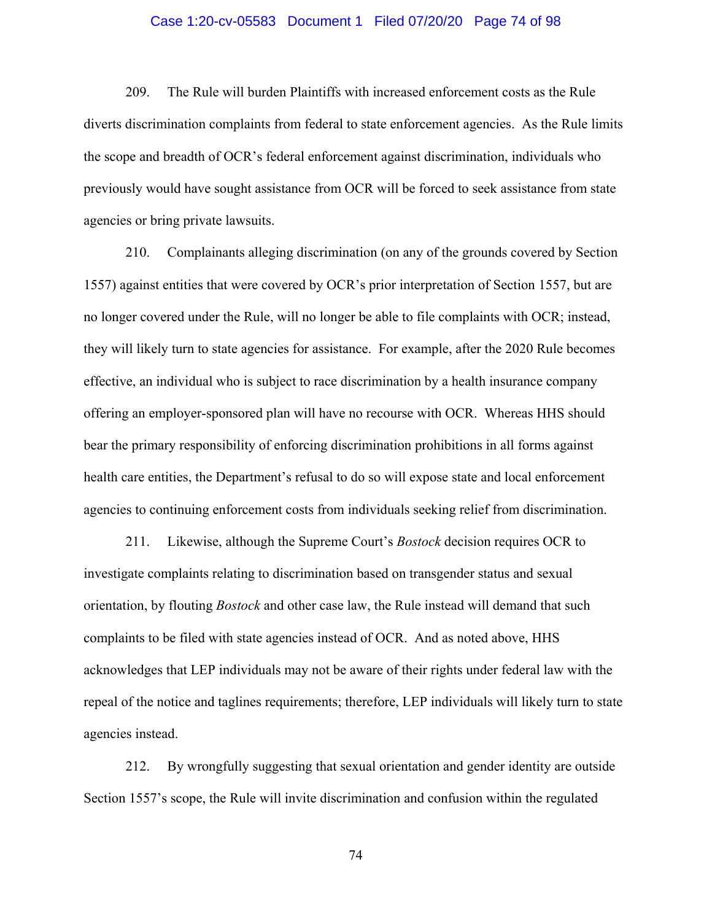209. The Rule will burden Plaintiffs with increased enforcement costs as the Rule diverts discrimination complaints from federal to state enforcement agencies. As the Rule limits the scope and breadth of OCR's federal enforcement against discrimination, individuals who previously would have sought assistance from OCR will be forced to seek assistance from state agencies or bring private lawsuits.

210. Complainants alleging discrimination (on any of the grounds covered by Section 1557) against entities that were covered by OCR's prior interpretation of Section 1557, but are no longer covered under the Rule, will no longer be able to file complaints with OCR; instead, they will likely turn to state agencies for assistance. For example, after the 2020 Rule becomes effective, an individual who is subject to race discrimination by a health insurance company offering an employer-sponsored plan will have no recourse with OCR. Whereas HHS should bear the primary responsibility of enforcing discrimination prohibitions in all forms against health care entities, the Department's refusal to do so will expose state and local enforcement agencies to continuing enforcement costs from individuals seeking relief from discrimination.

211. Likewise, although the Supreme Court's *Bostock* decision requires OCR to investigate complaints relating to discrimination based on transgender status and sexual orientation, by flouting *Bostock* and other case law, the Rule instead will demand that such complaints to be filed with state agencies instead of OCR. And as noted above, HHS acknowledges that LEP individuals may not be aware of their rights under federal law with the repeal of the notice and taglines requirements; therefore, LEP individuals will likely turn to state agencies instead.

212. By wrongfully suggesting that sexual orientation and gender identity are outside Section 1557's scope, the Rule will invite discrimination and confusion within the regulated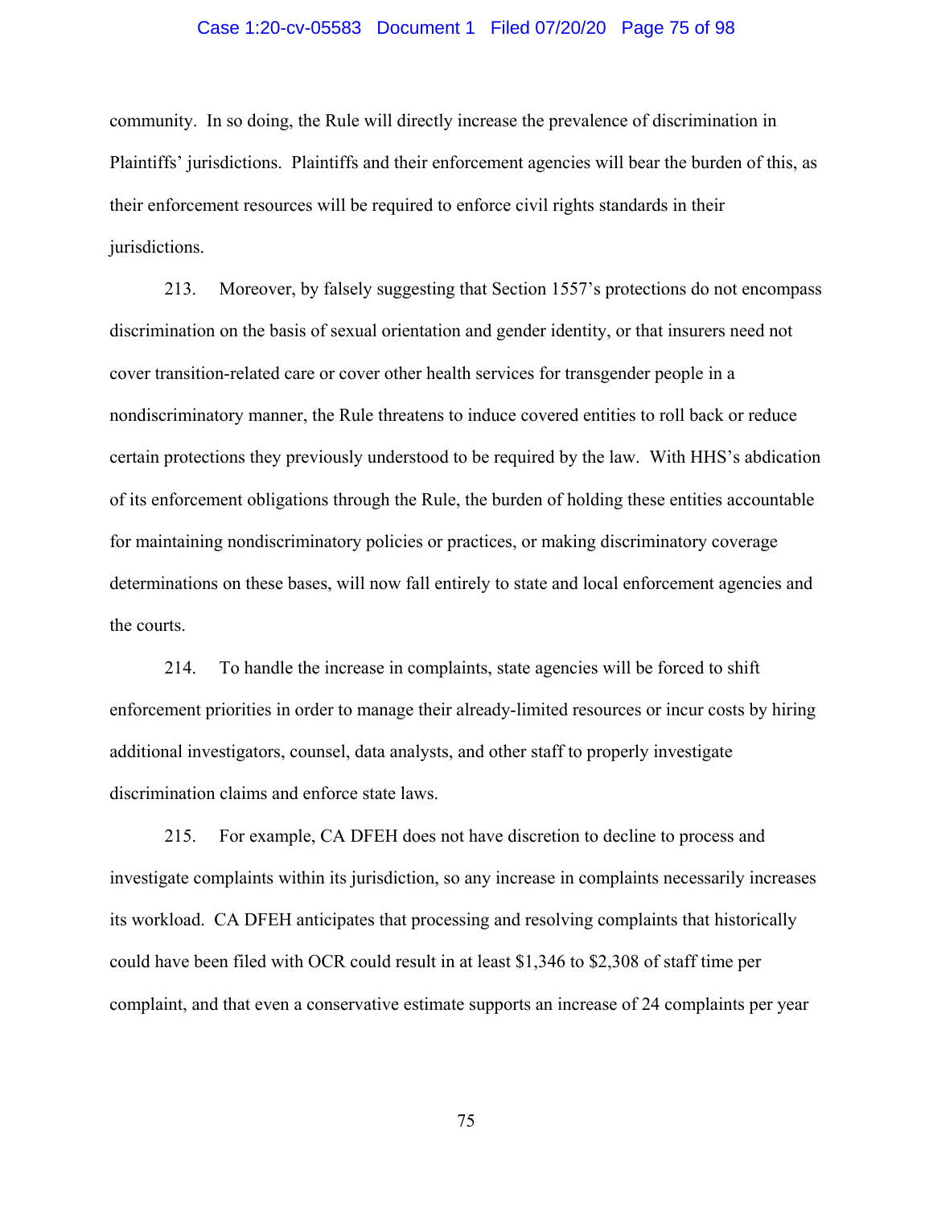community. In so doing, the Rule will directly increase the prevalence of discrimination in Plaintiffs' jurisdictions. Plaintiffs and their enforcement agencies will bear the burden of this, as their enforcement resources will be required to enforce civil rights standards in their jurisdictions.

213. Moreover, by falsely suggesting that Section 1557's protections do not encompass discrimination on the basis of sexual orientation and gender identity, or that insurers need not cover transition-related care or cover other health services for transgender people in a nondiscriminatory manner, the Rule threatens to induce covered entities to roll back or reduce certain protections they previously understood to be required by the law. With HHS's abdication of its enforcement obligations through the Rule, the burden of holding these entities accountable for maintaining nondiscriminatory policies or practices, or making discriminatory coverage determinations on these bases, will now fall entirely to state and local enforcement agencies and the courts.

214. To handle the increase in complaints, state agencies will be forced to shift enforcement priorities in order to manage their already-limited resources or incur costs by hiring additional investigators, counsel, data analysts, and other staff to properly investigate discrimination claims and enforce state laws.

215. For example, CA DFEH does not have discretion to decline to process and investigate complaints within its jurisdiction, so any increase in complaints necessarily increases its workload. CA DFEH anticipates that processing and resolving complaints that historically could have been filed with OCR could result in at least $1,346 to $2,308 of staff time per complaint, and that even a conservative estimate supports an increase of 24 complaints per year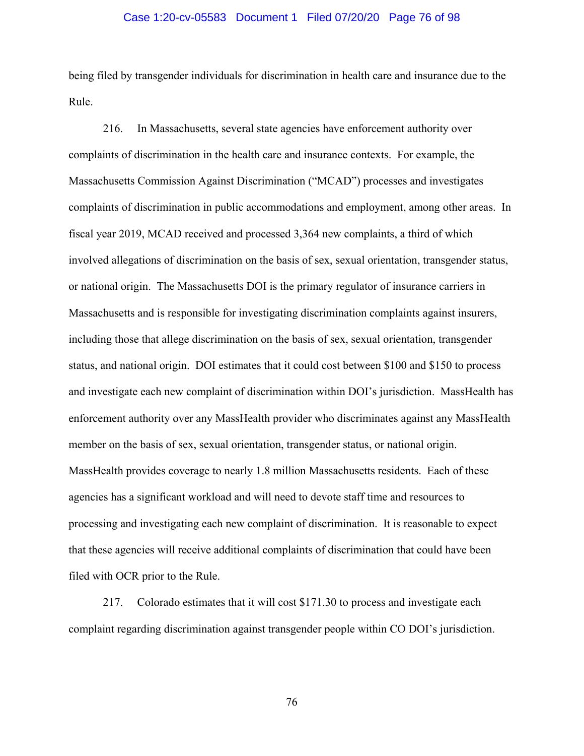being filed by transgender individuals for discrimination in health care and insurance due to the Rule.

216. In Massachusetts, several state agencies have enforcement authority over complaints of discrimination in the health care and insurance contexts. For example, the Massachusetts Commission Against Discrimination ("MCAD") processes and investigates complaints of discrimination in public accommodations and employment, among other areas. In fiscal year 2019, MCAD received and processed 3,364 new complaints, a third of which involved allegations of discrimination on the basis of sex, sexual orientation, transgender status, or national origin. The Massachusetts DOI is the primary regulator of insurance carriers in Massachusetts and is responsible for investigating discrimination complaints against insurers, including those that allege discrimination on the basis of sex, sexual orientation, transgender status, and national origin. DOI estimates that it could cost between $100 and $150 to process and investigate each new complaint of discrimination within DOI's jurisdiction. MassHealth has enforcement authority over any MassHealth provider who discriminates against any MassHealth member on the basis of sex, sexual orientation, transgender status, or national origin. MassHealth provides coverage to nearly 1.8 million Massachusetts residents. Each of these agencies has a significant workload and will need to devote staff time and resources to processing and investigating each new complaint of discrimination. It is reasonable to expect that these agencies will receive additional complaints of discrimination that could have been filed with OCR prior to the Rule.

217. Colorado estimates that it will cost $171.30 to process and investigate each complaint regarding discrimination against transgender people within CO DOI's jurisdiction.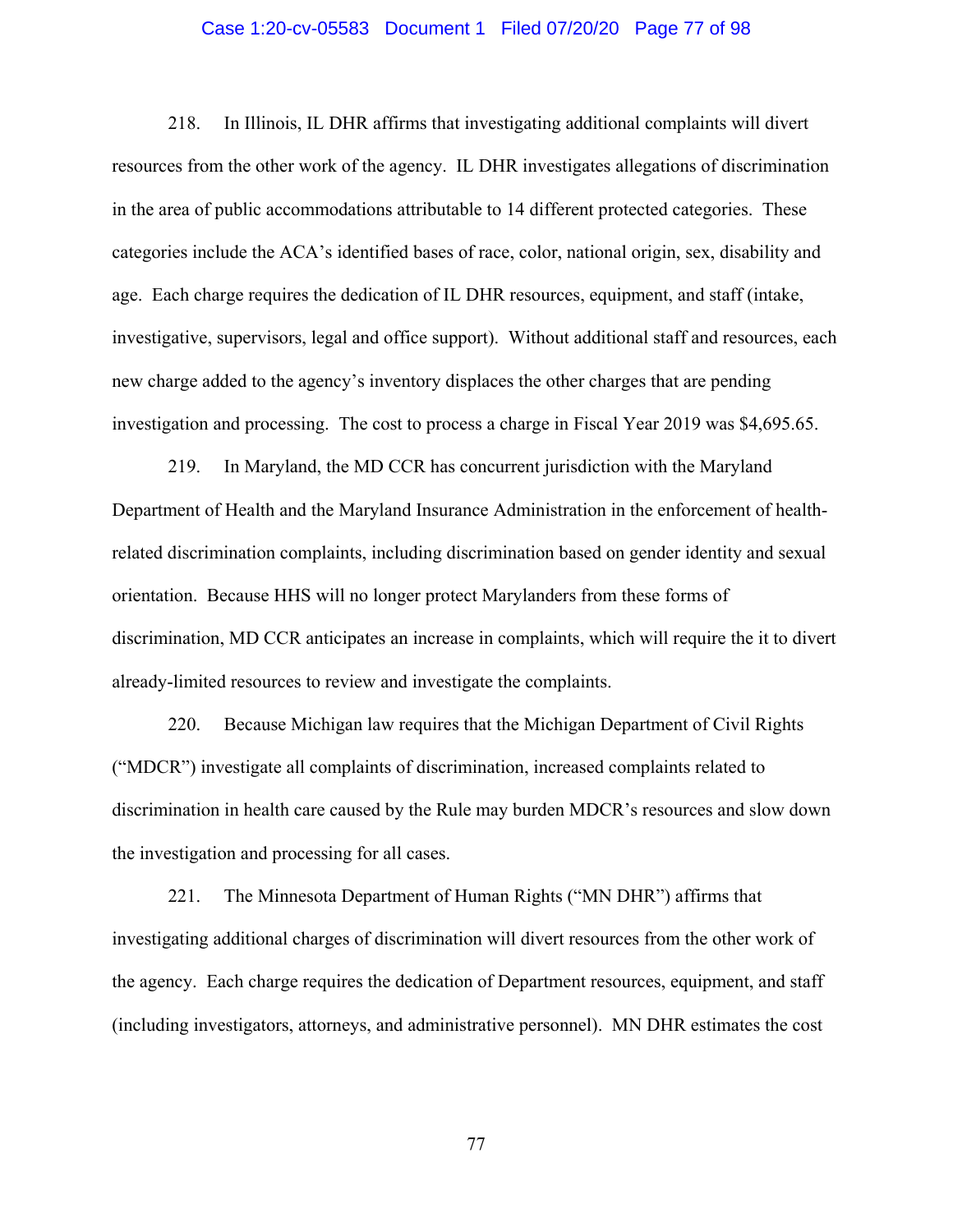218. In Illinois, IL DHR affirms that investigating additional complaints will divert resources from the other work of the agency. IL DHR investigates allegations of discrimination in the area of public accommodations attributable to 14 different protected categories. These categories include the ACA's identified bases of race, color, national origin, sex, disability and age. Each charge requires the dedication of IL DHR resources, equipment, and staff (intake, investigative, supervisors, legal and office support). Without additional staff and resources, each new charge added to the agency's inventory displaces the other charges that are pending investigation and processing. The cost to process a charge in Fiscal Year 2019 was $4,695.65.

219. In Maryland, the MD CCR has concurrent jurisdiction with the Maryland Department of Health and the Maryland Insurance Administration in the enforcement of health-related discrimination complaints, including discrimination based on gender identity and sexual orientation. Because HHS will no longer protect Marylanders from these forms of discrimination, MD CCR anticipates an increase in complaints, which will require the it to divert already-limited resources to review and investigate the complaints.

220. Because Michigan law requires that the Michigan Department of Civil Rights ("MDCR") investigate all complaints of discrimination, increased complaints related to discrimination in health care caused by the Rule may burden MDCR's resources and slow down the investigation and processing for all cases.

221. The Minnesota Department of Human Rights ("MN DHR") affirms that investigating additional charges of discrimination will divert resources from the other work of the agency. Each charge requires the dedication of Department resources, equipment, and staff (including investigators, attorneys, and administrative personnel). MN DHR estimates the cost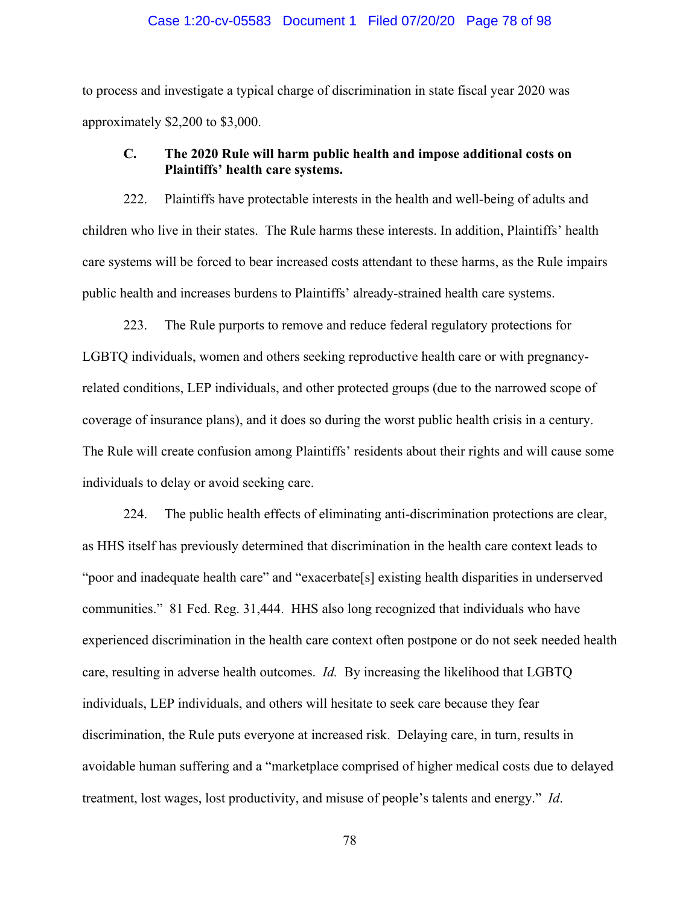to process and investigate a typical charge of discrimination in state fiscal year 2020 was approximately $2,200 to $3,000.

### C. The 2020 Rule will harm public health and impose additional costs on Plaintiffs' health care systems.

222. Plaintiffs have protectable interests in the health and well-being of adults and children who live in their states. The Rule harms these interests. In addition, Plaintiffs' health care systems will be forced to bear increased costs attendant to these harms, as the Rule impairs public health and increases burdens to Plaintiffs' already-strained health care systems.

223. The Rule purports to remove and reduce federal regulatory protections for LGBTQ individuals, women and others seeking reproductive health care or with pregnancy-related conditions, LEP individuals, and other protected groups (due to the narrowed scope of coverage of insurance plans), and it does so during the worst public health crisis in a century. The Rule will create confusion among Plaintiffs' residents about their rights and will cause some individuals to delay or avoid seeking care.

224. The public health effects of eliminating anti-discrimination protections are clear, as HHS itself has previously determined that discrimination in the health care context leads to "poor and inadequate health care" and "exacerbate[s] existing health disparities in underserved communities." 81 Fed. Reg. 31,444. HHS also long recognized that individuals who have experienced discrimination in the health care context often postpone or do not seek needed health care, resulting in adverse health outcomes. *Id.* By increasing the likelihood that LGBTQ individuals, LEP individuals, and others will hesitate to seek care because they fear discrimination, the Rule puts everyone at increased risk. Delaying care, in turn, results in avoidable human suffering and a "marketplace comprised of higher medical costs due to delayed treatment, lost wages, lost productivity, and misuse of people's talents and energy." *Id.*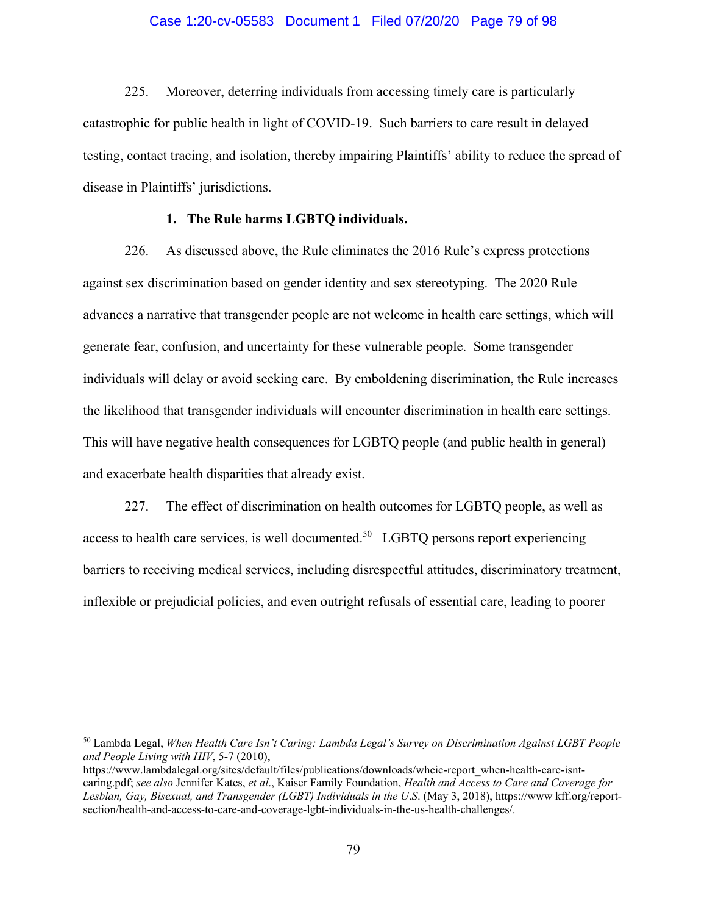225. Moreover, deterring individuals from accessing timely care is particularly catastrophic for public health in light of COVID-19. Such barriers to care result in delayed testing, contact tracing, and isolation, thereby impairing Plaintiffs' ability to reduce the spread of disease in Plaintiffs' jurisdictions.

**1. The Rule harms LGBTQ individuals.**

226. As discussed above, the Rule eliminates the 2016 Rule's express protections against sex discrimination based on gender identity and sex stereotyping. The 2020 Rule advances a narrative that transgender people are not welcome in health care settings, which will generate fear, confusion, and uncertainty for these vulnerable people. Some transgender individuals will delay or avoid seeking care. By emboldening discrimination, the Rule increases the likelihood that transgender individuals will encounter discrimination in health care settings. This will have negative health consequences for LGBTQ people (and public health in general) and exacerbate health disparities that already exist.

227. The effect of discrimination on health outcomes for LGBTQ people, as well as access to health care services, is well documented.[50] LGBTQ persons report experiencing barriers to receiving medical services, including disrespectful attitudes, discriminatory treatment, inflexible or prejudicial policies, and even outright refusals of essential care, leading to poorer

---

[50] Lambda Legal, *When Health Care Isn't Caring: Lambda Legal's Survey on Discrimination Against LGBT People and People Living with HIV*, 5-7 (2010), https://www.lambdalegal.org/sites/default/files/publications/downloads/whcic-report_when-health-care-isnt-caring.pdf; *see also* Jennifer Kates, *et al*., Kaiser Family Foundation, *Health and Access to Care and Coverage for Lesbian, Gay, Bisexual, and Transgender (LGBT) Individuals in the U.S*. (May 3, 2018), https://www kff.org/report-section/health-and-access-to-care-and-coverage-lgbt-individuals-in-the-us-health-challenges/.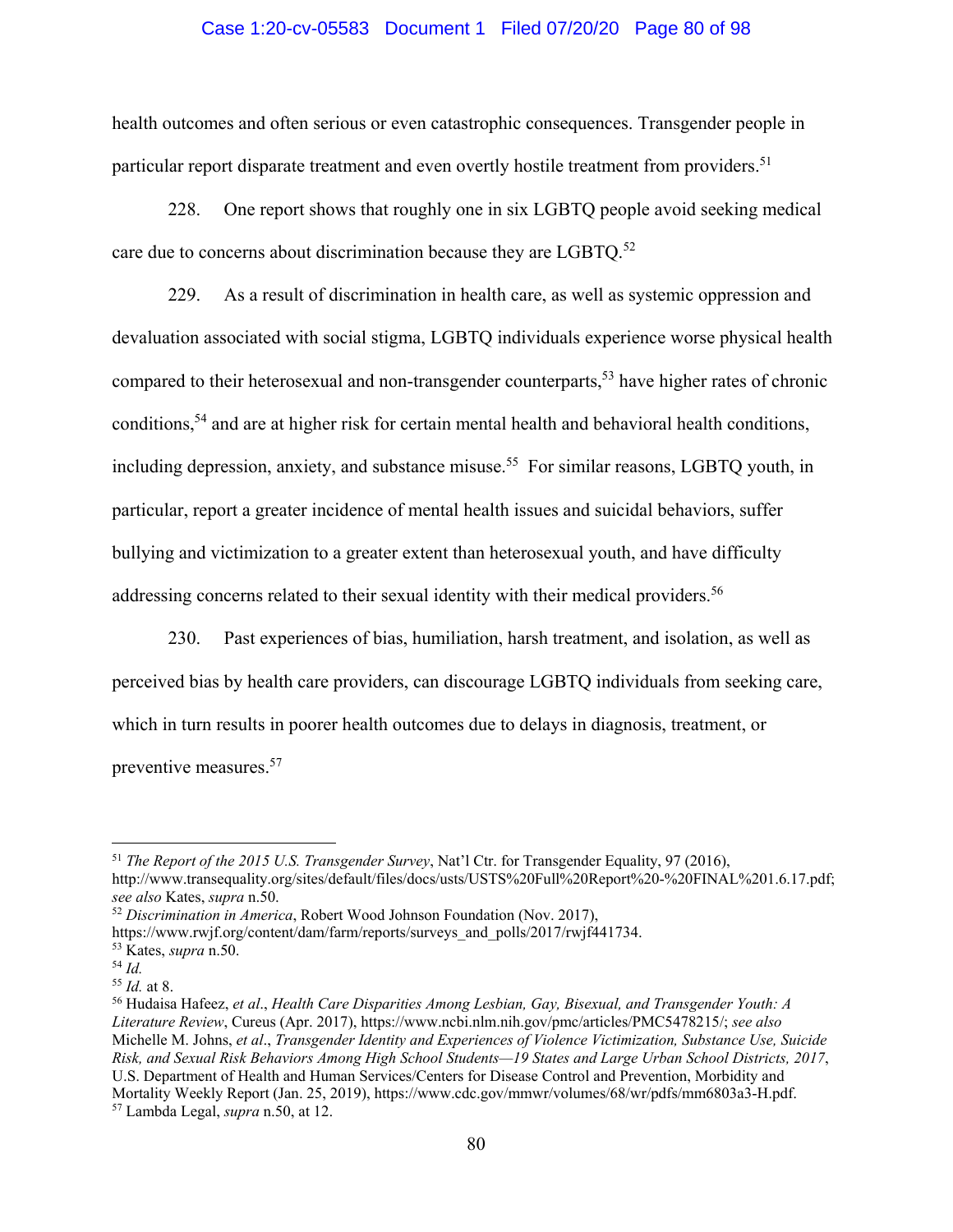health outcomes and often serious or even catastrophic consequences. Transgender people in particular report disparate treatment and even overtly hostile treatment from providers.[51]

228. One report shows that roughly one in six LGBTQ people avoid seeking medical care due to concerns about discrimination because they are LGBTQ.[52]

229. As a result of discrimination in health care, as well as systemic oppression and devaluation associated with social stigma, LGBTQ individuals experience worse physical health compared to their heterosexual and non-transgender counterparts,[53] have higher rates of chronic conditions,[54] and are at higher risk for certain mental health and behavioral health conditions, including depression, anxiety, and substance misuse.[55] For similar reasons, LGBTQ youth, in particular, report a greater incidence of mental health issues and suicidal behaviors, suffer bullying and victimization to a greater extent than heterosexual youth, and have difficulty addressing concerns related to their sexual identity with their medical providers.[56]

230. Past experiences of bias, humiliation, harsh treatment, and isolation, as well as perceived bias by health care providers, can discourage LGBTQ individuals from seeking care, which in turn results in poorer health outcomes due to delays in diagnosis, treatment, or preventive measures.[57]

---

[51] *The Report of the 2015 U.S. Transgender Survey*, Nat'l Ctr. for Transgender Equality, 97 (2016), http://www.transequality.org/sites/default/files/docs/usts/USTS%20Full%20Report%20-%20FINAL%201.6.17.pdf; *see also* Kates, *supra* n.50.

[52] *Discrimination in America*, Robert Wood Johnson Foundation (Nov. 2017), https://www.rwjf.org/content/dam/farm/reports/surveys_and_polls/2017/rwjf441734.

[53] Kates, *supra* n.50.

[54] *Id.*

[55] *Id.* at 8.

[56] Hudaisa Hafeez, *et al*., *Health Care Disparities Among Lesbian, Gay, Bisexual, and Transgender Youth: A Literature Review*, Cureus (Apr. 2017), https://www.ncbi.nlm.nih.gov/pmc/articles/PMC5478215/; *see also* Michelle M. Johns, *et al*., *Transgender Identity and Experiences of Violence Victimization, Substance Use, Suicide Risk, and Sexual Risk Behaviors Among High School Students—19 States and Large Urban School Districts, 2017*, U.S. Department of Health and Human Services/Centers for Disease Control and Prevention, Morbidity and Mortality Weekly Report (Jan. 25, 2019), https://www.cdc.gov/mmwr/volumes/68/wr/pdfs/mm6803a3-H.pdf.

[57] Lambda Legal, *supra* n.50, at 12.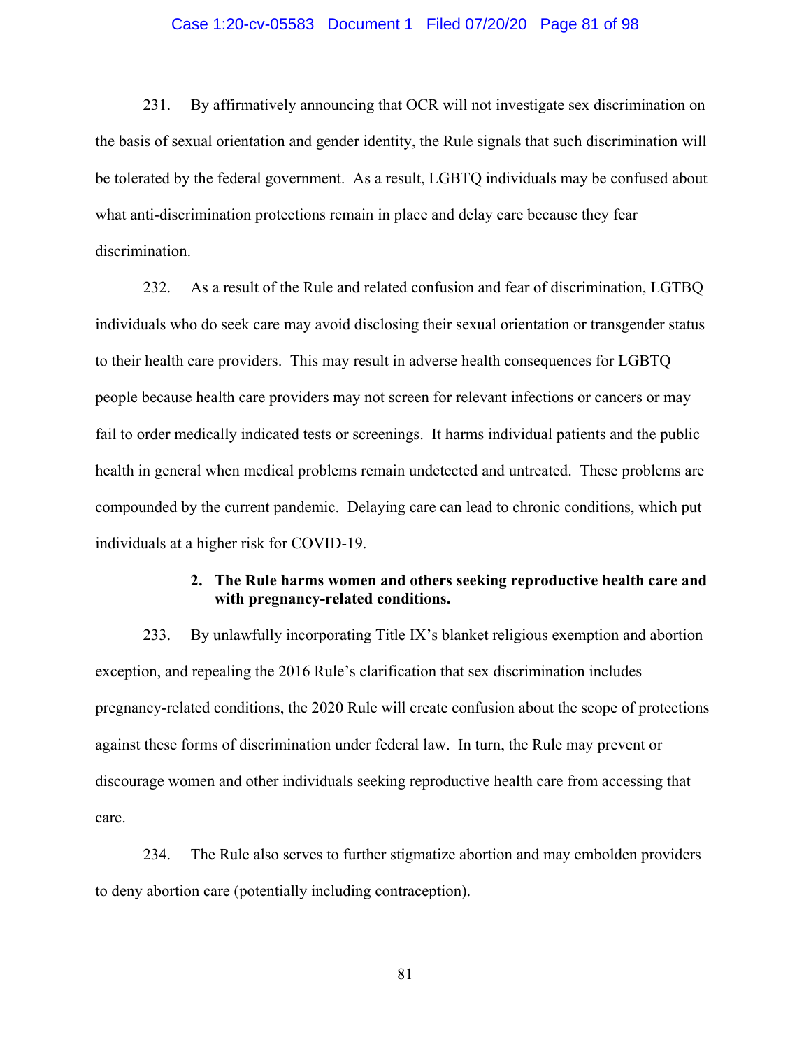231. By affirmatively announcing that OCR will not investigate sex discrimination on the basis of sexual orientation and gender identity, the Rule signals that such discrimination will be tolerated by the federal government. As a result, LGBTQ individuals may be confused about what anti-discrimination protections remain in place and delay care because they fear discrimination.

232. As a result of the Rule and related confusion and fear of discrimination, LGTBQ individuals who do seek care may avoid disclosing their sexual orientation or transgender status to their health care providers. This may result in adverse health consequences for LGBTQ people because health care providers may not screen for relevant infections or cancers or may fail to order medically indicated tests or screenings. It harms individual patients and the public health in general when medical problems remain undetected and untreated. These problems are compounded by the current pandemic. Delaying care can lead to chronic conditions, which put individuals at a higher risk for COVID-19.

**2. The Rule harms women and others seeking reproductive health care and with pregnancy-related conditions.**

233. By unlawfully incorporating Title IX's blanket religious exemption and abortion exception, and repealing the 2016 Rule's clarification that sex discrimination includes pregnancy-related conditions, the 2020 Rule will create confusion about the scope of protections against these forms of discrimination under federal law. In turn, the Rule may prevent or discourage women and other individuals seeking reproductive health care from accessing that care.

234. The Rule also serves to further stigmatize abortion and may embolden providers to deny abortion care (potentially including contraception).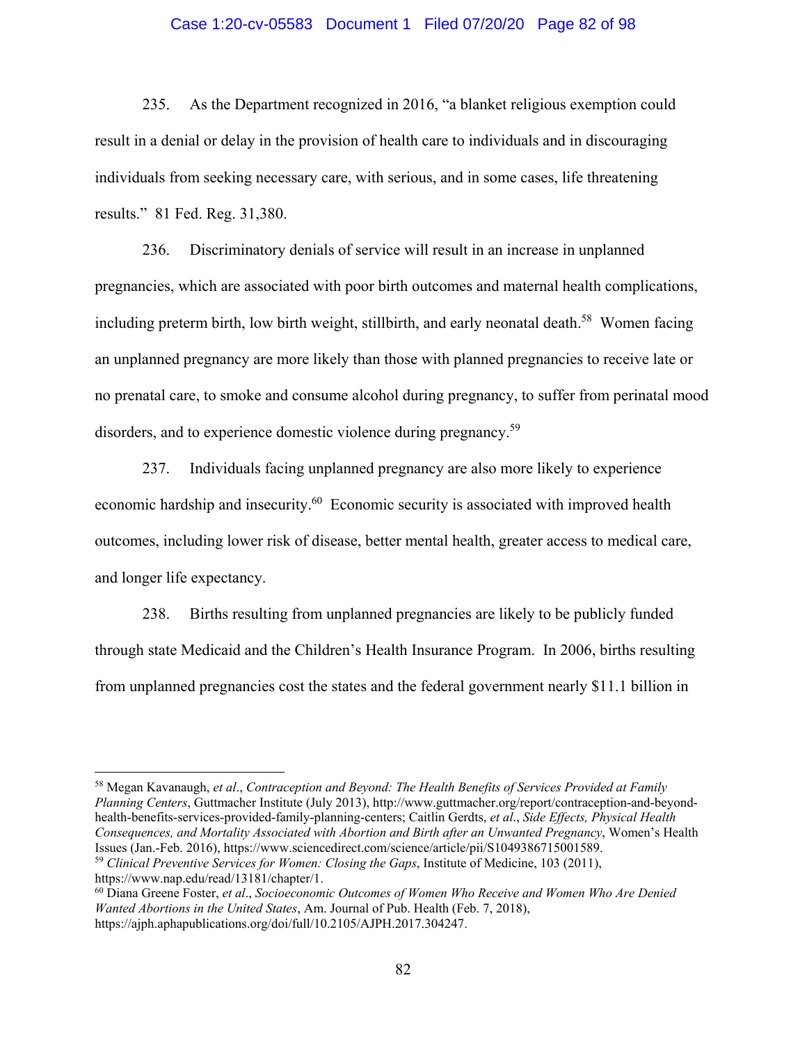235. As the Department recognized in 2016, "a blanket religious exemption could result in a denial or delay in the provision of health care to individuals and in discouraging individuals from seeking necessary care, with serious, and in some cases, life threatening results." 81 Fed. Reg. 31,380.

236. Discriminatory denials of service will result in an increase in unplanned pregnancies, which are associated with poor birth outcomes and maternal health complications, including preterm birth, low birth weight, stillbirth, and early neonatal death.[58] Women facing an unplanned pregnancy are more likely than those with planned pregnancies to receive late or no prenatal care, to smoke and consume alcohol during pregnancy, to suffer from perinatal mood disorders, and to experience domestic violence during pregnancy.[59]

237. Individuals facing unplanned pregnancy are also more likely to experience economic hardship and insecurity.[60] Economic security is associated with improved health outcomes, including lower risk of disease, better mental health, greater access to medical care, and longer life expectancy.

238. Births resulting from unplanned pregnancies are likely to be publicly funded through state Medicaid and the Children's Health Insurance Program. In 2006, births resulting from unplanned pregnancies cost the states and the federal government nearly $11.1 billion in

---

[58] Megan Kavanaugh, *et al*., *Contraception and Beyond: The Health Benefits of Services Provided at Family Planning Centers*, Guttmacher Institute (July 2013), http://www.guttmacher.org/report/contraception-and-beyond-health-benefits-services-provided-family-planning-centers; Caitlin Gerdts, *et al*., *Side Effects, Physical Health Consequences, and Mortality Associated with Abortion and Birth after an Unwanted Pregnancy*, Women's Health Issues (Jan.-Feb. 2016), https://www.sciencedirect.com/science/article/pii/S1049386715001589.

[59] *Clinical Preventive Services for Women: Closing the Gaps*, Institute of Medicine, 103 (2011), https://www.nap.edu/read/13181/chapter/1.

[60] Diana Greene Foster, *et al*., *Socioeconomic Outcomes of Women Who Receive and Women Who Are Denied Wanted Abortions in the United States*, Am. Journal of Pub. Health (Feb. 7, 2018), https://ajph.aphapublications.org/doi/full/10.2105/AJPH.2017.304247.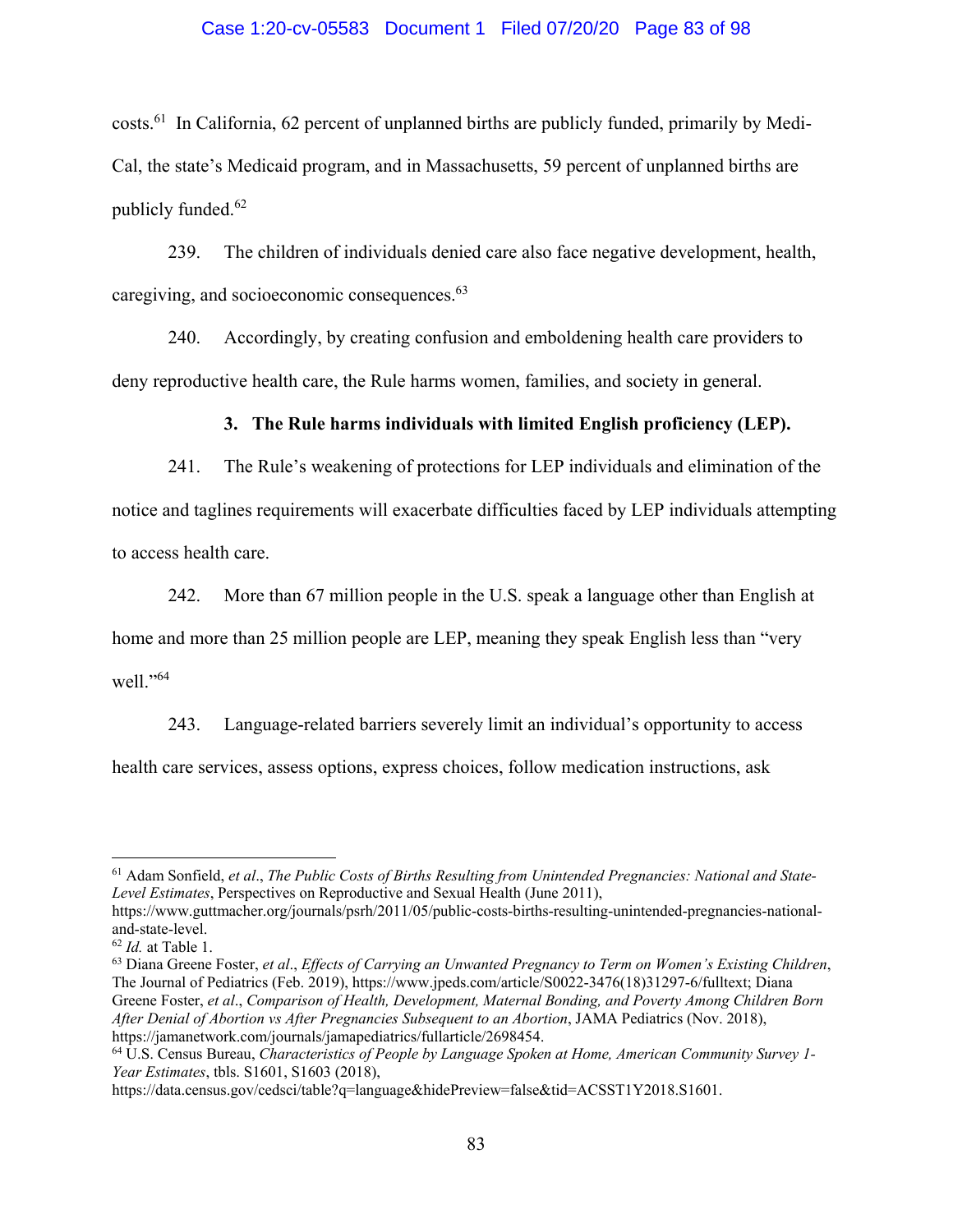costs.[61] In California, 62 percent of unplanned births are publicly funded, primarily by Medi-Cal, the state's Medicaid program, and in Massachusetts, 59 percent of unplanned births are publicly funded.[62]

239. The children of individuals denied care also face negative development, health, caregiving, and socioeconomic consequences.[63]

240. Accordingly, by creating confusion and emboldening health care providers to deny reproductive health care, the Rule harms women, families, and society in general.

### 3. The Rule harms individuals with limited English proficiency (LEP).

241. The Rule's weakening of protections for LEP individuals and elimination of the notice and taglines requirements will exacerbate difficulties faced by LEP individuals attempting to access health care.

242. More than 67 million people in the U.S. speak a language other than English at home and more than 25 million people are LEP, meaning they speak English less than "very well."[64]

243. Language-related barriers severely limit an individual's opportunity to access health care services, assess options, express choices, follow medication instructions, ask

---

[61] Adam Sonfield, *et al*., *The Public Costs of Births Resulting from Unintended Pregnancies: National and State-Level Estimates*, Perspectives on Reproductive and Sexual Health (June 2011), https://www.guttmacher.org/journals/psrh/2011/05/public-costs-births-resulting-unintended-pregnancies-national-and-state-level.

[62] *Id.* at Table 1.

[63] Diana Greene Foster, *et al*., *Effects of Carrying an Unwanted Pregnancy to Term on Women's Existing Children*, The Journal of Pediatrics (Feb. 2019), https://www.jpeds.com/article/S0022-3476(18)31297-6/fulltext; Diana Greene Foster, *et al*., *Comparison of Health, Development, Maternal Bonding, and Poverty Among Children Born After Denial of Abortion vs After Pregnancies Subsequent to an Abortion*, JAMA Pediatrics (Nov. 2018), https://jamanetwork.com/journals/jamapediatrics/fullarticle/2698454.

[64] U.S. Census Bureau, *Characteristics of People by Language Spoken at Home, American Community Survey 1-Year Estimates*, tbls. S1601, S1603 (2018), https://data.census.gov/cedsci/table?q=language&hidePreview=false&tid=ACSST1Y2018.S1601.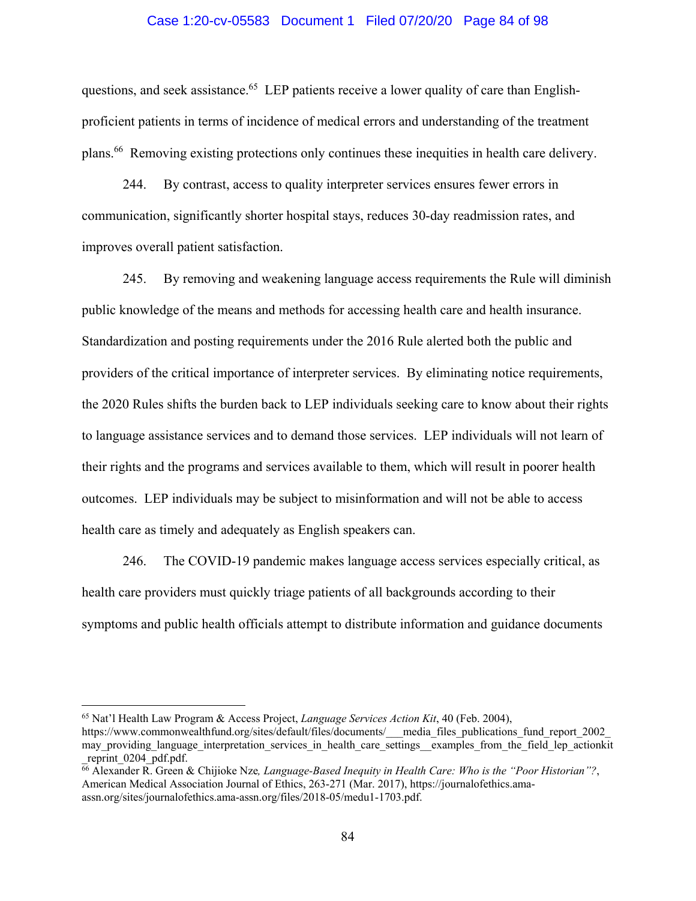questions, and seek assistance.[65] LEP patients receive a lower quality of care than English-proficient patients in terms of incidence of medical errors and understanding of the treatment plans.[66] Removing existing protections only continues these inequities in health care delivery.

244. By contrast, access to quality interpreter services ensures fewer errors in communication, significantly shorter hospital stays, reduces 30-day readmission rates, and improves overall patient satisfaction.

245. By removing and weakening language access requirements the Rule will diminish public knowledge of the means and methods for accessing health care and health insurance. Standardization and posting requirements under the 2016 Rule alerted both the public and providers of the critical importance of interpreter services. By eliminating notice requirements, the 2020 Rules shifts the burden back to LEP individuals seeking care to know about their rights to language assistance services and to demand those services. LEP individuals will not learn of their rights and the programs and services available to them, which will result in poorer health outcomes. LEP individuals may be subject to misinformation and will not be able to access health care as timely and adequately as English speakers can.

246. The COVID-19 pandemic makes language access services especially critical, as health care providers must quickly triage patients of all backgrounds according to their symptoms and public health officials attempt to distribute information and guidance documents

---

[65] Nat'l Health Law Program & Access Project, *Language Services Action Kit*, 40 (Feb. 2004), https://www.commonwealthfund.org/sites/default/files/documents/___media_files_publications_fund_report_2002_may_providing_language_interpretation_services_in_health_care_settings__examples_from_the_field_lep_actionkit_reprint_0204_pdf.pdf.

[66] Alexander R. Green & Chijioke Nze*, Language-Based Inequity in Health Care: Who is the "Poor Historian"?*, American Medical Association Journal of Ethics, 263-271 (Mar. 2017), https://journalofethics.ama-assn.org/sites/journalofethics.ama-assn.org/files/2018-05/medu1-1703.pdf.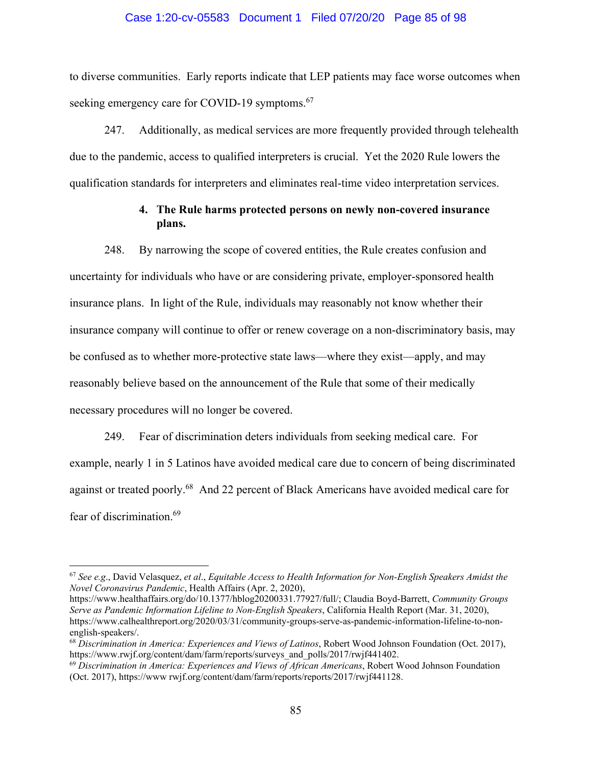to diverse communities. Early reports indicate that LEP patients may face worse outcomes when seeking emergency care for COVID-19 symptoms.[67]

247. Additionally, as medical services are more frequently provided through telehealth due to the pandemic, access to qualified interpreters is crucial. Yet the 2020 Rule lowers the qualification standards for interpreters and eliminates real-time video interpretation services.

**4. The Rule harms protected persons on newly non-covered insurance plans.**

248. By narrowing the scope of covered entities, the Rule creates confusion and uncertainty for individuals who have or are considering private, employer-sponsored health insurance plans. In light of the Rule, individuals may reasonably not know whether their insurance company will continue to offer or renew coverage on a non-discriminatory basis, may be confused as to whether more-protective state laws—where they exist—apply, and may reasonably believe based on the announcement of the Rule that some of their medically necessary procedures will no longer be covered.

249. Fear of discrimination deters individuals from seeking medical care. For example, nearly 1 in 5 Latinos have avoided medical care due to concern of being discriminated against or treated poorly.[68] And 22 percent of Black Americans have avoided medical care for fear of discrimination.[69]

---

[67] *See e.g.*, David Velasquez, *et al.*, *Equitable Access to Health Information for Non-English Speakers Amidst the Novel Coronavirus Pandemic*, Health Affairs (Apr. 2, 2020), https://www.healthaffairs.org/do/10.1377/hblog20200331.77927/full/; Claudia Boyd-Barrett, *Community Groups Serve as Pandemic Information Lifeline to Non-English Speakers*, California Health Report (Mar. 31, 2020), https://www.calhealthreport.org/2020/03/31/community-groups-serve-as-pandemic-information-lifeline-to-non-english-speakers/.

[68] *Discrimination in America: Experiences and Views of Latinos*, Robert Wood Johnson Foundation (Oct. 2017), https://www.rwjf.org/content/dam/farm/reports/surveys_and_polls/2017/rwjf441402.

[69] *Discrimination in America: Experiences and Views of African Americans*, Robert Wood Johnson Foundation (Oct. 2017), https://www rwjf.org/content/dam/farm/reports/reports/2017/rwjf441128.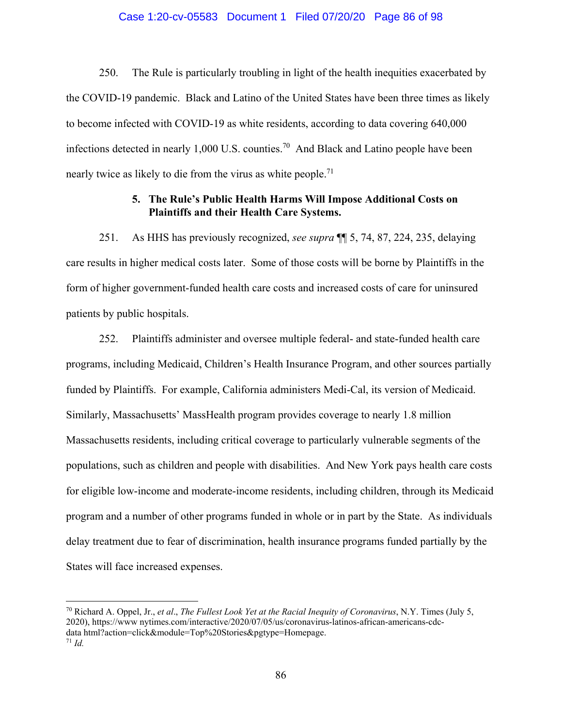250. The Rule is particularly troubling in light of the health inequities exacerbated by the COVID-19 pandemic. Black and Latino of the United States have been three times as likely to become infected with COVID-19 as white residents, according to data covering 640,000 infections detected in nearly 1,000 U.S. counties.[70] And Black and Latino people have been nearly twice as likely to die from the virus as white people.[71]

### 5. The Rule's Public Health Harms Will Impose Additional Costs on Plaintiffs and their Health Care Systems.

251. As HHS has previously recognized, *see supra* ¶¶ 5, 74, 87, 224, 235, delaying care results in higher medical costs later. Some of those costs will be borne by Plaintiffs in the form of higher government-funded health care costs and increased costs of care for uninsured patients by public hospitals.

252. Plaintiffs administer and oversee multiple federal- and state-funded health care programs, including Medicaid, Children's Health Insurance Program, and other sources partially funded by Plaintiffs. For example, California administers Medi-Cal, its version of Medicaid. Similarly, Massachusetts' MassHealth program provides coverage to nearly 1.8 million Massachusetts residents, including critical coverage to particularly vulnerable segments of the populations, such as children and people with disabilities. And New York pays health care costs for eligible low-income and moderate-income residents, including children, through its Medicaid program and a number of other programs funded in whole or in part by the State. As individuals delay treatment due to fear of discrimination, health insurance programs funded partially by the States will face increased expenses.

---

[70] Richard A. Oppel, Jr., *et al*., *The Fullest Look Yet at the Racial Inequity of Coronavirus*, N.Y. Times (July 5, 2020), https://www nytimes.com/interactive/2020/07/05/us/coronavirus-latinos-african-americans-cdc-data html?action=click&module=Top%20Stories&pgtype=Homepage.

[71] *Id.*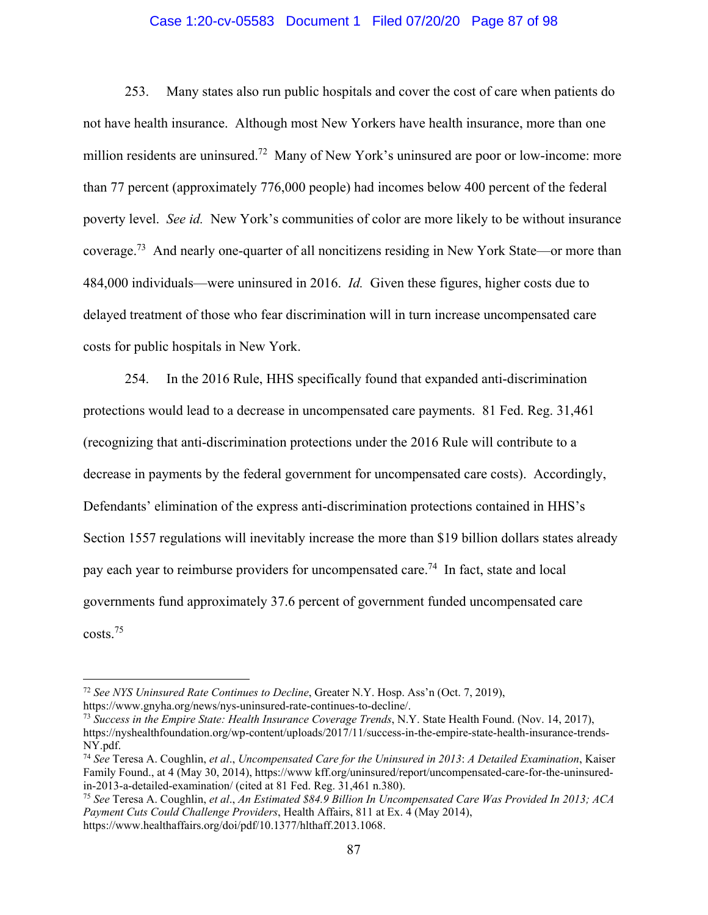253. Many states also run public hospitals and cover the cost of care when patients do not have health insurance. Although most New Yorkers have health insurance, more than one million residents are uninsured.[72] Many of New York's uninsured are poor or low-income: more than 77 percent (approximately 776,000 people) had incomes below 400 percent of the federal poverty level. *See id.* New York's communities of color are more likely to be without insurance coverage.[73] And nearly one-quarter of all noncitizens residing in New York State—or more than 484,000 individuals—were uninsured in 2016. *Id.* Given these figures, higher costs due to delayed treatment of those who fear discrimination will in turn increase uncompensated care costs for public hospitals in New York.

254. In the 2016 Rule, HHS specifically found that expanded anti-discrimination protections would lead to a decrease in uncompensated care payments. 81 Fed. Reg. 31,461 (recognizing that anti-discrimination protections under the 2016 Rule will contribute to a decrease in payments by the federal government for uncompensated care costs). Accordingly, Defendants' elimination of the express anti-discrimination protections contained in HHS's Section 1557 regulations will inevitably increase the more than $19 billion dollars states already pay each year to reimburse providers for uncompensated care.[74] In fact, state and local governments fund approximately 37.6 percent of government funded uncompensated care costs.[75]

---

[72] *See NYS Uninsured Rate Continues to Decline*, Greater N.Y. Hosp. Ass'n (Oct. 7, 2019), https://www.gnyha.org/news/nys-uninsured-rate-continues-to-decline/.

[73] *Success in the Empire State: Health Insurance Coverage Trends*, N.Y. State Health Found. (Nov. 14, 2017), https://nyshealthfoundation.org/wp-content/uploads/2017/11/success-in-the-empire-state-health-insurance-trends-NY.pdf.

[74] *See* Teresa A. Coughlin, *et al*., *Uncompensated Care for the Uninsured in 2013*: *A Detailed Examination*, Kaiser Family Found., at 4 (May 30, 2014), https://www kff.org/uninsured/report/uncompensated-care-for-the-uninsured-in-2013-a-detailed-examination/ (cited at 81 Fed. Reg. 31,461 n.380).

[75] *See* Teresa A. Coughlin, *et al*., *An Estimated $84.9 Billion In Uncompensated Care Was Provided In 2013; ACA Payment Cuts Could Challenge Providers*, Health Affairs, 811 at Ex. 4 (May 2014), https://www.healthaffairs.org/doi/pdf/10.1377/hlthaff.2013.1068.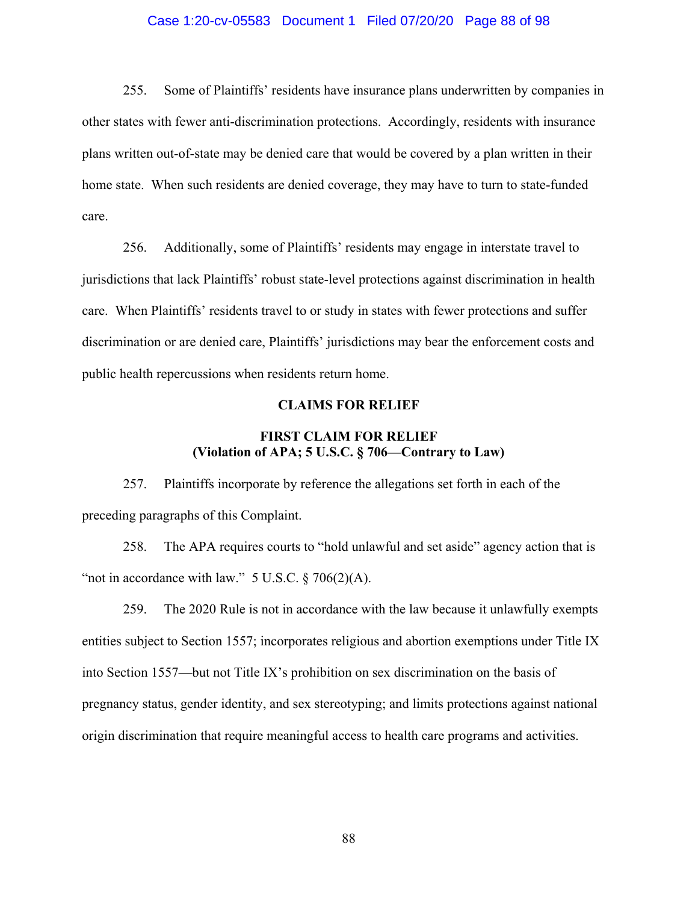255. Some of Plaintiffs' residents have insurance plans underwritten by companies in other states with fewer anti-discrimination protections. Accordingly, residents with insurance plans written out-of-state may be denied care that would be covered by a plan written in their home state. When such residents are denied coverage, they may have to turn to state-funded care.

256. Additionally, some of Plaintiffs' residents may engage in interstate travel to jurisdictions that lack Plaintiffs' robust state-level protections against discrimination in health care. When Plaintiffs' residents travel to or study in states with fewer protections and suffer discrimination or are denied care, Plaintiffs' jurisdictions may bear the enforcement costs and public health repercussions when residents return home.

## CLAIMS FOR RELIEF

### FIRST CLAIM FOR RELIEF
### (Violation of APA; 5 U.S.C. § 706—Contrary to Law)

257. Plaintiffs incorporate by reference the allegations set forth in each of the preceding paragraphs of this Complaint.

258. The APA requires courts to "hold unlawful and set aside" agency action that is "not in accordance with law." 5 U.S.C. § 706(2)(A).

259. The 2020 Rule is not in accordance with the law because it unlawfully exempts entities subject to Section 1557; incorporates religious and abortion exemptions under Title IX into Section 1557—but not Title IX's prohibition on sex discrimination on the basis of pregnancy status, gender identity, and sex stereotyping; and limits protections against national origin discrimination that require meaningful access to health care programs and activities.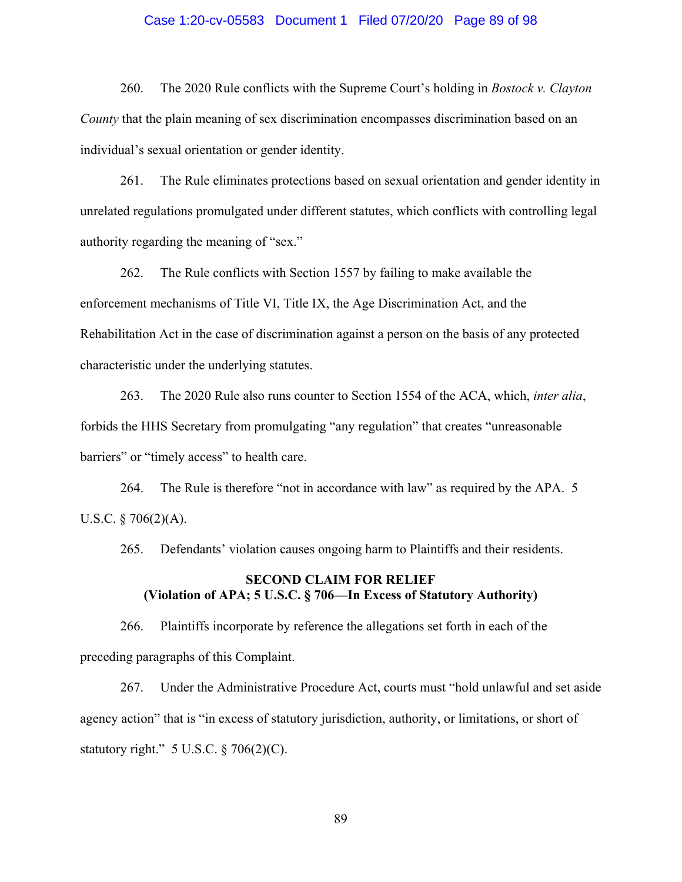260. The 2020 Rule conflicts with the Supreme Court's holding in *Bostock v. Clayton County* that the plain meaning of sex discrimination encompasses discrimination based on an individual's sexual orientation or gender identity.

261. The Rule eliminates protections based on sexual orientation and gender identity in unrelated regulations promulgated under different statutes, which conflicts with controlling legal authority regarding the meaning of "sex."

262. The Rule conflicts with Section 1557 by failing to make available the enforcement mechanisms of Title VI, Title IX, the Age Discrimination Act, and the Rehabilitation Act in the case of discrimination against a person on the basis of any protected characteristic under the underlying statutes.

263. The 2020 Rule also runs counter to Section 1554 of the ACA, which, *inter alia*, forbids the HHS Secretary from promulgating "any regulation" that creates "unreasonable barriers" or "timely access" to health care.

264. The Rule is therefore "not in accordance with law" as required by the APA. 5 U.S.C. § 706(2)(A).

265. Defendants' violation causes ongoing harm to Plaintiffs and their residents.

**SECOND CLAIM FOR RELIEF**
**(Violation of APA; 5 U.S.C. § 706—In Excess of Statutory Authority)**

266. Plaintiffs incorporate by reference the allegations set forth in each of the preceding paragraphs of this Complaint.

267. Under the Administrative Procedure Act, courts must "hold unlawful and set aside agency action" that is "in excess of statutory jurisdiction, authority, or limitations, or short of statutory right." 5 U.S.C. § 706(2)(C).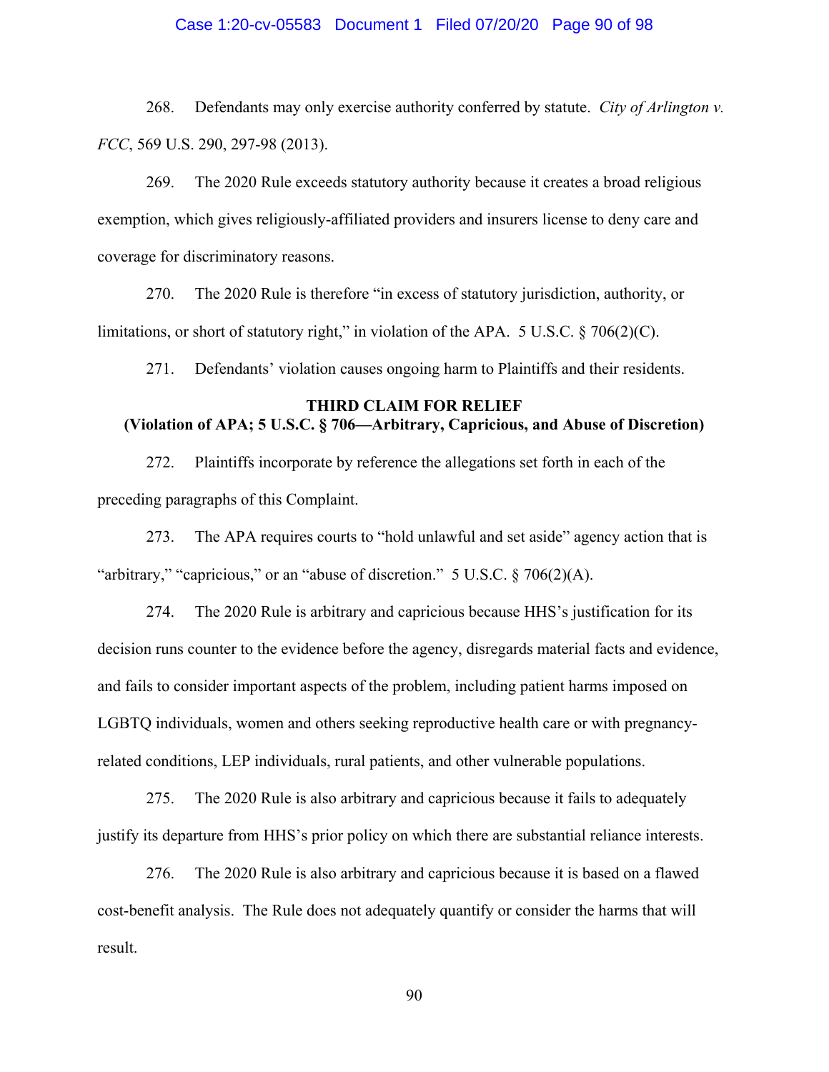268. Defendants may only exercise authority conferred by statute. *City of Arlington v. FCC*, 569 U.S. 290, 297-98 (2013).

269. The 2020 Rule exceeds statutory authority because it creates a broad religious exemption, which gives religiously-affiliated providers and insurers license to deny care and coverage for discriminatory reasons.

270. The 2020 Rule is therefore "in excess of statutory jurisdiction, authority, or limitations, or short of statutory right," in violation of the APA. 5 U.S.C. § 706(2)(C).

271. Defendants' violation causes ongoing harm to Plaintiffs and their residents.

**THIRD CLAIM FOR RELIEF**
**(Violation of APA; 5 U.S.C. § 706—Arbitrary, Capricious, and Abuse of Discretion)**

272. Plaintiffs incorporate by reference the allegations set forth in each of the preceding paragraphs of this Complaint.

273. The APA requires courts to "hold unlawful and set aside" agency action that is "arbitrary," "capricious," or an "abuse of discretion." 5 U.S.C. § 706(2)(A).

274. The 2020 Rule is arbitrary and capricious because HHS's justification for its decision runs counter to the evidence before the agency, disregards material facts and evidence, and fails to consider important aspects of the problem, including patient harms imposed on LGBTQ individuals, women and others seeking reproductive health care or with pregnancy-related conditions, LEP individuals, rural patients, and other vulnerable populations.

275. The 2020 Rule is also arbitrary and capricious because it fails to adequately justify its departure from HHS's prior policy on which there are substantial reliance interests.

276. The 2020 Rule is also arbitrary and capricious because it is based on a flawed cost-benefit analysis. The Rule does not adequately quantify or consider the harms that will result.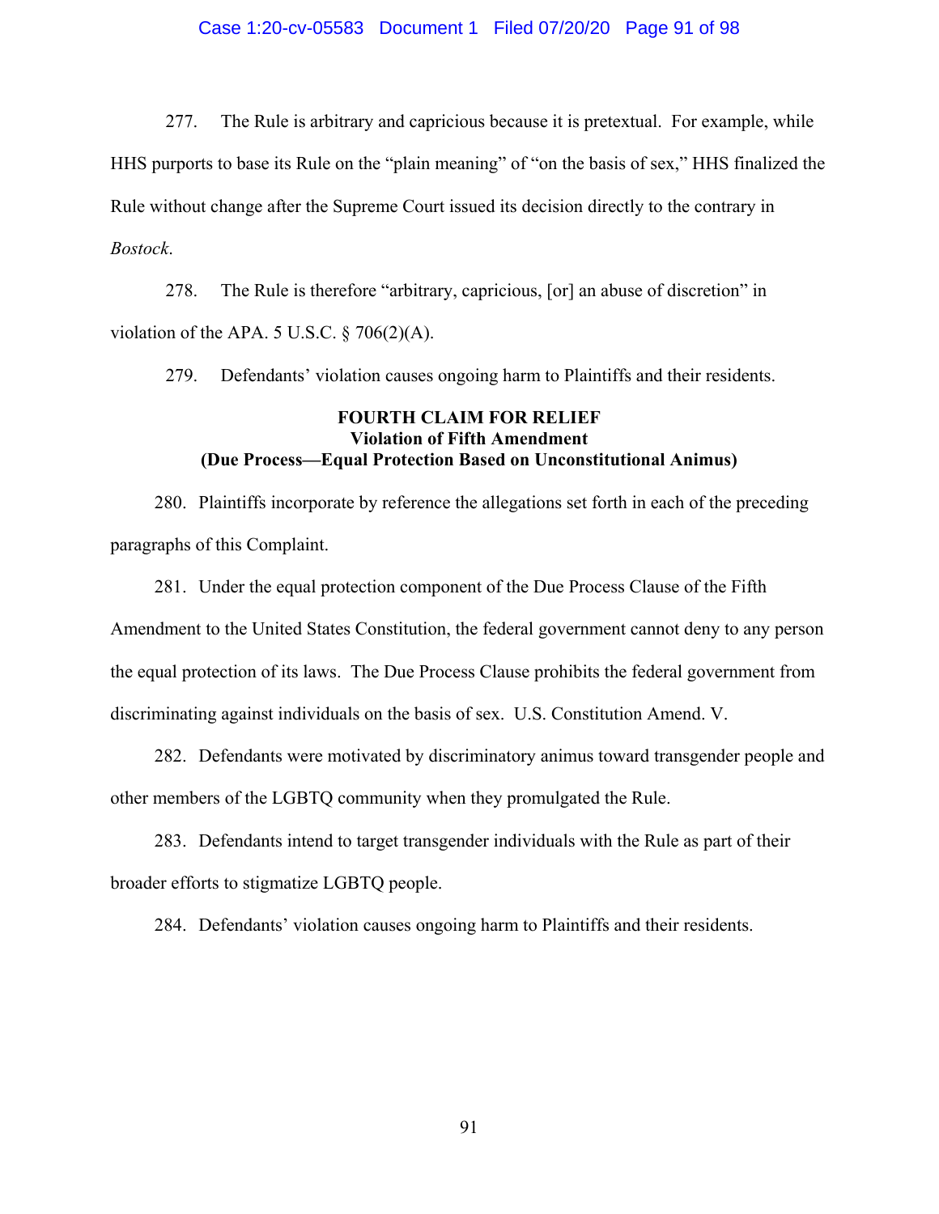277. The Rule is arbitrary and capricious because it is pretextual. For example, while HHS purports to base its Rule on the "plain meaning" of "on the basis of sex," HHS finalized the Rule without change after the Supreme Court issued its decision directly to the contrary in *Bostock*.

278. The Rule is therefore "arbitrary, capricious, [or] an abuse of discretion" in violation of the APA. 5 U.S.C. § 706(2)(A).

279. Defendants' violation causes ongoing harm to Plaintiffs and their residents.

**FOURTH CLAIM FOR RELIEF**
**Violation of Fifth Amendment**
**(Due Process—Equal Protection Based on Unconstitutional Animus)**

280. Plaintiffs incorporate by reference the allegations set forth in each of the preceding paragraphs of this Complaint.

281. Under the equal protection component of the Due Process Clause of the Fifth Amendment to the United States Constitution, the federal government cannot deny to any person the equal protection of its laws. The Due Process Clause prohibits the federal government from discriminating against individuals on the basis of sex. U.S. Constitution Amend. V.

282. Defendants were motivated by discriminatory animus toward transgender people and other members of the LGBTQ community when they promulgated the Rule.

283. Defendants intend to target transgender individuals with the Rule as part of their broader efforts to stigmatize LGBTQ people.

284. Defendants' violation causes ongoing harm to Plaintiffs and their residents.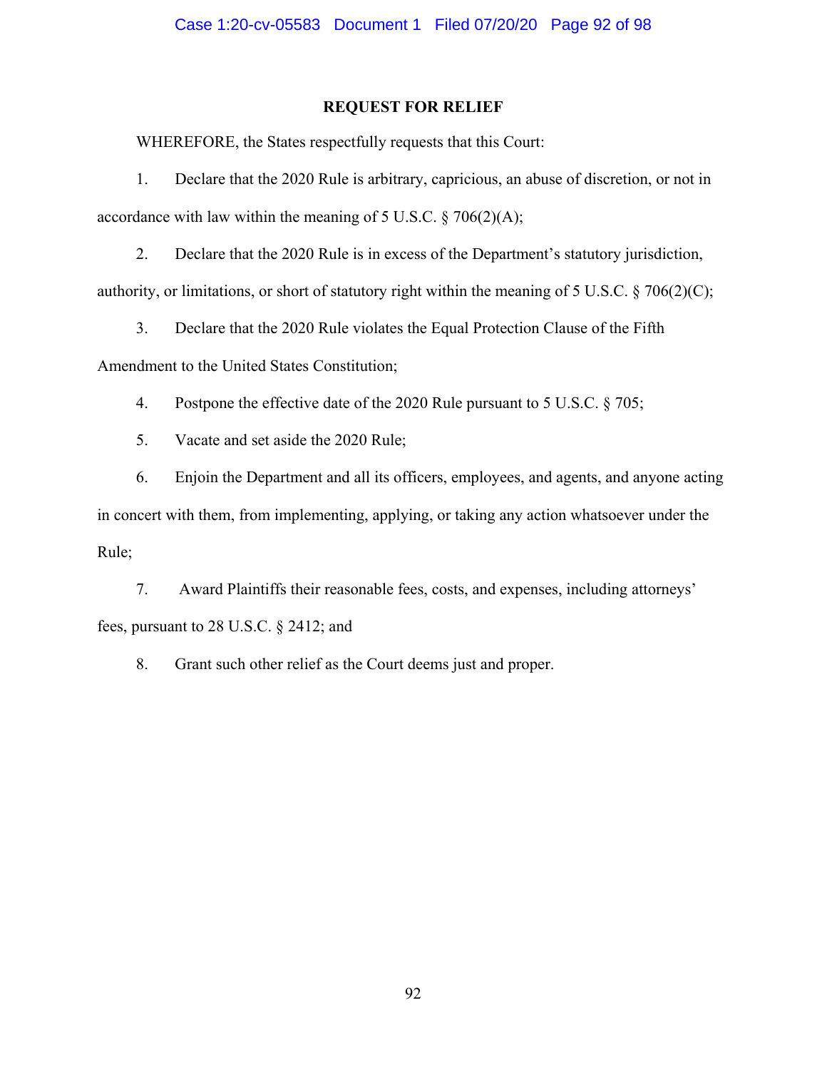## REQUEST FOR RELIEF

WHEREFORE, the States respectfully requests that this Court:

1. Declare that the 2020 Rule is arbitrary, capricious, an abuse of discretion, or not in accordance with law within the meaning of 5 U.S.C. § 706(2)(A);

2. Declare that the 2020 Rule is in excess of the Department's statutory jurisdiction, authority, or limitations, or short of statutory right within the meaning of 5 U.S.C. § 706(2)(C);

3. Declare that the 2020 Rule violates the Equal Protection Clause of the Fifth Amendment to the United States Constitution;

4. Postpone the effective date of the 2020 Rule pursuant to 5 U.S.C. § 705;

5. Vacate and set aside the 2020 Rule;

6. Enjoin the Department and all its officers, employees, and agents, and anyone acting in concert with them, from implementing, applying, or taking any action whatsoever under the Rule;

7. Award Plaintiffs their reasonable fees, costs, and expenses, including attorneys' fees, pursuant to 28 U.S.C. § 2412; and

8. Grant such other relief as the Court deems just and proper.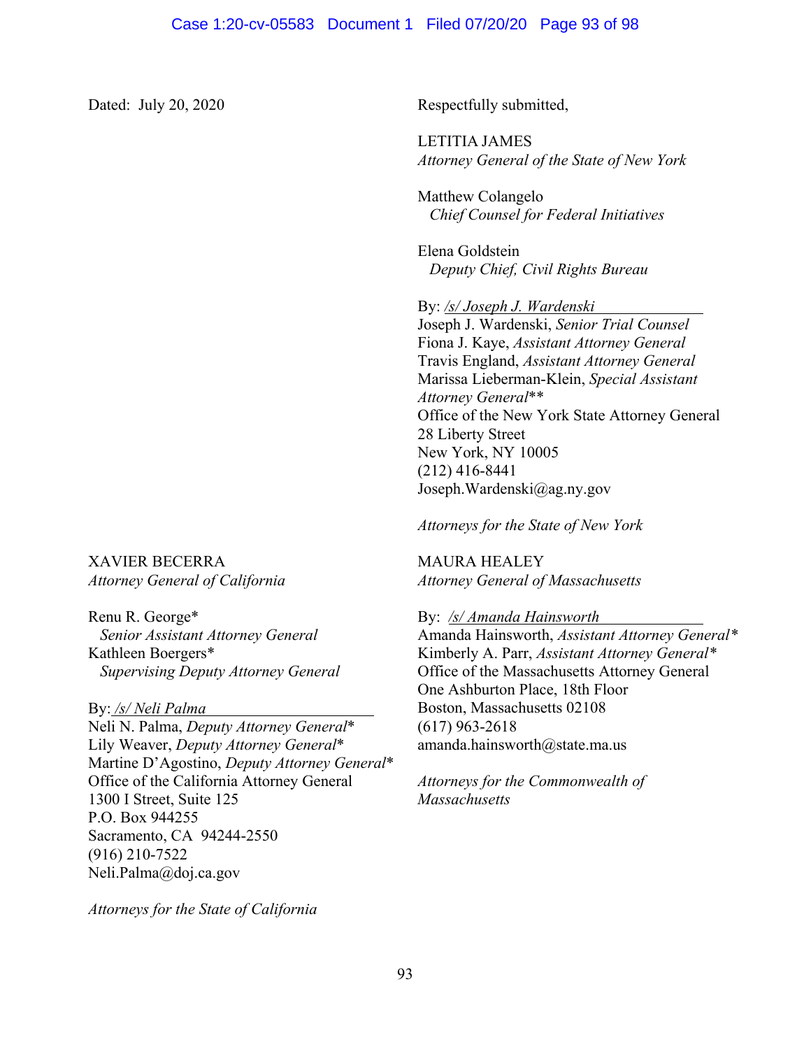Dated: July 20, 2020

Respectfully submitted,

LETITIA JAMES
*Attorney General of the State of New York*

Matthew Colangelo
*Chief Counsel for Federal Initiatives*

Elena Goldstein
*Deputy Chief, Civil Rights Bureau*

By: /s/ Joseph J. Wardenski
Joseph J. Wardenski, *Senior Trial Counsel*
Fiona J. Kaye, *Assistant Attorney General*
Travis England, *Assistant Attorney General*
Marissa Lieberman-Klein, *Special Assistant Attorney General***
Office of the New York State Attorney General
28 Liberty Street
New York, NY 10005
(212) 416-8441
Joseph.Wardenski@ag.ny.gov

*Attorneys for the State of New York*

XAVIER BECERRA
*Attorney General of California*

Renu R. George*
*Senior Assistant Attorney General*
Kathleen Boergers*
*Supervising Deputy Attorney General*

By: /s/ Neli Palma
Neli N. Palma, *Deputy Attorney General**
Lily Weaver, *Deputy Attorney General**
Martine D'Agostino, *Deputy Attorney General**
Office of the California Attorney General
1300 I Street, Suite 125
P.O. Box 944255
Sacramento, CA 94244-2550
(916) 210-7522
Neli.Palma@doj.ca.gov

*Attorneys for the State of California*

MAURA HEALEY
*Attorney General of Massachusetts*

By: /s/ Amanda Hainsworth
Amanda Hainsworth, *Assistant Attorney General**
Kimberly A. Parr, *Assistant Attorney General**
Office of the Massachusetts Attorney General
One Ashburton Place, 18th Floor
Boston, Massachusetts 02108
(617) 963-2618
amanda.hainsworth@state.ma.us

*Attorneys for the Commonwealth of Massachusetts*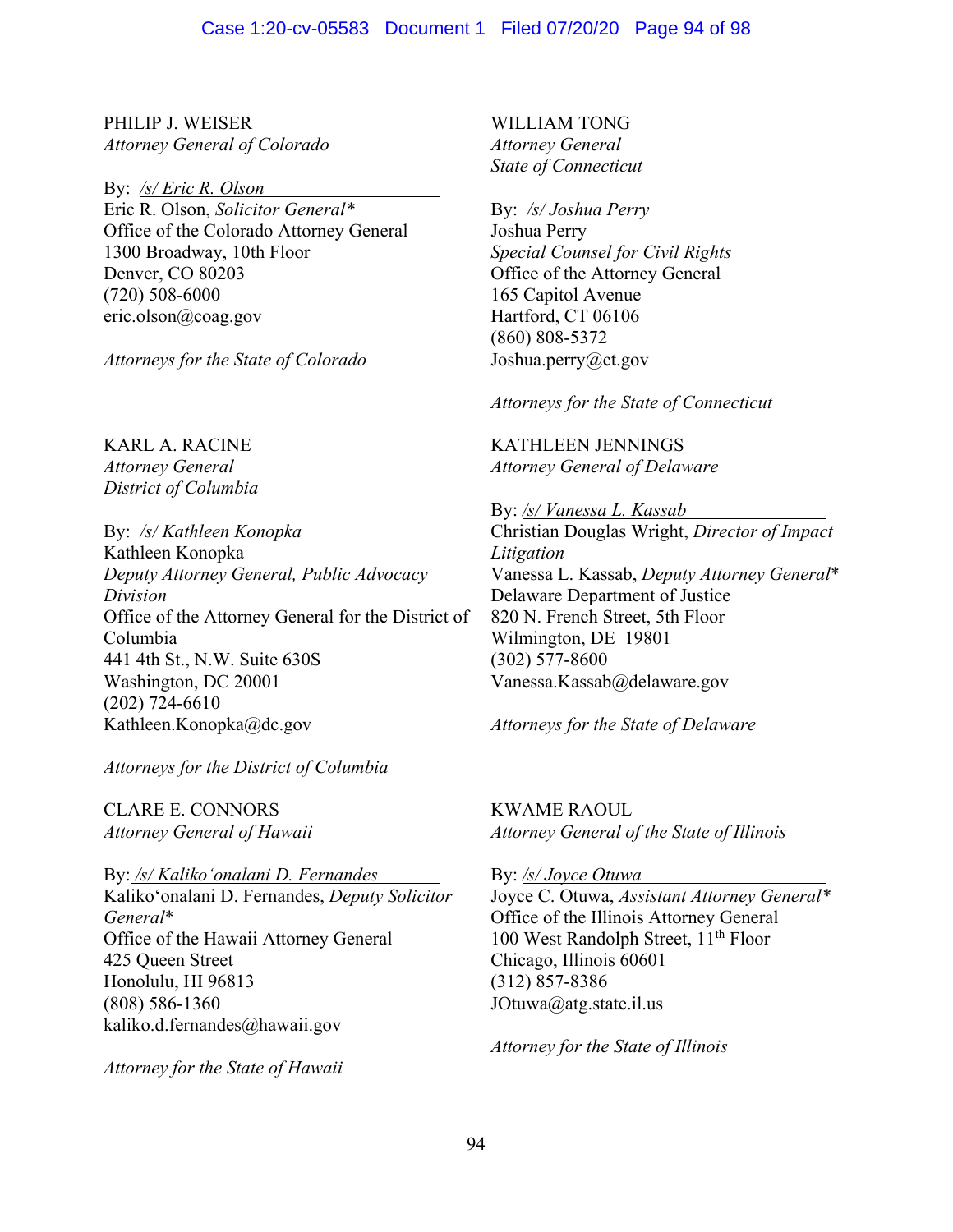PHILIP J. WEISER
*Attorney General of Colorado*

By: */s/ Eric R. Olson*
Eric R. Olson, *Solicitor General**
Office of the Colorado Attorney General
1300 Broadway, 10th Floor
Denver, CO 80203
(720) 508-6000
eric.olson@coag.gov

*Attorneys for the State of Colorado*

WILLIAM TONG
*Attorney General*
*State of Connecticut*

By: */s/ Joshua Perry*
Joshua Perry
*Special Counsel for Civil Rights*
Office of the Attorney General
165 Capitol Avenue
Hartford, CT 06106
(860) 808-5372
Joshua.perry@ct.gov

*Attorneys for the State of Connecticut*

KARL A. RACINE
*Attorney General*
*District of Columbia*

By: */s/ Kathleen Konopka*
Kathleen Konopka
*Deputy Attorney General, Public Advocacy Division*
Office of the Attorney General for the District of Columbia
441 4th St., N.W. Suite 630S
Washington, DC 20001
(202) 724-6610
Kathleen.Konopka@dc.gov

*Attorneys for the District of Columbia*

KATHLEEN JENNINGS
*Attorney General of Delaware*

By: */s/ Vanessa L. Kassab*
Christian Douglas Wright, *Director of Impact Litigation*
Vanessa L. Kassab, *Deputy Attorney General**
Delaware Department of Justice
820 N. French Street, 5th Floor
Wilmington, DE 19801
(302) 577-8600
Vanessa.Kassab@delaware.gov

*Attorneys for the State of Delaware*

CLARE E. CONNORS
*Attorney General of Hawaii*

By: */s/ Kaliko'onalani D. Fernandes*
Kaliko'onalani D. Fernandes, *Deputy Solicitor General**
Office of the Hawaii Attorney General
425 Queen Street
Honolulu, HI 96813
(808) 586-1360
kaliko.d.fernandes@hawaii.gov

*Attorney for the State of Hawaii*

KWAME RAOUL
*Attorney General of the State of Illinois*

By: */s/ Joyce Otuwa*
Joyce C. Otuwa, *Assistant Attorney General**
Office of the Illinois Attorney General
100 West Randolph Street, 11th Floor
Chicago, Illinois 60601
(312) 857-8386
JOtuwa@atg.state.il.us

*Attorney for the State of Illinois*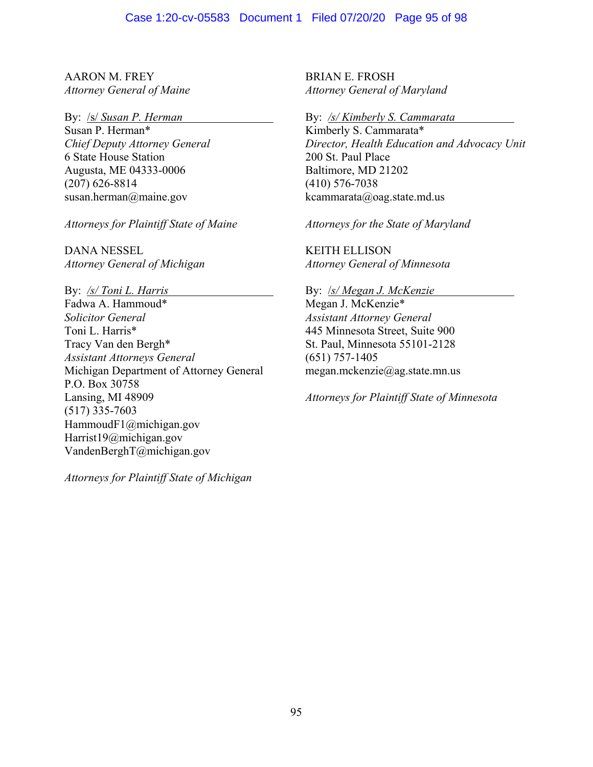AARON M. FREY
*Attorney General of Maine*

By: /s/ *Susan P. Herman*
Susan P. Herman*
*Chief Deputy Attorney General*
6 State House Station
Augusta, ME 04333-0006
(207) 626-8814
susan.herman@maine.gov

*Attorneys for Plaintiff State of Maine*

BRIAN E. FROSH
*Attorney General of Maryland*

By: */s/ Kimberly S. Cammarata*
Kimberly S. Cammarata*
*Director, Health Education and Advocacy Unit*
200 St. Paul Place
Baltimore, MD 21202
(410) 576-7038
kcammarata@oag.state.md.us

*Attorneys for the State of Maryland*

DANA NESSEL
*Attorney General of Michigan*

By: */s/ Toni L. Harris*
Fadwa A. Hammoud*
*Solicitor General*
Toni L. Harris*
Tracy Van den Bergh*
*Assistant Attorneys General*
Michigan Department of Attorney General
P.O. Box 30758
Lansing, MI 48909
(517) 335-7603
HammoudF1@michigan.gov
Harrist19@michigan.gov
VandenBerghT@michigan.gov

*Attorneys for Plaintiff State of Michigan*

KEITH ELLISON
*Attorney General of Minnesota*

By: /s/ *Megan J. McKenzie*
Megan J. McKenzie*
*Assistant Attorney General*
445 Minnesota Street, Suite 900
St. Paul, Minnesota 55101-2128
(651) 757-1405
megan.mckenzie@ag.state.mn.us

*Attorneys for Plaintiff State of Minnesota*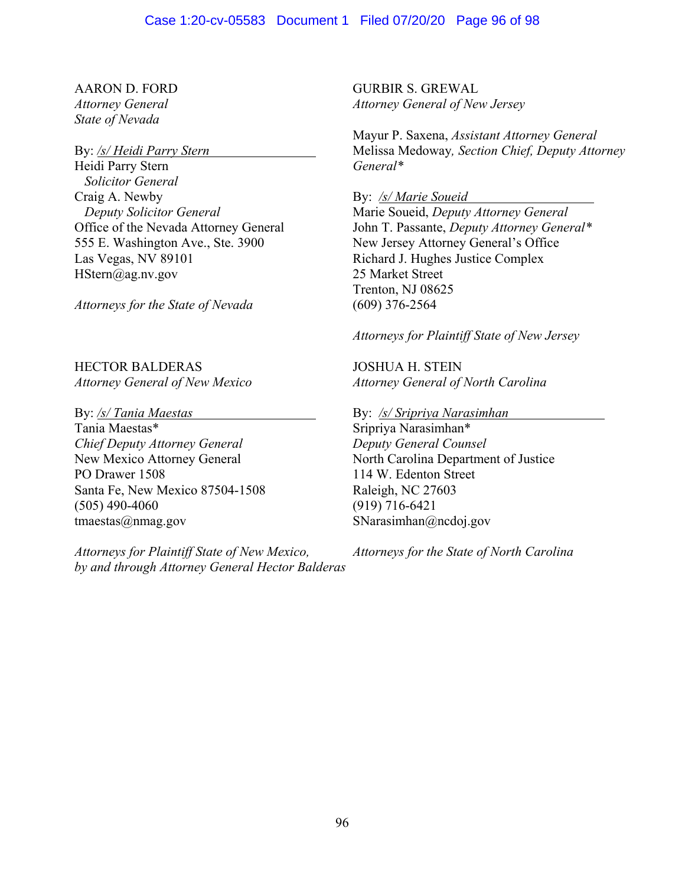AARON D. FORD
*Attorney General*
*State of Nevada*

By: */s/ Heidi Parry Stern*
Heidi Parry Stern
*Solicitor General*
Craig A. Newby
*Deputy Solicitor General*
Office of the Nevada Attorney General
555 E. Washington Ave., Ste. 3900
Las Vegas, NV 89101
HStern@ag.nv.gov

*Attorneys for the State of Nevada*

GURBIR S. GREWAL
*Attorney General of New Jersey*

Mayur P. Saxena, *Assistant Attorney General*
Melissa Medoway*, Section Chief, Deputy Attorney General**

By: */s/ Marie Soueid*
Marie Soueid, *Deputy Attorney General*
John T. Passante, *Deputy Attorney General**
New Jersey Attorney General's Office
Richard J. Hughes Justice Complex
25 Market Street
Trenton, NJ 08625
(609) 376-2564

*Attorneys for Plaintiff State of New Jersey*

HECTOR BALDERAS
*Attorney General of New Mexico*

By: */s/ Tania Maestas*
Tania Maestas*
*Chief Deputy Attorney General*
New Mexico Attorney General
PO Drawer 1508
Santa Fe, New Mexico 87504-1508
(505) 490-4060
tmaestas@nmag.gov

*Attorneys for Plaintiff State of New Mexico, by and through Attorney General Hector Balderas*

JOSHUA H. STEIN
*Attorney General of North Carolina*

By: */s/ Sripriya Narasimhan*
Sripriya Narasimhan*
*Deputy General Counsel*
North Carolina Department of Justice
114 W. Edenton Street
Raleigh, NC 27603
(919) 716-6421
SNarasimhan@ncdoj.gov

*Attorneys for the State of North Carolina*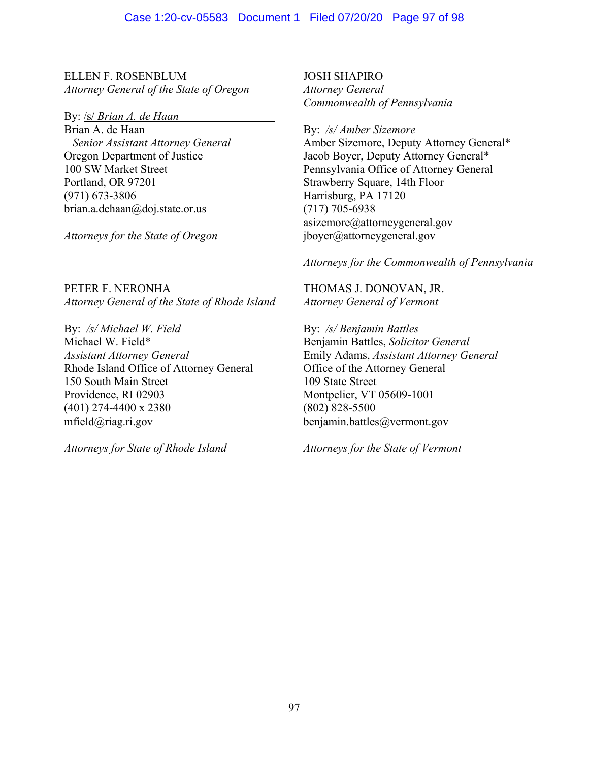ELLEN F. ROSENBLUM
*Attorney General of the State of Oregon*

By: /s/ *Brian A. de Haan*
Brian A. de Haan
*Senior Assistant Attorney General*
Oregon Department of Justice
100 SW Market Street
Portland, OR 97201
(971) 673-3806
brian.a.dehaan@doj.state.or.us

*Attorneys for the State of Oregon*

JOSH SHAPIRO
*Attorney General*
*Commonwealth of Pennsylvania*

By: */s/ Amber Sizemore*
Amber Sizemore, Deputy Attorney General*
Jacob Boyer, Deputy Attorney General*
Pennsylvania Office of Attorney General
Strawberry Square, 14th Floor
Harrisburg, PA 17120
(717) 705-6938
asizemore@attorneygeneral.gov
jboyer@attorneygeneral.gov

*Attorneys for the Commonwealth of Pennsylvania*

PETER F. NERONHA
*Attorney General of the State of Rhode Island*

By: */s/ Michael W. Field*
Michael W. Field*
*Assistant Attorney General*
Rhode Island Office of Attorney General
150 South Main Street
Providence, RI 02903
(401) 274-4400 x 2380
mfield@riag.ri.gov

*Attorneys for State of Rhode Island*

THOMAS J. DONOVAN, JR.
*Attorney General of Vermont*

By: */s/ Benjamin Battles*
Benjamin Battles, *Solicitor General*
Emily Adams, *Assistant Attorney General*
Office of the Attorney General
109 State Street
Montpelier, VT 05609-1001
(802) 828-5500
benjamin.battles@vermont.gov

*Attorneys for the State of Vermont*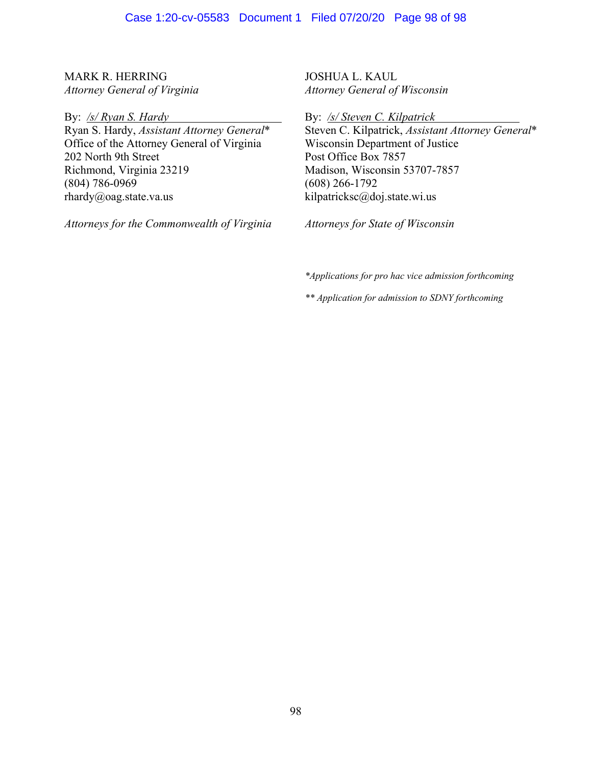MARK R. HERRING
*Attorney General of Virginia*

By: */s/ Ryan S. Hardy*
Ryan S. Hardy, *Assistant Attorney General**
Office of the Attorney General of Virginia
202 North 9th Street
Richmond, Virginia 23219
(804) 786-0969
rhardy@oag.state.va.us

*Attorneys for the Commonwealth of Virginia*

JOSHUA L. KAUL
*Attorney General of Wisconsin*

By: */s/ Steven C. Kilpatrick*
Steven C. Kilpatrick, *Assistant Attorney General**
Wisconsin Department of Justice
Post Office Box 7857
Madison, Wisconsin 53707-7857
(608) 266-1792
kilpatricksc@doj.state.wi.us

*Attorneys for State of Wisconsin*

**Applications for pro hac vice admission forthcoming*

*** Application for admission to SDNY forthcoming*